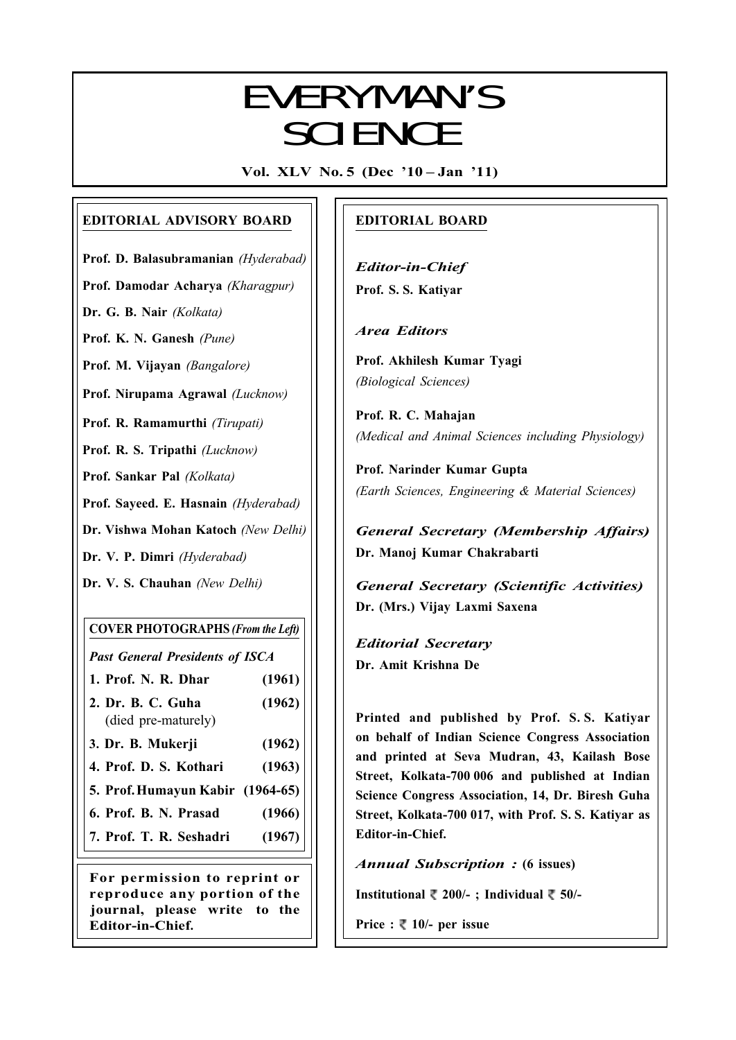# EVERYMAN'S SCIENCE

**Vol. XLV No. 5 (Dec '10 – Jan '11)**

## EDITORIAL ADVISORY BOARD

**Prof. D. Balasubramanian** *(Hyderabad)*

**Prof. Damodar Acharya** *(Kharagpur)*

**Dr. G. B. Nair** *(Kolkata)*

**Prof. K. N. Ganesh** *(Pune)*

**Prof. M. Vijayan** *(Bangalore)*

**Prof. Nirupama Agrawal** *(Lucknow)*

**Prof. R. Ramamurthi** *(Tirupati)*

**Prof. R. S. Tripathi** *(Lucknow)*

**Prof. Sankar Pal** *(Kolkata)*

**Prof. Sayeed. E. Hasnain** *(Hyderabad)*

**Dr. Vishwa Mohan Katoch** *(New Delhi)*

**Dr. V. P. Dimri** *(Hyderabad)*

**Dr. V. S. Chauhan** *(New Delhi)*

### COVER PHOTOGRAPHS *(From the Left)*

***Past General Presidents of ISCA***

1. **Prof. N. R. Dhar (1961)**
2. **Dr. B. C. Guha (1962)** (died pre-maturely)
3. **Dr. B. Mukerji (1962)**
4. **Prof. D. S. Kothari (1963)**
5. **Prof. Humayun Kabir (1964-65)**
6. **Prof. B. N. Prasad (1966)**
7. **Prof. T. R. Seshadri (1967)**

**For permission to reprint or reproduce any portion of the journal, please write to the Editor-in-Chief.**

## EDITORIAL BOARD

***Editor-in-Chief***

**Prof. S. S. Katiyar**

***Area Editors***

**Prof. Akhilesh Kumar Tyagi**
*(Biological Sciences)*

**Prof. R. C. Mahajan**
*(Medical and Animal Sciences including Physiology)*

**Prof. Narinder Kumar Gupta**
*(Earth Sciences, Engineering & Material Sciences)*

***General Secretary (Membership Affairs)***

**Dr. Manoj Kumar Chakrabarti**

***General Secretary (Scientific Activities)***

**Dr. (Mrs.) Vijay Laxmi Saxena**

***Editorial Secretary***

**Dr. Amit Krishna De**

**Printed and published by Prof. S. S. Katiyar on behalf of Indian Science Congress Association and printed at Seva Mudran, 43, Kailash Bose Street, Kolkata-700 006 and published at Indian Science Congress Association, 14, Dr. Biresh Guha Street, Kolkata-700 017, with Prof. S. S. Katiyar as Editor-in-Chief.**

***Annual Subscription :*** **(6 issues)**

**Institutional ₹ 200/- ; Individual ₹ 50/-**

**Price : ₹ 10/- per issue**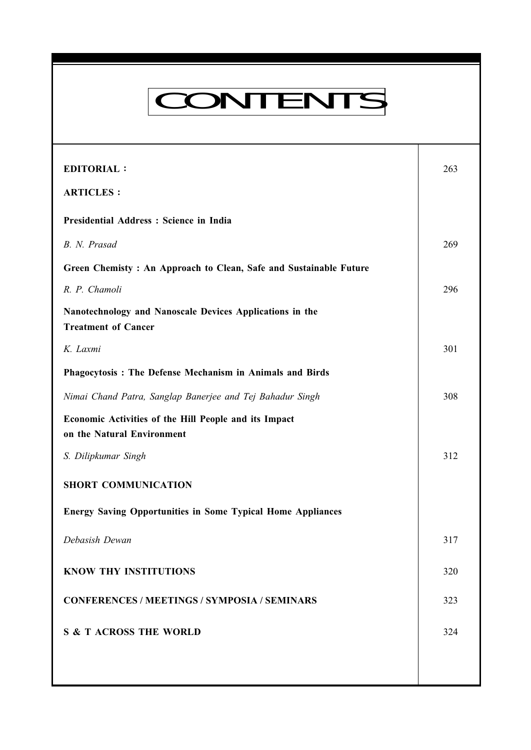# CONTENTS

| | |
|---|---|
| **EDITORIAL :** | 263 |
| **ARTICLES :** | |
| **Presidential Address : Science in India** | |
| *B. N. Prasad* | 269 |
| **Green Chemisty : An Approach to Clean, Safe and Sustainable Future** | |
| *R. P. Chamoli* | 296 |
| **Nanotechnology and Nanoscale Devices Applications in the Treatment of Cancer** | |
| *K. Laxmi* | 301 |
| **Phagocytosis : The Defense Mechanism in Animals and Birds** | |
| *Nimai Chand Patra, Sanglap Banerjee and Tej Bahadur Singh* | 308 |
| **Economic Activities of the Hill People and its Impact on the Natural Environment** | |
| *S. Dilipkumar Singh* | 312 |
| **SHORT COMMUNICATION** | |
| **Energy Saving Opportunities in Some Typical Home Appliances** | |
| *Debasish Dewan* | 317 |
| **KNOW THY INSTITUTIONS** | 320 |
| **CONFERENCES / MEETINGS / SYMPOSIA / SEMINARS** | 323 |
| **S & T ACROSS THE WORLD** | 324 |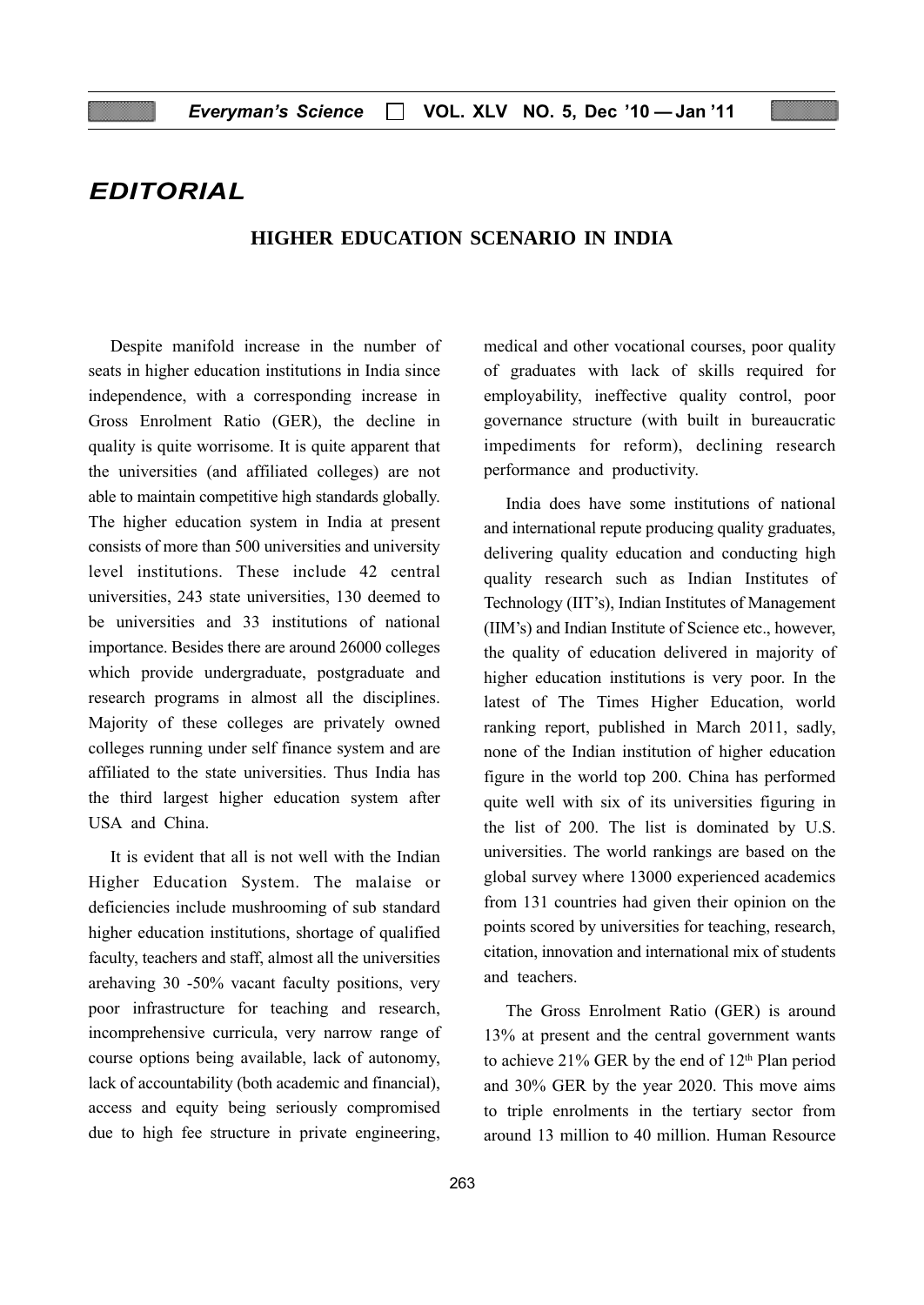# EDITORIAL

## HIGHER EDUCATION SCENARIO IN INDIA

Despite manifold increase in the number of seats in higher education institutions in India since independence, with a corresponding increase in Gross Enrolment Ratio (GER), the decline in quality is quite worrisome. It is quite apparent that the universities (and affiliated colleges) are not able to maintain competitive high standards globally. The higher education system in India at present consists of more than 500 universities and university level institutions. These include 42 central universities, 243 state universities, 130 deemed to be universities and 33 institutions of national importance. Besides there are around 26000 colleges which provide undergraduate, postgraduate and research programs in almost all the disciplines. Majority of these colleges are privately owned colleges running under self finance system and are affiliated to the state universities. Thus India has the third largest higher education system after USA and China.

It is evident that all is not well with the Indian Higher Education System. The malaise or deficiencies include mushrooming of sub standard higher education institutions, shortage of qualified faculty, teachers and staff, almost all the universities arehaving 30 -50% vacant faculty positions, very poor infrastructure for teaching and research, incomprehensive curricula, very narrow range of course options being available, lack of autonomy, lack of accountability (both academic and financial), access and equity being seriously compromised due to high fee structure in private engineering, medical and other vocational courses, poor quality of graduates with lack of skills required for employability, ineffective quality control, poor governance structure (with built in bureaucratic impediments for reform), declining research performance and productivity.

India does have some institutions of national and international repute producing quality graduates, delivering quality education and conducting high quality research such as Indian Institutes of Technology (IIT's), Indian Institutes of Management (IIM's) and Indian Institute of Science etc., however, the quality of education delivered in majority of higher education institutions is very poor. In the latest of The Times Higher Education, world ranking report, published in March 2011, sadly, none of the Indian institution of higher education figure in the world top 200. China has performed quite well with six of its universities figuring in the list of 200. The list is dominated by U.S. universities. The world rankings are based on the global survey where 13000 experienced academics from 131 countries had given their opinion on the points scored by universities for teaching, research, citation, innovation and international mix of students and teachers.

The Gross Enrolment Ratio (GER) is around 13% at present and the central government wants to achieve 21% GER by the end of 12th Plan period and 30% GER by the year 2020. This move aims to triple enrolments in the tertiary sector from around 13 million to 40 million. Human Resource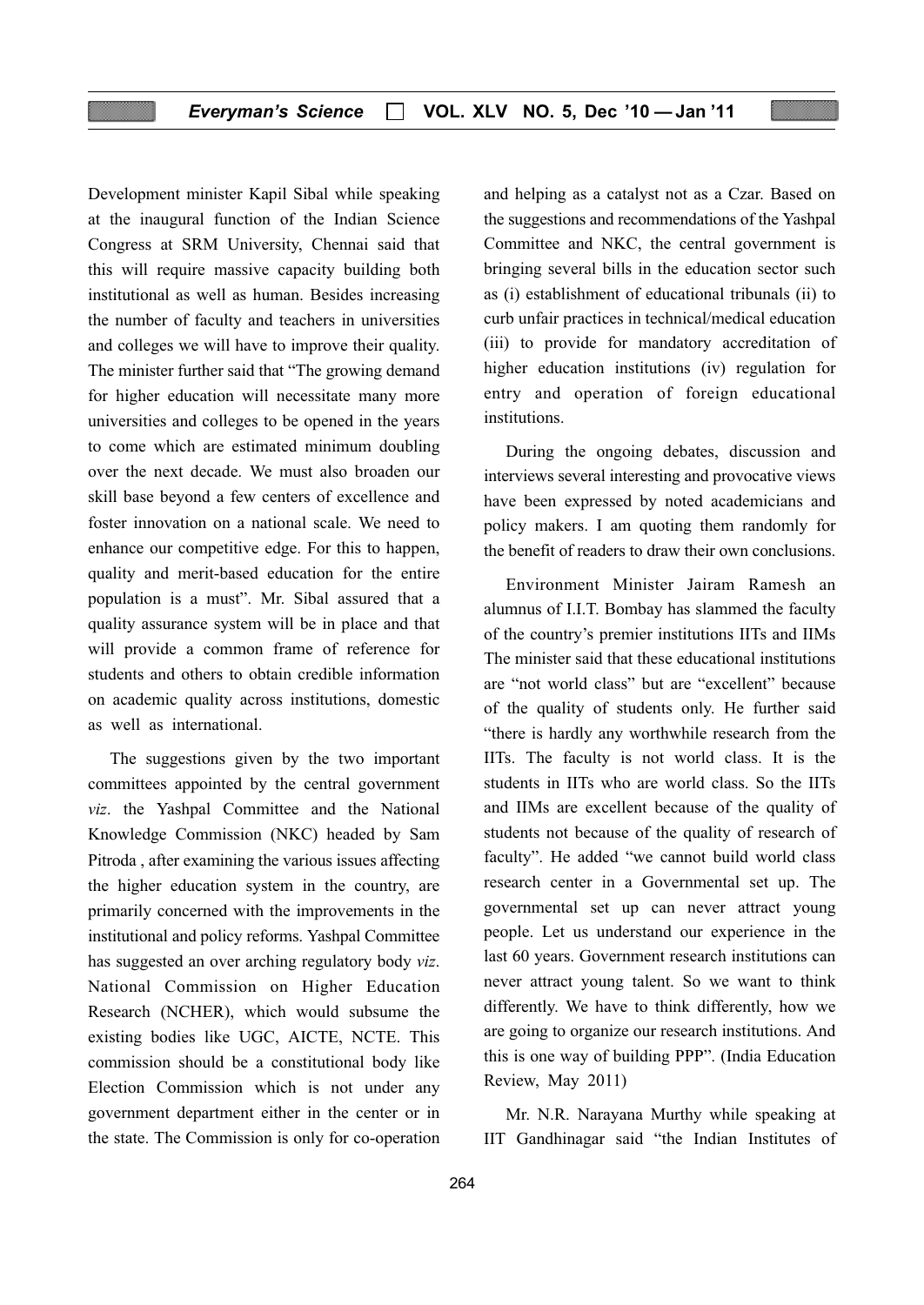Development minister Kapil Sibal while speaking at the inaugural function of the Indian Science Congress at SRM University, Chennai said that this will require massive capacity building both institutional as well as human. Besides increasing the number of faculty and teachers in universities and colleges we will have to improve their quality. The minister further said that "The growing demand for higher education will necessitate many more universities and colleges to be opened in the years to come which are estimated minimum doubling over the next decade. We must also broaden our skill base beyond a few centers of excellence and foster innovation on a national scale. We need to enhance our competitive edge. For this to happen, quality and merit-based education for the entire population is a must". Mr. Sibal assured that a quality assurance system will be in place and that will provide a common frame of reference for students and others to obtain credible information on academic quality across institutions, domestic as well as international.

The suggestions given by the two important committees appointed by the central government *viz*. the Yashpal Committee and the National Knowledge Commission (NKC) headed by Sam Pitroda , after examining the various issues affecting the higher education system in the country, are primarily concerned with the improvements in the institutional and policy reforms. Yashpal Committee has suggested an over arching regulatory body *viz*. National Commission on Higher Education Research (NCHER), which would subsume the existing bodies like UGC, AICTE, NCTE. This commission should be a constitutional body like Election Commission which is not under any government department either in the center or in the state. The Commission is only for co-operation and helping as a catalyst not as a Czar. Based on the suggestions and recommendations of the Yashpal Committee and NKC, the central government is bringing several bills in the education sector such as (i) establishment of educational tribunals (ii) to curb unfair practices in technical/medical education (iii) to provide for mandatory accreditation of higher education institutions (iv) regulation for entry and operation of foreign educational institutions.

During the ongoing debates, discussion and interviews several interesting and provocative views have been expressed by noted academicians and policy makers. I am quoting them randomly for the benefit of readers to draw their own conclusions.

Environment Minister Jairam Ramesh an alumnus of I.I.T. Bombay has slammed the faculty of the country's premier institutions IITs and IIMs The minister said that these educational institutions are "not world class" but are "excellent" because of the quality of students only. He further said "there is hardly any worthwhile research from the IITs. The faculty is not world class. It is the students in IITs who are world class. So the IITs and IIMs are excellent because of the quality of students not because of the quality of research of faculty". He added "we cannot build world class research center in a Governmental set up. The governmental set up can never attract young people. Let us understand our experience in the last 60 years. Government research institutions can never attract young talent. So we want to think differently. We have to think differently, how we are going to organize our research institutions. And this is one way of building PPP". (India Education Review, May 2011)

Mr. N.R. Narayana Murthy while speaking at IIT Gandhinagar said "the Indian Institutes of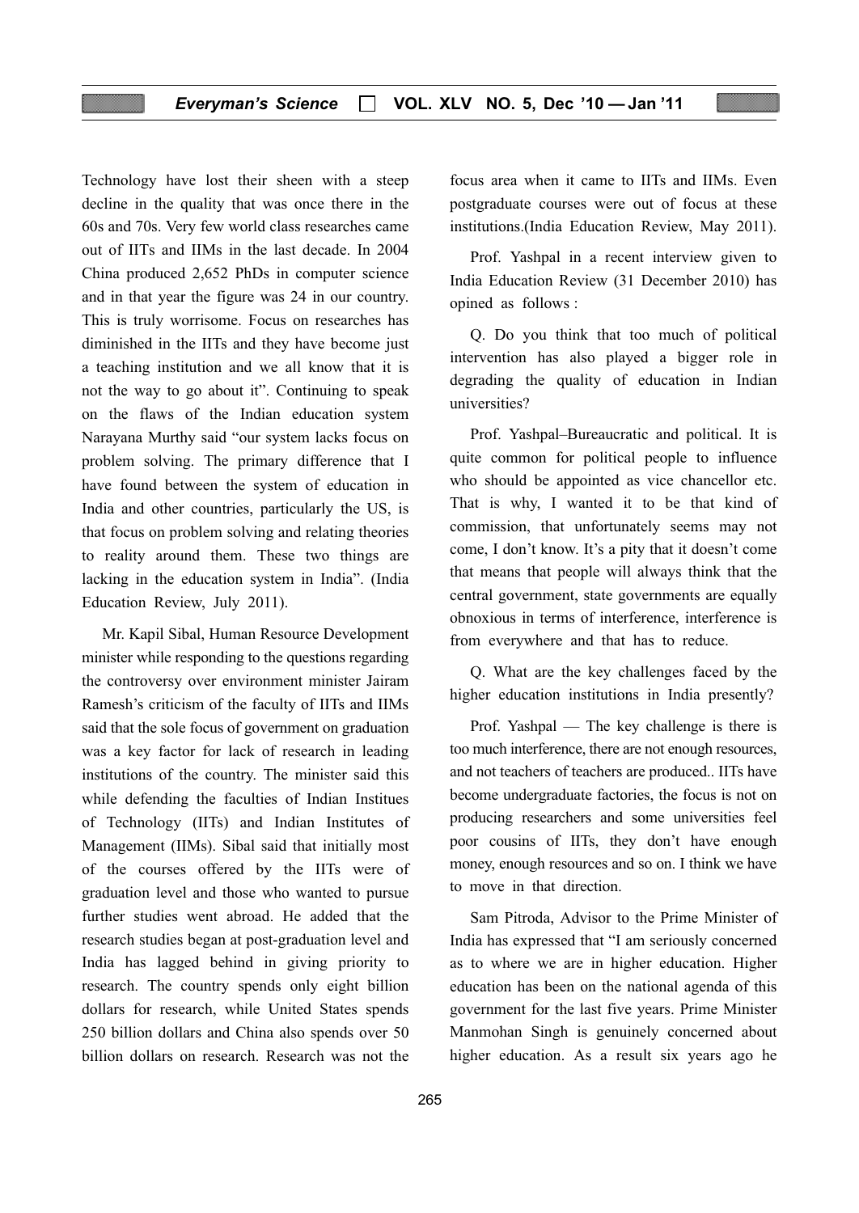Technology have lost their sheen with a steep decline in the quality that was once there in the 60s and 70s. Very few world class researches came out of IITs and IIMs in the last decade. In 2004 China produced 2,652 PhDs in computer science and in that year the figure was 24 in our country. This is truly worrisome. Focus on researches has diminished in the IITs and they have become just a teaching institution and we all know that it is not the way to go about it". Continuing to speak on the flaws of the Indian education system Narayana Murthy said "our system lacks focus on problem solving. The primary difference that I have found between the system of education in India and other countries, particularly the US, is that focus on problem solving and relating theories to reality around them. These two things are lacking in the education system in India". (India Education Review, July 2011).

Mr. Kapil Sibal, Human Resource Development minister while responding to the questions regarding the controversy over environment minister Jairam Ramesh's criticism of the faculty of IITs and IIMs said that the sole focus of government on graduation was a key factor for lack of research in leading institutions of the country. The minister said this while defending the faculties of Indian Institues of Technology (IITs) and Indian Institutes of Management (IIMs). Sibal said that initially most of the courses offered by the IITs were of graduation level and those who wanted to pursue further studies went abroad. He added that the research studies began at post-graduation level and India has lagged behind in giving priority to research. The country spends only eight billion dollars for research, while United States spends 250 billion dollars and China also spends over 50 billion dollars on research. Research was not the focus area when it came to IITs and IIMs. Even postgraduate courses were out of focus at these institutions.(India Education Review, May 2011).

Prof. Yashpal in a recent interview given to India Education Review (31 December 2010) has opined as follows :

Q. Do you think that too much of political intervention has also played a bigger role in degrading the quality of education in Indian universities?

Prof. Yashpal–Bureaucratic and political. It is quite common for political people to influence who should be appointed as vice chancellor etc. That is why, I wanted it to be that kind of commission, that unfortunately seems may not come, I don't know. It's a pity that it doesn't come that means that people will always think that the central government, state governments are equally obnoxious in terms of interference, interference is from everywhere and that has to reduce.

Q. What are the key challenges faced by the higher education institutions in India presently?

Prof. Yashpal — The key challenge is there is too much interference, there are not enough resources, and not teachers of teachers are produced.. IITs have become undergraduate factories, the focus is not on producing researchers and some universities feel poor cousins of IITs, they don't have enough money, enough resources and so on. I think we have to move in that direction.

Sam Pitroda, Advisor to the Prime Minister of India has expressed that "I am seriously concerned as to where we are in higher education. Higher education has been on the national agenda of this government for the last five years. Prime Minister Manmohan Singh is genuinely concerned about higher education. As a result six years ago he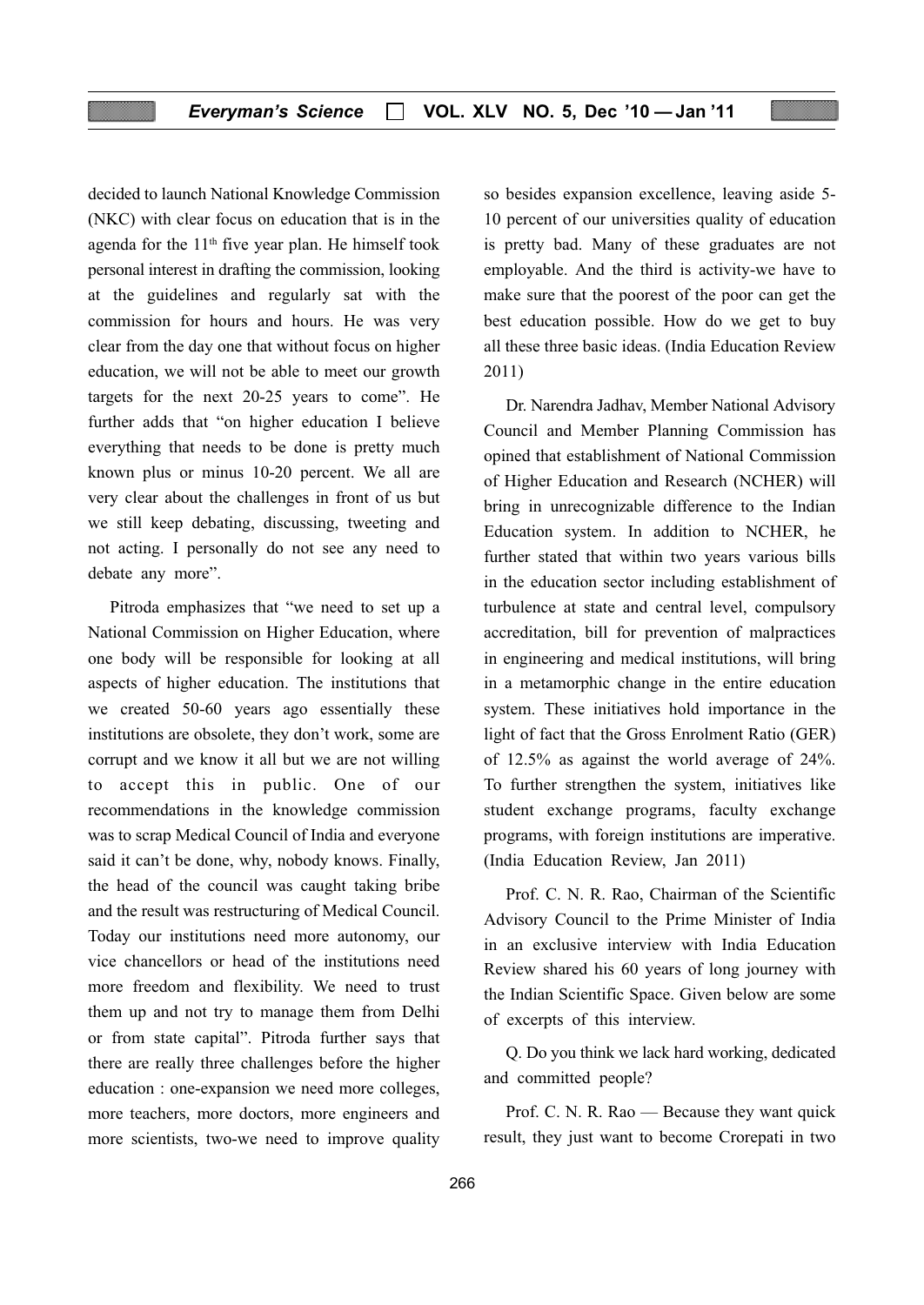decided to launch National Knowledge Commission (NKC) with clear focus on education that is in the agenda for the 11th five year plan. He himself took personal interest in drafting the commission, looking at the guidelines and regularly sat with the commission for hours and hours. He was very clear from the day one that without focus on higher education, we will not be able to meet our growth targets for the next 20-25 years to come". He further adds that "on higher education I believe everything that needs to be done is pretty much known plus or minus 10-20 percent. We all are very clear about the challenges in front of us but we still keep debating, discussing, tweeting and not acting. I personally do not see any need to debate any more".

Pitroda emphasizes that "we need to set up a National Commission on Higher Education, where one body will be responsible for looking at all aspects of higher education. The institutions that we created 50-60 years ago essentially these institutions are obsolete, they don't work, some are corrupt and we know it all but we are not willing to accept this in public. One of our recommendations in the knowledge commission was to scrap Medical Council of India and everyone said it can't be done, why, nobody knows. Finally, the head of the council was caught taking bribe and the result was restructuring of Medical Council. Today our institutions need more autonomy, our vice chancellors or head of the institutions need more freedom and flexibility. We need to trust them up and not try to manage them from Delhi or from state capital". Pitroda further says that there are really three challenges before the higher education : one-expansion we need more colleges, more teachers, more doctors, more engineers and more scientists, two-we need to improve quality so besides expansion excellence, leaving aside 5-10 percent of our universities quality of education is pretty bad. Many of these graduates are not employable. And the third is activity-we have to make sure that the poorest of the poor can get the best education possible. How do we get to buy all these three basic ideas. (India Education Review 2011)

Dr. Narendra Jadhav, Member National Advisory Council and Member Planning Commission has opined that establishment of National Commission of Higher Education and Research (NCHER) will bring in unrecognizable difference to the Indian Education system. In addition to NCHER, he further stated that within two years various bills in the education sector including establishment of turbulence at state and central level, compulsory accreditation, bill for prevention of malpractices in engineering and medical institutions, will bring in a metamorphic change in the entire education system. These initiatives hold importance in the light of fact that the Gross Enrolment Ratio (GER) of 12.5% as against the world average of 24%. To further strengthen the system, initiatives like student exchange programs, faculty exchange programs, with foreign institutions are imperative. (India Education Review, Jan 2011)

Prof. C. N. R. Rao, Chairman of the Scientific Advisory Council to the Prime Minister of India in an exclusive interview with India Education Review shared his 60 years of long journey with the Indian Scientific Space. Given below are some of excerpts of this interview.

Q. Do you think we lack hard working, dedicated and committed people?

Prof. C. N. R. Rao — Because they want quick result, they just want to become Crorepati in two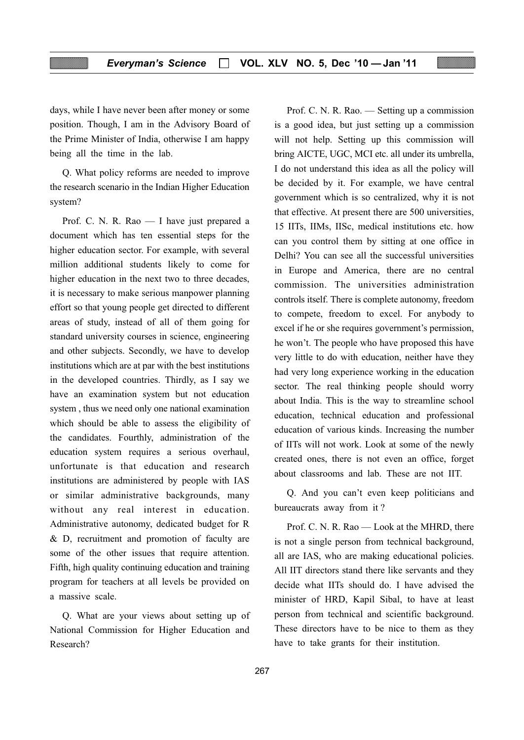days, while I have never been after money or some position. Though, I am in the Advisory Board of the Prime Minister of India, otherwise I am happy being all the time in the lab.

Q. What policy reforms are needed to improve the research scenario in the Indian Higher Education system?

Prof. C. N. R. Rao — I have just prepared a document which has ten essential steps for the higher education sector. For example, with several million additional students likely to come for higher education in the next two to three decades, it is necessary to make serious manpower planning effort so that young people get directed to different areas of study, instead of all of them going for standard university courses in science, engineering and other subjects. Secondly, we have to develop institutions which are at par with the best institutions in the developed countries. Thirdly, as I say we have an examination system but not education system , thus we need only one national examination which should be able to assess the eligibility of the candidates. Fourthly, administration of the education system requires a serious overhaul, unfortunate is that education and research institutions are administered by people with IAS or similar administrative backgrounds, many without any real interest in education. Administrative autonomy, dedicated budget for R & D, recruitment and promotion of faculty are some of the other issues that require attention. Fifth, high quality continuing education and training program for teachers at all levels be provided on a massive scale.

Q. What are your views about setting up of National Commission for Higher Education and Research?

Prof. C. N. R. Rao. — Setting up a commission is a good idea, but just setting up a commission will not help. Setting up this commission will bring AICTE, UGC, MCI etc. all under its umbrella, I do not understand this idea as all the policy will be decided by it. For example, we have central government which is so centralized, why it is not that effective. At present there are 500 universities, 15 IITs, IIMs, IISc, medical institutions etc. how can you control them by sitting at one office in Delhi? You can see all the successful universities in Europe and America, there are no central commission. The universities administration controls itself. There is complete autonomy, freedom to compete, freedom to excel. For anybody to excel if he or she requires government's permission, he won't. The people who have proposed this have very little to do with education, neither have they had very long experience working in the education sector. The real thinking people should worry about India. This is the way to streamline school education, technical education and professional education of various kinds. Increasing the number of IITs will not work. Look at some of the newly created ones, there is not even an office, forget about classrooms and lab. These are not IIT.

Q. And you can't even keep politicians and bureaucrats away from it ?

Prof. C. N. R. Rao — Look at the MHRD, there is not a single person from technical background, all are IAS, who are making educational policies. All IIT directors stand there like servants and they decide what IITs should do. I have advised the minister of HRD, Kapil Sibal, to have at least person from technical and scientific background. These directors have to be nice to them as they have to take grants for their institution.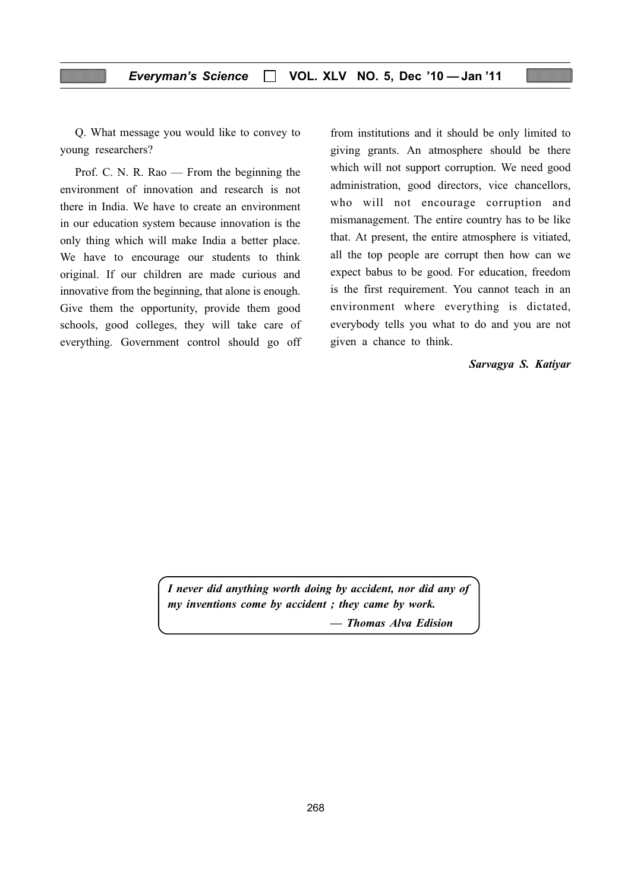Q. What message you would like to convey to young researchers?

Prof. C. N. R. Rao — From the beginning the environment of innovation and research is not there in India. We have to create an environment in our education system because innovation is the only thing which will make India a better place. We have to encourage our students to think original. If our children are made curious and innovative from the beginning, that alone is enough. Give them the opportunity, provide them good schools, good colleges, they will take care of everything. Government control should go off from institutions and it should be only limited to giving grants. An atmosphere should be there which will not support corruption. We need good administration, good directors, vice chancellors, who will not encourage corruption and mismanagement. The entire country has to be like that. At present, the entire atmosphere is vitiated, all the top people are corrupt then how can we expect babus to be good. For education, freedom is the first requirement. You cannot teach in an environment where everything is dictated, everybody tells you what to do and you are not given a chance to think.

***Sarvagya S. Katiyar***

> ***I never did anything worth doing by accident, nor did any of my inventions come by accident ; they came by work.***
>
> ***— Thomas Alva Edision***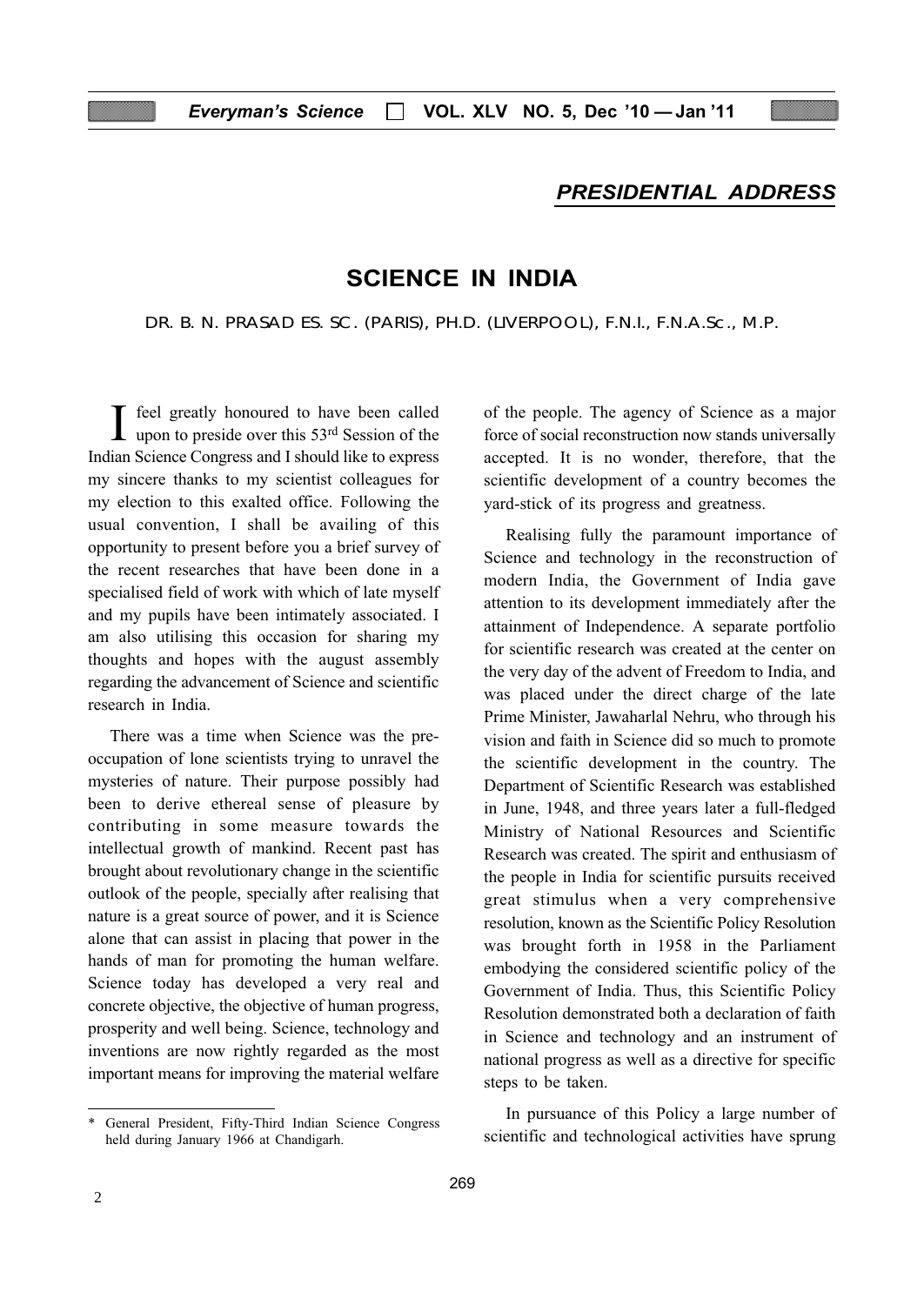## PRESIDENTIAL ADDRESS

# SCIENCE IN INDIA

DR. B. N. PRASAD ES. SC. (PARIS), PH.D. (LIVERPOOL), F.N.I., F.N.A.Sc., M.P.

I feel greatly honoured to have been called upon to preside over this 53rd Session of the Indian Science Congress and I should like to express my sincere thanks to my scientist colleagues for my election to this exalted office. Following the usual convention, I shall be availing of this opportunity to present before you a brief survey of the recent researches that have been done in a specialised field of work with which of late myself and my pupils have been intimately associated. I am also utilising this occasion for sharing my thoughts and hopes with the august assembly regarding the advancement of Science and scientific research in India.

There was a time when Science was the pre-occupation of lone scientists trying to unravel the mysteries of nature. Their purpose possibly had been to derive ethereal sense of pleasure by contributing in some measure towards the intellectual growth of mankind. Recent past has brought about revolutionary change in the scientific outlook of the people, specially after realising that nature is a great source of power, and it is Science alone that can assist in placing that power in the hands of man for promoting the human welfare. Science today has developed a very real and concrete objective, the objective of human progress, prosperity and well being. Science, technology and inventions are now rightly regarded as the most important means for improving the material welfare of the people. The agency of Science as a major force of social reconstruction now stands universally accepted. It is no wonder, therefore, that the scientific development of a country becomes the yard-stick of its progress and greatness.

Realising fully the paramount importance of Science and technology in the reconstruction of modern India, the Government of India gave attention to its development immediately after the attainment of Independence. A separate portfolio for scientific research was created at the center on the very day of the advent of Freedom to India, and was placed under the direct charge of the late Prime Minister, Jawaharlal Nehru, who through his vision and faith in Science did so much to promote the scientific development in the country. The Department of Scientific Research was established in June, 1948, and three years later a full-fledged Ministry of National Resources and Scientific Research was created. The spirit and enthusiasm of the people in India for scientific pursuits received great stimulus when a very comprehensive resolution, known as the Scientific Policy Resolution was brought forth in 1958 in the Parliament embodying the considered scientific policy of the Government of India. Thus, this Scientific Policy Resolution demonstrated both a declaration of faith in Science and technology and an instrument of national progress as well as a directive for specific steps to be taken.

In pursuance of this Policy a large number of scientific and technological activities have sprung

---

\* General President, Fifty-Third Indian Science Congress held during January 1966 at Chandigarh.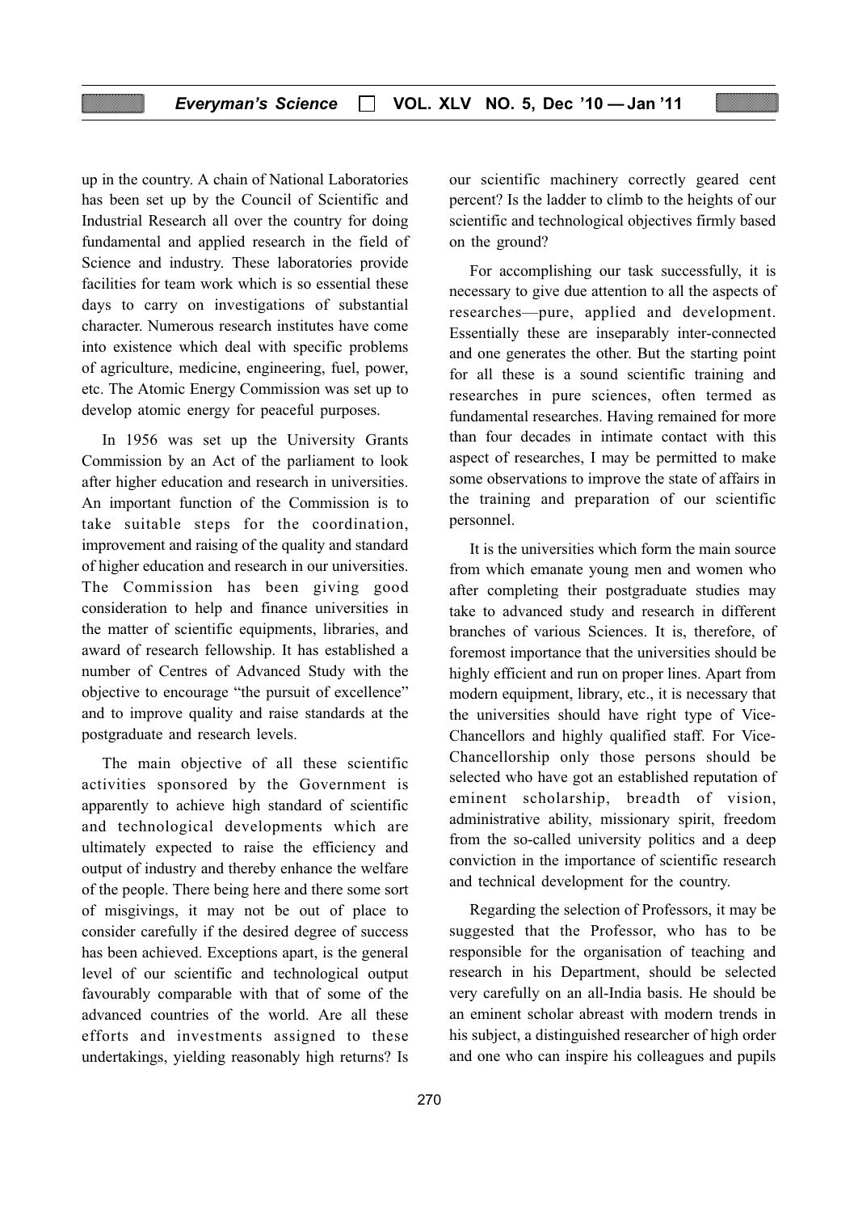up in the country. A chain of National Laboratories has been set up by the Council of Scientific and Industrial Research all over the country for doing fundamental and applied research in the field of Science and industry. These laboratories provide facilities for team work which is so essential these days to carry on investigations of substantial character. Numerous research institutes have come into existence which deal with specific problems of agriculture, medicine, engineering, fuel, power, etc. The Atomic Energy Commission was set up to develop atomic energy for peaceful purposes.

In 1956 was set up the University Grants Commission by an Act of the parliament to look after higher education and research in universities. An important function of the Commission is to take suitable steps for the coordination, improvement and raising of the quality and standard of higher education and research in our universities. The Commission has been giving good consideration to help and finance universities in the matter of scientific equipments, libraries, and award of research fellowship. It has established a number of Centres of Advanced Study with the objective to encourage "the pursuit of excellence" and to improve quality and raise standards at the postgraduate and research levels.

The main objective of all these scientific activities sponsored by the Government is apparently to achieve high standard of scientific and technological developments which are ultimately expected to raise the efficiency and output of industry and thereby enhance the welfare of the people. There being here and there some sort of misgivings, it may not be out of place to consider carefully if the desired degree of success has been achieved. Exceptions apart, is the general level of our scientific and technological output favourably comparable with that of some of the advanced countries of the world. Are all these efforts and investments assigned to these undertakings, yielding reasonably high returns? Is our scientific machinery correctly geared cent percent? Is the ladder to climb to the heights of our scientific and technological objectives firmly based on the ground?

For accomplishing our task successfully, it is necessary to give due attention to all the aspects of researches—pure, applied and development. Essentially these are inseparably inter-connected and one generates the other. But the starting point for all these is a sound scientific training and researches in pure sciences, often termed as fundamental researches. Having remained for more than four decades in intimate contact with this aspect of researches, I may be permitted to make some observations to improve the state of affairs in the training and preparation of our scientific personnel.

It is the universities which form the main source from which emanate young men and women who after completing their postgraduate studies may take to advanced study and research in different branches of various Sciences. It is, therefore, of foremost importance that the universities should be highly efficient and run on proper lines. Apart from modern equipment, library, etc., it is necessary that the universities should have right type of Vice-Chancellors and highly qualified staff. For Vice-Chancellorship only those persons should be selected who have got an established reputation of eminent scholarship, breadth of vision, administrative ability, missionary spirit, freedom from the so-called university politics and a deep conviction in the importance of scientific research and technical development for the country.

Regarding the selection of Professors, it may be suggested that the Professor, who has to be responsible for the organisation of teaching and research in his Department, should be selected very carefully on an all-India basis. He should be an eminent scholar abreast with modern trends in his subject, a distinguished researcher of high order and one who can inspire his colleagues and pupils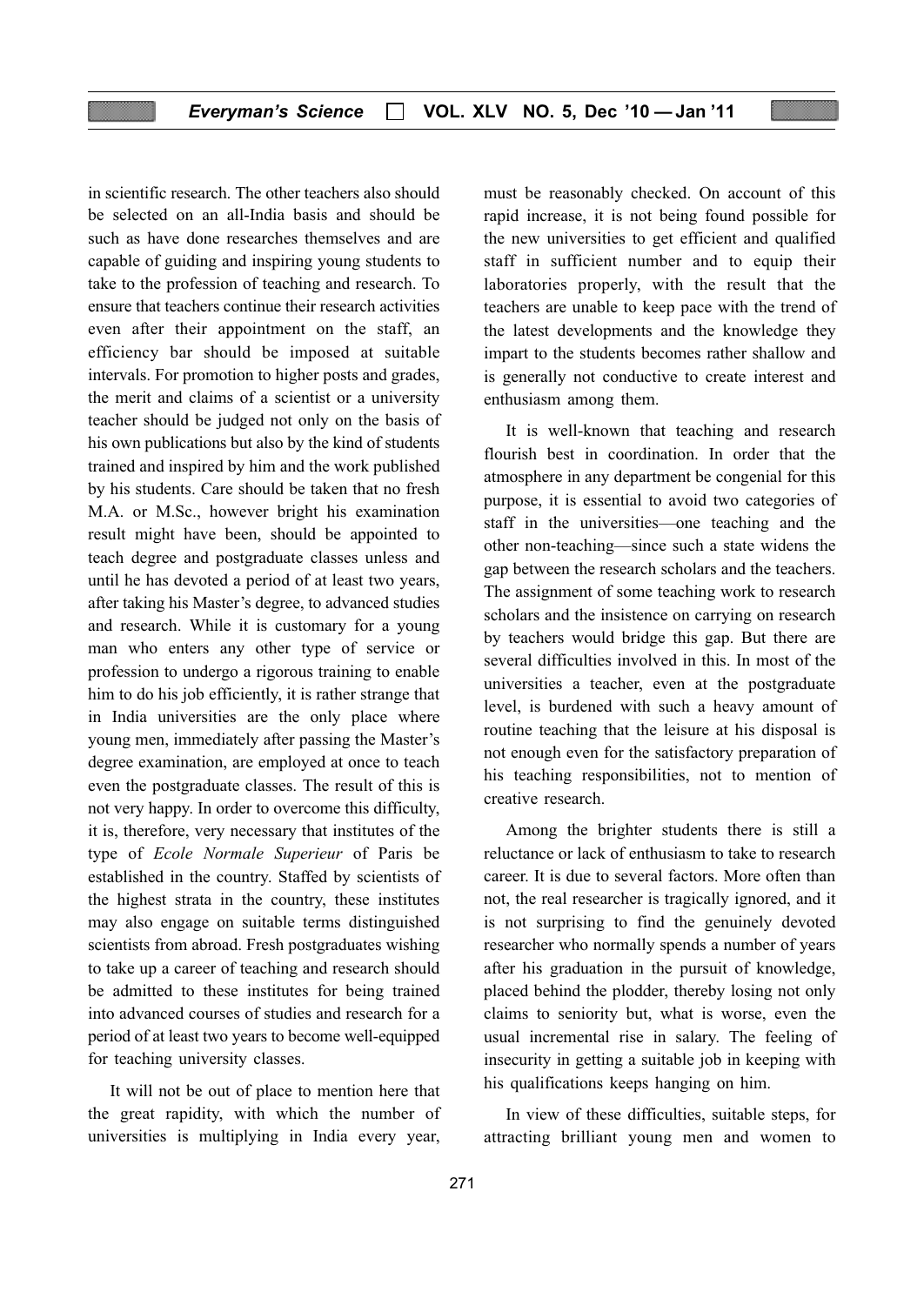in scientific research. The other teachers also should be selected on an all-India basis and should be such as have done researches themselves and are capable of guiding and inspiring young students to take to the profession of teaching and research. To ensure that teachers continue their research activities even after their appointment on the staff, an efficiency bar should be imposed at suitable intervals. For promotion to higher posts and grades, the merit and claims of a scientist or a university teacher should be judged not only on the basis of his own publications but also by the kind of students trained and inspired by him and the work published by his students. Care should be taken that no fresh M.A. or M.Sc., however bright his examination result might have been, should be appointed to teach degree and postgraduate classes unless and until he has devoted a period of at least two years, after taking his Master's degree, to advanced studies and research. While it is customary for a young man who enters any other type of service or profession to undergo a rigorous training to enable him to do his job efficiently, it is rather strange that in India universities are the only place where young men, immediately after passing the Master's degree examination, are employed at once to teach even the postgraduate classes. The result of this is not very happy. In order to overcome this difficulty, it is, therefore, very necessary that institutes of the type of *Ecole Normale Superieur* of Paris be established in the country. Staffed by scientists of the highest strata in the country, these institutes may also engage on suitable terms distinguished scientists from abroad. Fresh postgraduates wishing to take up a career of teaching and research should be admitted to these institutes for being trained into advanced courses of studies and research for a period of at least two years to become well-equipped for teaching university classes.

It will not be out of place to mention here that the great rapidity, with which the number of universities is multiplying in India every year, must be reasonably checked. On account of this rapid increase, it is not being found possible for the new universities to get efficient and qualified staff in sufficient number and to equip their laboratories properly, with the result that the teachers are unable to keep pace with the trend of the latest developments and the knowledge they impart to the students becomes rather shallow and is generally not conductive to create interest and enthusiasm among them.

It is well-known that teaching and research flourish best in coordination. In order that the atmosphere in any department be congenial for this purpose, it is essential to avoid two categories of staff in the universities—one teaching and the other non-teaching—since such a state widens the gap between the research scholars and the teachers. The assignment of some teaching work to research scholars and the insistence on carrying on research by teachers would bridge this gap. But there are several difficulties involved in this. In most of the universities a teacher, even at the postgraduate level, is burdened with such a heavy amount of routine teaching that the leisure at his disposal is not enough even for the satisfactory preparation of his teaching responsibilities, not to mention of creative research.

Among the brighter students there is still a reluctance or lack of enthusiasm to take to research career. It is due to several factors. More often than not, the real researcher is tragically ignored, and it is not surprising to find the genuinely devoted researcher who normally spends a number of years after his graduation in the pursuit of knowledge, placed behind the plodder, thereby losing not only claims to seniority but, what is worse, even the usual incremental rise in salary. The feeling of insecurity in getting a suitable job in keeping with his qualifications keeps hanging on him.

In view of these difficulties, suitable steps, for attracting brilliant young men and women to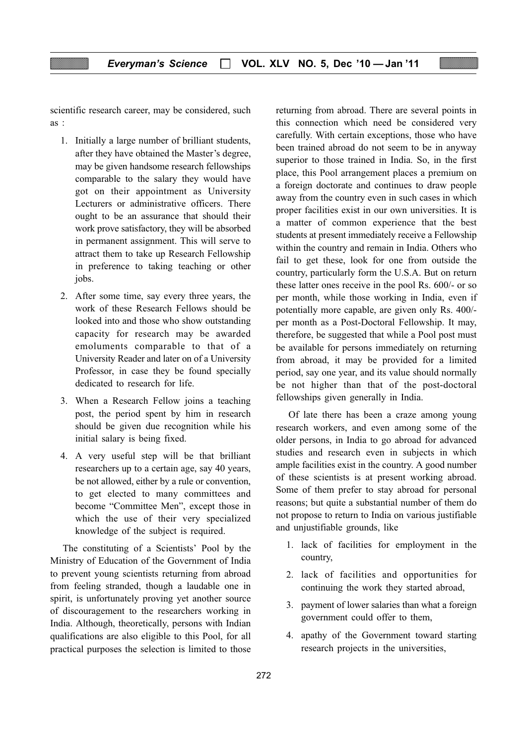scientific research career, may be considered, such as :

1. Initially a large number of brilliant students, after they have obtained the Master's degree, may be given handsome research fellowships comparable to the salary they would have got on their appointment as University Lecturers or administrative officers. There ought to be an assurance that should their work prove satisfactory, they will be absorbed in permanent assignment. This will serve to attract them to take up Research Fellowship in preference to taking teaching or other jobs.

2. After some time, say every three years, the work of these Research Fellows should be looked into and those who show outstanding capacity for research may be awarded emoluments comparable to that of a University Reader and later on of a University Professor, in case they be found specially dedicated to research for life.

3. When a Research Fellow joins a teaching post, the period spent by him in research should be given due recognition while his initial salary is being fixed.

4. A very useful step will be that brilliant researchers up to a certain age, say 40 years, be not allowed, either by a rule or convention, to get elected to many committees and become "Committee Men", except those in which the use of their very specialized knowledge of the subject is required.

The constituting of a Scientists' Pool by the Ministry of Education of the Government of India to prevent young scientists returning from abroad from feeling stranded, though a laudable one in spirit, is unfortunately proving yet another source of discouragement to the researchers working in India. Although, theoretically, persons with Indian qualifications are also eligible to this Pool, for all practical purposes the selection is limited to those returning from abroad. There are several points in this connection which need be considered very carefully. With certain exceptions, those who have been trained abroad do not seem to be in anyway superior to those trained in India. So, in the first place, this Pool arrangement places a premium on a foreign doctorate and continues to draw people away from the country even in such cases in which proper facilities exist in our own universities. It is a matter of common experience that the best students at present immediately receive a Fellowship within the country and remain in India. Others who fail to get these, look for one from outside the country, particularly form the U.S.A. But on return these latter ones receive in the pool Rs. 600/- or so per month, while those working in India, even if potentially more capable, are given only Rs. 400/- per month as a Post-Doctoral Fellowship. It may, therefore, be suggested that while a Pool post must be available for persons immediately on returning from abroad, it may be provided for a limited period, say one year, and its value should normally be not higher than that of the post-doctoral fellowships given generally in India.

Of late there has been a craze among young research workers, and even among some of the older persons, in India to go abroad for advanced studies and research even in subjects in which ample facilities exist in the country. A good number of these scientists is at present working abroad. Some of them prefer to stay abroad for personal reasons; but quite a substantial number of them do not propose to return to India on various justifiable and unjustifiable grounds, like

1. lack of facilities for employment in the country,

2. lack of facilities and opportunities for continuing the work they started abroad,

3. payment of lower salaries than what a foreign government could offer to them,

4. apathy of the Government toward starting research projects in the universities,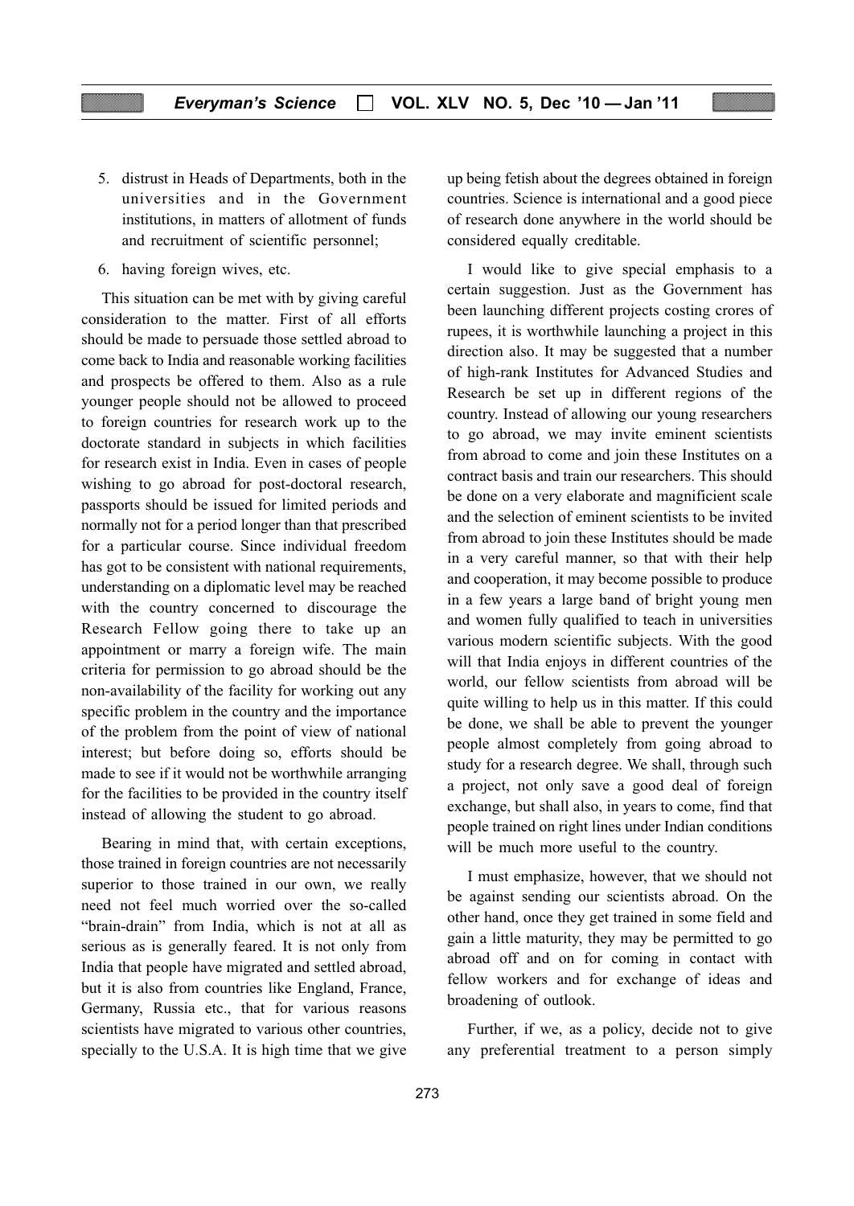5. distrust in Heads of Departments, both in the universities and in the Government institutions, in matters of allotment of funds and recruitment of scientific personnel;

6. having foreign wives, etc.

This situation can be met with by giving careful consideration to the matter. First of all efforts should be made to persuade those settled abroad to come back to India and reasonable working facilities and prospects be offered to them. Also as a rule younger people should not be allowed to proceed to foreign countries for research work up to the doctorate standard in subjects in which facilities for research exist in India. Even in cases of people wishing to go abroad for post-doctoral research, passports should be issued for limited periods and normally not for a period longer than that prescribed for a particular course. Since individual freedom has got to be consistent with national requirements, understanding on a diplomatic level may be reached with the country concerned to discourage the Research Fellow going there to take up an appointment or marry a foreign wife. The main criteria for permission to go abroad should be the non-availability of the facility for working out any specific problem in the country and the importance of the problem from the point of view of national interest; but before doing so, efforts should be made to see if it would not be worthwhile arranging for the facilities to be provided in the country itself instead of allowing the student to go abroad.

Bearing in mind that, with certain exceptions, those trained in foreign countries are not necessarily superior to those trained in our own, we really need not feel much worried over the so-called "brain-drain" from India, which is not at all as serious as is generally feared. It is not only from India that people have migrated and settled abroad, but it is also from countries like England, France, Germany, Russia etc., that for various reasons scientists have migrated to various other countries, specially to the U.S.A. It is high time that we give up being fetish about the degrees obtained in foreign countries. Science is international and a good piece of research done anywhere in the world should be considered equally creditable.

I would like to give special emphasis to a certain suggestion. Just as the Government has been launching different projects costing crores of rupees, it is worthwhile launching a project in this direction also. It may be suggested that a number of high-rank Institutes for Advanced Studies and Research be set up in different regions of the country. Instead of allowing our young researchers to go abroad, we may invite eminent scientists from abroad to come and join these Institutes on a contract basis and train our researchers. This should be done on a very elaborate and magnificient scale and the selection of eminent scientists to be invited from abroad to join these Institutes should be made in a very careful manner, so that with their help and cooperation, it may become possible to produce in a few years a large band of bright young men and women fully qualified to teach in universities various modern scientific subjects. With the good will that India enjoys in different countries of the world, our fellow scientists from abroad will be quite willing to help us in this matter. If this could be done, we shall be able to prevent the younger people almost completely from going abroad to study for a research degree. We shall, through such a project, not only save a good deal of foreign exchange, but shall also, in years to come, find that people trained on right lines under Indian conditions will be much more useful to the country.

I must emphasize, however, that we should not be against sending our scientists abroad. On the other hand, once they get trained in some field and gain a little maturity, they may be permitted to go abroad off and on for coming in contact with fellow workers and for exchange of ideas and broadening of outlook.

Further, if we, as a policy, decide not to give any preferential treatment to a person simply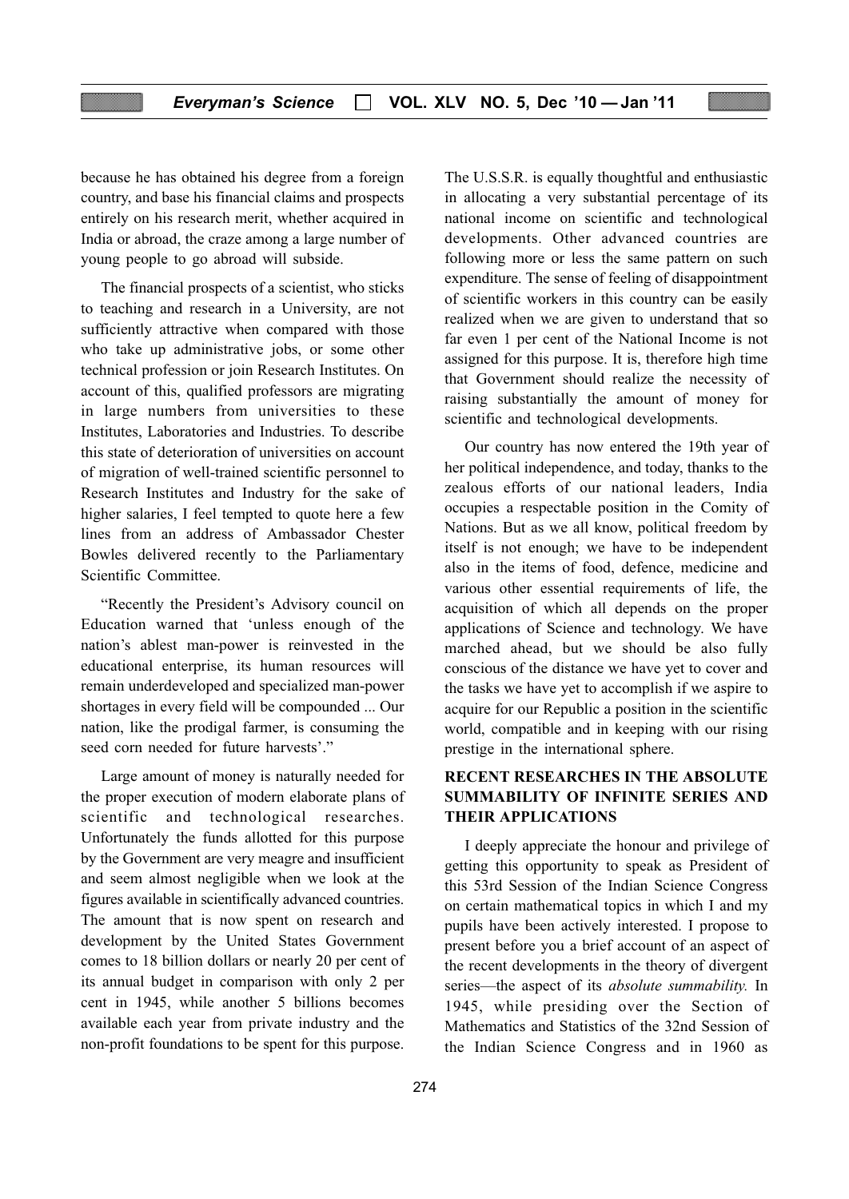because he has obtained his degree from a foreign country, and base his financial claims and prospects entirely on his research merit, whether acquired in India or abroad, the craze among a large number of young people to go abroad will subside.

The financial prospects of a scientist, who sticks to teaching and research in a University, are not sufficiently attractive when compared with those who take up administrative jobs, or some other technical profession or join Research Institutes. On account of this, qualified professors are migrating in large numbers from universities to these Institutes, Laboratories and Industries. To describe this state of deterioration of universities on account of migration of well-trained scientific personnel to Research Institutes and Industry for the sake of higher salaries, I feel tempted to quote here a few lines from an address of Ambassador Chester Bowles delivered recently to the Parliamentary Scientific Committee.

"Recently the President's Advisory council on Education warned that 'unless enough of the nation's ablest man-power is reinvested in the educational enterprise, its human resources will remain underdeveloped and specialized man-power shortages in every field will be compounded ... Our nation, like the prodigal farmer, is consuming the seed corn needed for future harvests'."

Large amount of money is naturally needed for the proper execution of modern elaborate plans of scientific and technological researches. Unfortunately the funds allotted for this purpose by the Government are very meagre and insufficient and seem almost negligible when we look at the figures available in scientifically advanced countries. The amount that is now spent on research and development by the United States Government comes to 18 billion dollars or nearly 20 per cent of its annual budget in comparison with only 2 per cent in 1945, while another 5 billions becomes available each year from private industry and the non-profit foundations to be spent for this purpose. The U.S.S.R. is equally thoughtful and enthusiastic in allocating a very substantial percentage of its national income on scientific and technological developments. Other advanced countries are following more or less the same pattern on such expenditure. The sense of feeling of disappointment of scientific workers in this country can be easily realized when we are given to understand that so far even 1 per cent of the National Income is not assigned for this purpose. It is, therefore high time that Government should realize the necessity of raising substantially the amount of money for scientific and technological developments.

Our country has now entered the 19th year of her political independence, and today, thanks to the zealous efforts of our national leaders, India occupies a respectable position in the Comity of Nations. But as we all know, political freedom by itself is not enough; we have to be independent also in the items of food, defence, medicine and various other essential requirements of life, the acquisition of which all depends on the proper applications of Science and technology. We have marched ahead, but we should be also fully conscious of the distance we have yet to cover and the tasks we have yet to accomplish if we aspire to acquire for our Republic a position in the scientific world, compatible and in keeping with our rising prestige in the international sphere.

## RECENT RESEARCHES IN THE ABSOLUTE SUMMABILITY OF INFINITE SERIES AND THEIR APPLICATIONS

I deeply appreciate the honour and privilege of getting this opportunity to speak as President of this 53rd Session of the Indian Science Congress on certain mathematical topics in which I and my pupils have been actively interested. I propose to present before you a brief account of an aspect of the recent developments in the theory of divergent series—the aspect of its *absolute summability.* In 1945, while presiding over the Section of Mathematics and Statistics of the 32nd Session of the Indian Science Congress and in 1960 as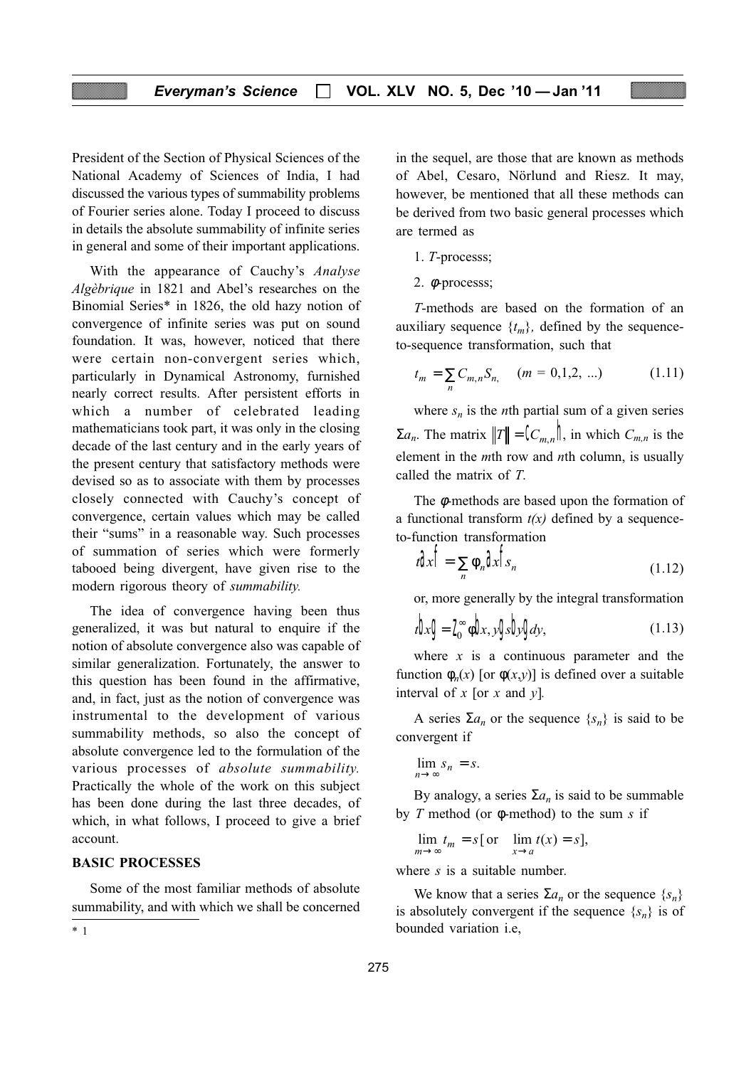President of the Section of Physical Sciences of the National Academy of Sciences of India, I had discussed the various types of summability problems of Fourier series alone. Today I proceed to discuss in details the absolute summability of infinite series in general and some of their important applications.

With the appearance of Cauchy's *Analyse Algèbrique* in 1821 and Abel's researches on the Binomial Series* in 1826, the old hazy notion of convergence of infinite series was put on sound foundation. It was, however, noticed that there were certain non-convergent series which, particularly in Dynamical Astronomy, furnished nearly correct results. After persistent efforts in which a number of celebrated leading mathematicians took part, it was only in the closing decade of the last century and in the early years of the present century that satisfactory methods were devised so as to associate with them by processes closely connected with Cauchy's concept of convergence, certain values which may be called their "sums" in a reasonable way. Such processes of summation of series which were formerly tabooed being divergent, have given rise to the modern rigorous theory of *summability.*

The idea of convergence having been thus generalized, it was but natural to enquire if the notion of absolute convergence also was capable of similar generalization. Fortunately, the answer to this question has been found in the affirmative, and, in fact, just as the notion of convergence was instrumental to the development of various summability methods, so also the concept of absolute convergence led to the formulation of the various processes of *absolute summability.* Practically the whole of the work on this subject has been done during the last three decades, of which, in what follows, I proceed to give a brief account.

## BASIC PROCESSES

Some of the most familiar methods of absolute summability, and with which we shall be concerned in the sequel, are those that are known as methods of Abel, Cesaro, Nörlund and Riesz. It may, however, be mentioned that all these methods can be derived from two basic general processes which are termed as

1. *T*-processs;
2. $\phi$-processs;

*T*-methods are based on the formation of an auxiliary sequence $\{t_m\}$, defined by the sequence-to-sequence transformation, such that

$$t_m = \sum_n C_{m,n} S_n, \quad (m = 0,1,2, \ldots) \tag{1.11}$$

where $s_n$ is the $n$th partial sum of a given series $\Sigma a_n$. The matrix $\|T\| = (C_{m,n})$, in which $C_{m,n}$ is the element in the $m$th row and $n$th column, is usually called the matrix of $T$.

The $\phi$-methods are based upon the formation of a functional transform $t(x)$ defined by a sequence-to-function transformation

$$t(x) = \sum_n \phi_n(x) s_n \tag{1.12}$$

or, more generally by the integral transformation

$$t(x) = \int_0^\infty \phi(x, y) s(y) dy, \tag{1.13}$$

where $x$ is a continuous parameter and the function $\phi_n(x)$ [or $\phi(x,y)$] is defined over a suitable interval of $x$ [or $x$ and $y$].

A series $\Sigma a_n$ or the sequence $\{s_n\}$ is said to be convergent if

$$\lim_{n \to \infty} s_n = s.$$

By analogy, a series $\Sigma a_n$ is said to be summable by $T$ method (or $\phi$-method) to the sum $s$ if

$$\lim_{m \to \infty} t_m = s \, [\text{or} \quad \lim_{x \to a} t(x) = s],$$

where $s$ is a suitable number.

We know that a series $\Sigma a_n$ or the sequence $\{s_n\}$ is absolutely convergent if the sequence $\{s_n\}$ is of bounded variation i.e,

---

\* 1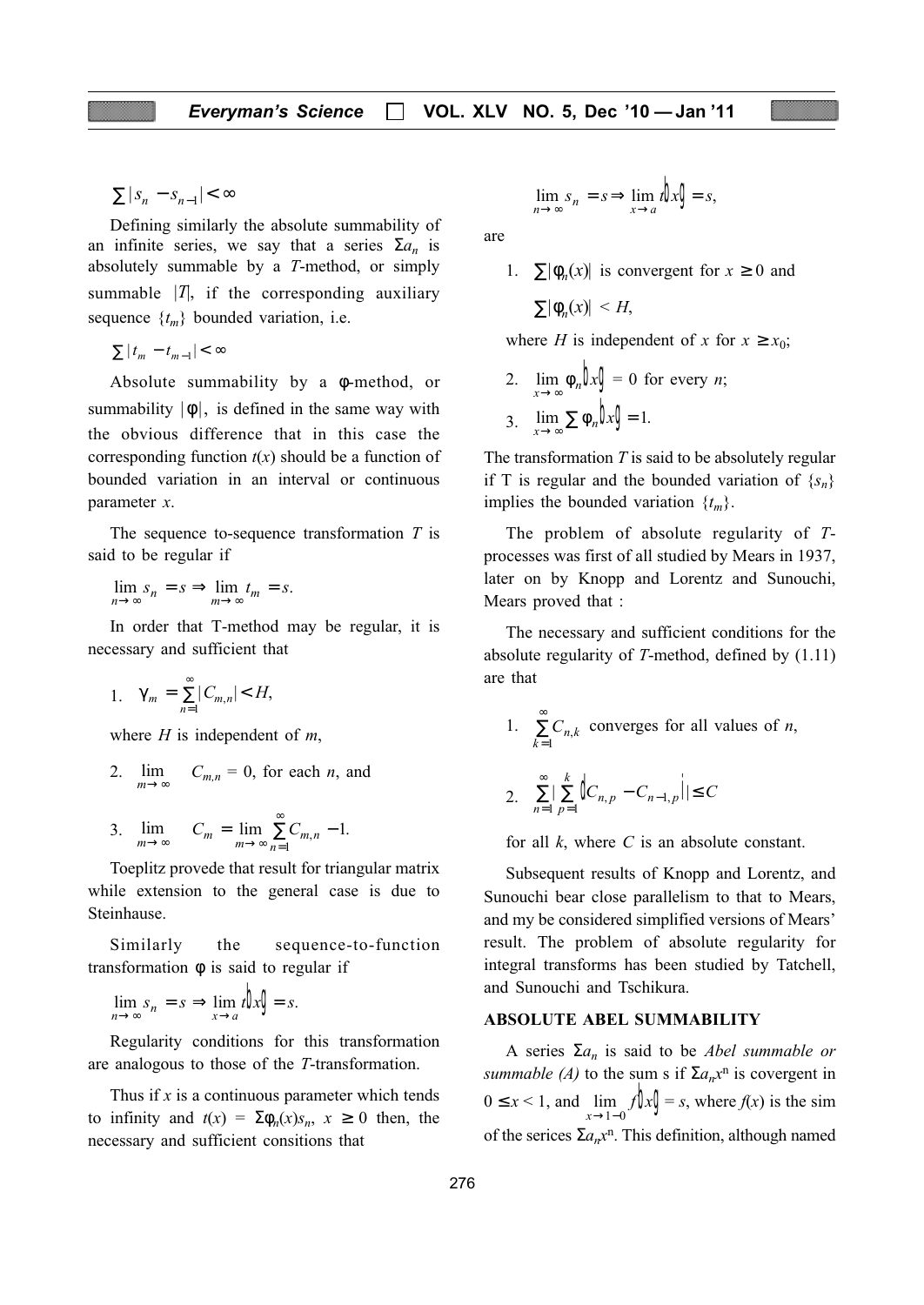$$\sum |s_n - s_{n-1}| < \infty$$

Defining similarly the absolute summability of an infinite series, we say that a series $\Sigma a_n$ is absolutely summable by a $T$-method, or simply summable $|T|$, if the corresponding auxiliary sequence $\{t_m\}$ bounded variation, i.e.

$$\sum |t_m - t_{m-1}| < \infty$$

Absolute summability by a $\phi$-method, or summability $|\phi|$, is defined in the same way with the obvious difference that in this case the corresponding function $t(x)$ should be a function of bounded variation in an interval or continuous parameter $x$.

The sequence to-sequence transformation $T$ is said to be regular if

$$\lim_{n \to \infty} s_n = s \Rightarrow \lim_{m \to \infty} t_m = s.$$

In order that T-method may be regular, it is necessary and sufficient that

1. $\gamma_m = \sum_{n=1}^{\infty} |C_{m,n}| < H,$

   where $H$ is independent of $m$,

2. $\lim_{m \to \infty} C_{m,n} = 0$, for each $n$, and

3. $\lim_{m \to \infty} C_m = \lim_{m \to \infty} \sum_{n=1}^{\infty} C_{m,n} - 1.$

Toeplitz provede that result for triangular matrix while extension to the general case is due to Steinhause.

Similarly the sequence-to-function transformation $\phi$ is said to regular if

$$\lim_{n \to \infty} s_n = s \Rightarrow \lim_{x \to a} t(x) = s.$$

Regularity conditions for this transformation are analogous to those of the $T$-transformation.

Thus if $x$ is a continuous parameter which tends to infinity and $t(x) = \Sigma \phi_n(x) s_n$, $x \geq 0$ then, the necessary and sufficient consitions that

$$\lim_{n \to \infty} s_n = s \Rightarrow \lim_{x \to a} t(x) = s,$$

are

1. $\sum |\phi_n(x)|$ is convergent for $x \geq 0$ and $\sum |\phi_n(x)| < H$,

   where $H$ is independent of $x$ for $x \geq x_0$;

2. $\lim_{x \to \infty} \phi_n(x) = 0$ for every $n$;

3. $\lim_{x \to \infty} \sum \phi_n(x) = 1.$

The transformation $T$ is said to be absolutely regular if T is regular and the bounded variation of $\{s_n\}$ implies the bounded variation $\{t_m\}$.

The problem of absolute regularity of $T$-processes was first of all studied by Mears in 1937, later on by Knopp and Lorentz and Sunouchi, Mears proved that :

The necessary and sufficient conditions for the absolute regularity of $T$-method, defined by (1.11) are that

1. $\sum_{k=1}^{\infty} C_{n,k}$ converges for all values of $n$,

2. $\sum_{n=1}^{\infty} \left| \sum_{p=1}^{k} (C_{n,p} - C_{n-1,p}) \right| \leq C$

   for all $k$, where $C$ is an absolute constant.

Subsequent results of Knopp and Lorentz, and Sunouchi bear close parallelism to that to Mears, and my be considered simplified versions of Mears' result. The problem of absolute regularity for integral transforms has been studied by Tatchell, and Sunouchi and Tschikura.

### ABSOLUTE ABEL SUMMABILITY

A series $\Sigma a_n$ is said to be *Abel summable or summable (A)* to the sum s if $\Sigma a_n x^n$ is covergent in $0 \leq x < 1$, and $\lim_{x \to 1-0} f(x) = s$, where $f(x)$ is the sim of the serices $\Sigma a_n x^n$. This definition, although named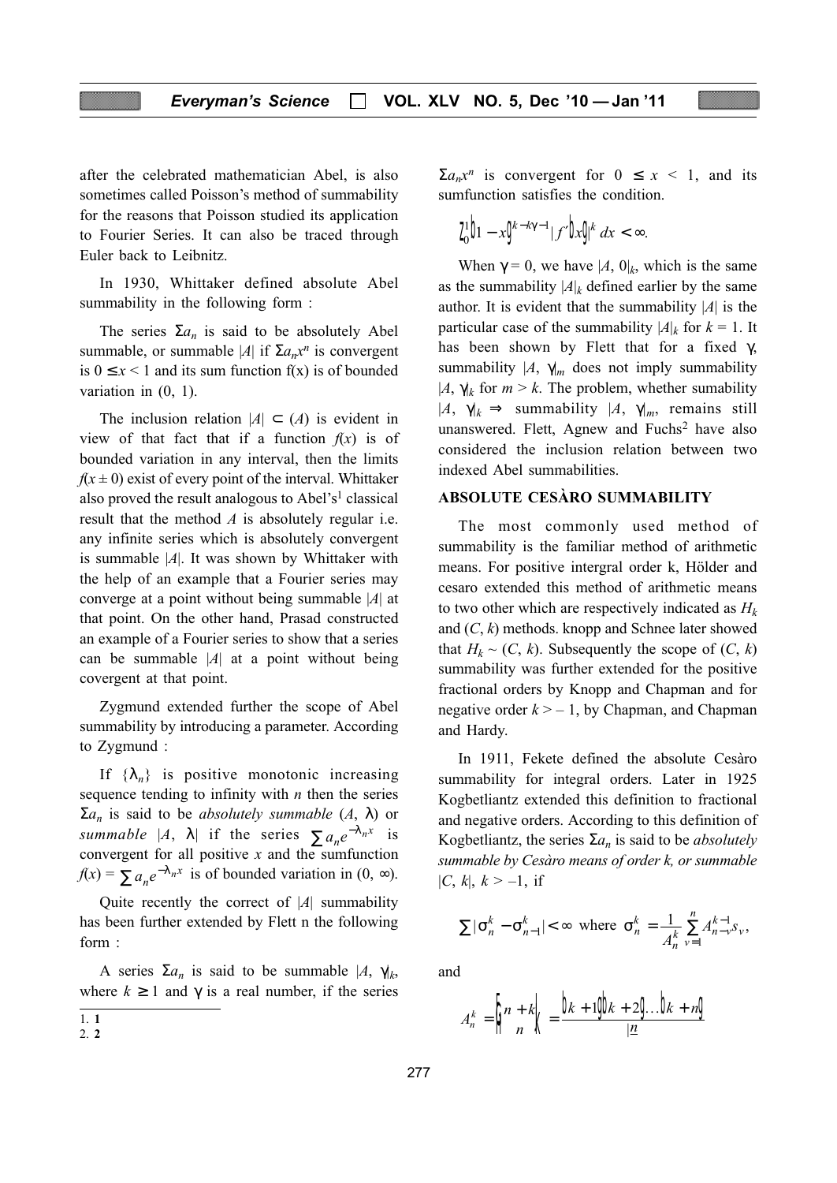after the celebrated mathematician Abel, is also sometimes called Poisson's method of summability for the reasons that Poisson studied its application to Fourier Series. It can also be traced through Euler back to Leibnitz.

In 1930, Whittaker defined absolute Abel summability in the following form :

The series $\Sigma a_n$ is said to be absolutely Abel summable, or summable $|A|$ if $\Sigma a_n x^n$ is convergent is $0 \leq x < 1$ and its sum function f(x) is of bounded variation in (0, 1).

The inclusion relation $|A| \subset (A)$ is evident in view of that fact that if a function $f(x)$ is of bounded variation in any interval, then the limits $f(x \pm 0)$ exist of every point of the interval. Whittaker also proved the result analogous to Abel's[1] classical result that the method $A$ is absolutely regular i.e. any infinite series which is absolutely convergent is summable $|A|$. It was shown by Whittaker with the help of an example that a Fourier series may converge at a point without being summable $|A|$ at that point. On the other hand, Prasad constructed an example of a Fourier series to show that a series can be summable $|A|$ at a point without being covergent at that point.

Zygmund extended further the scope of Abel summability by introducing a parameter. According to Zygmund :

If $\{\lambda_n\}$ is positive monotonic increasing sequence tending to infinity with $n$ then the series $\Sigma a_n$ is said to be *absolutely summable* $(A, \lambda)$ or *summable* $|A, \lambda|$ if the series $\sum a_n e^{-\lambda_n x}$ is convergent for all positive $x$ and the sumfunction $f(x) = \sum a_n e^{-\lambda_n x}$ is of bounded variation in $(0, \infty)$.

Quite recently the correct of $|A|$ summability has been further extended by Flett n the following form :

A series $\Sigma a_n$ is said to be summable $|A, \gamma|_k$, where $k \geq 1$ and $\gamma$ is a real number, if the series $\Sigma a_n x^n$ is convergent for $0 \leq x < 1$, and its sumfunction satisfies the condition.

$$\int_0^1 (1-x)^{k-k\gamma-1} |f'(x)|^k \, dx < \infty.$$

When $\gamma = 0$, we have $|A, 0|_k$, which is the same as the summability $|A|_k$ defined earlier by the same author. It is evident that the summability $|A|$ is the particular case of the summability $|A|_k$ for $k = 1$. It has been shown by Flett that for a fixed $\gamma$, summability $|A, \gamma|_m$ does not imply summability $|A, \gamma|_k$ for $m > k$. The problem, whether sumability $|A, \gamma|_k \Rightarrow$ summability $|A, \gamma|_m$, remains still unanswered. Flett, Agnew and Fuchs[2] have also considered the inclusion relation between two indexed Abel summabilities.

## ABSOLUTE CESÀRO SUMMABILITY

The most commonly used method of summability is the familiar method of arithmetic means. For positive intergral order k, Hölder and cesaro extended this method of arithmetic means to two other which are respectively indicated as $H_k$ and $(C, k)$ methods. knopp and Schnee later showed that $H_k \sim (C, k)$. Subsequently the scope of $(C, k)$ summability was further extended for the positive fractional orders by Knopp and Chapman and for negative order $k > -1$, by Chapman, and Chapman and Hardy.

In 1911, Fekete defined the absolute Cesàro summability for integral orders. Later in 1925 Kogbetliantz extended this definition to fractional and negative orders. According to this definition of Kogbetliantz, the series $\Sigma a_n$ is said to be *absolutely summable by Cesàro means of order k, or summable* $|C, k|$, $k > -1$, if

$$\sum |\sigma_n^k - \sigma_{n-1}^k| < \infty \text{ where } \sigma_n^k = \frac{1}{A_n^k} \sum_{v=1}^{n} A_{n-v}^{k-1} s_v,$$

and

$$A_n^k = \binom{n+k}{n} = \frac{(k+1)(k+2)\ldots(k+n)}{\underline{|n}}$$

1. **1**
2. **2**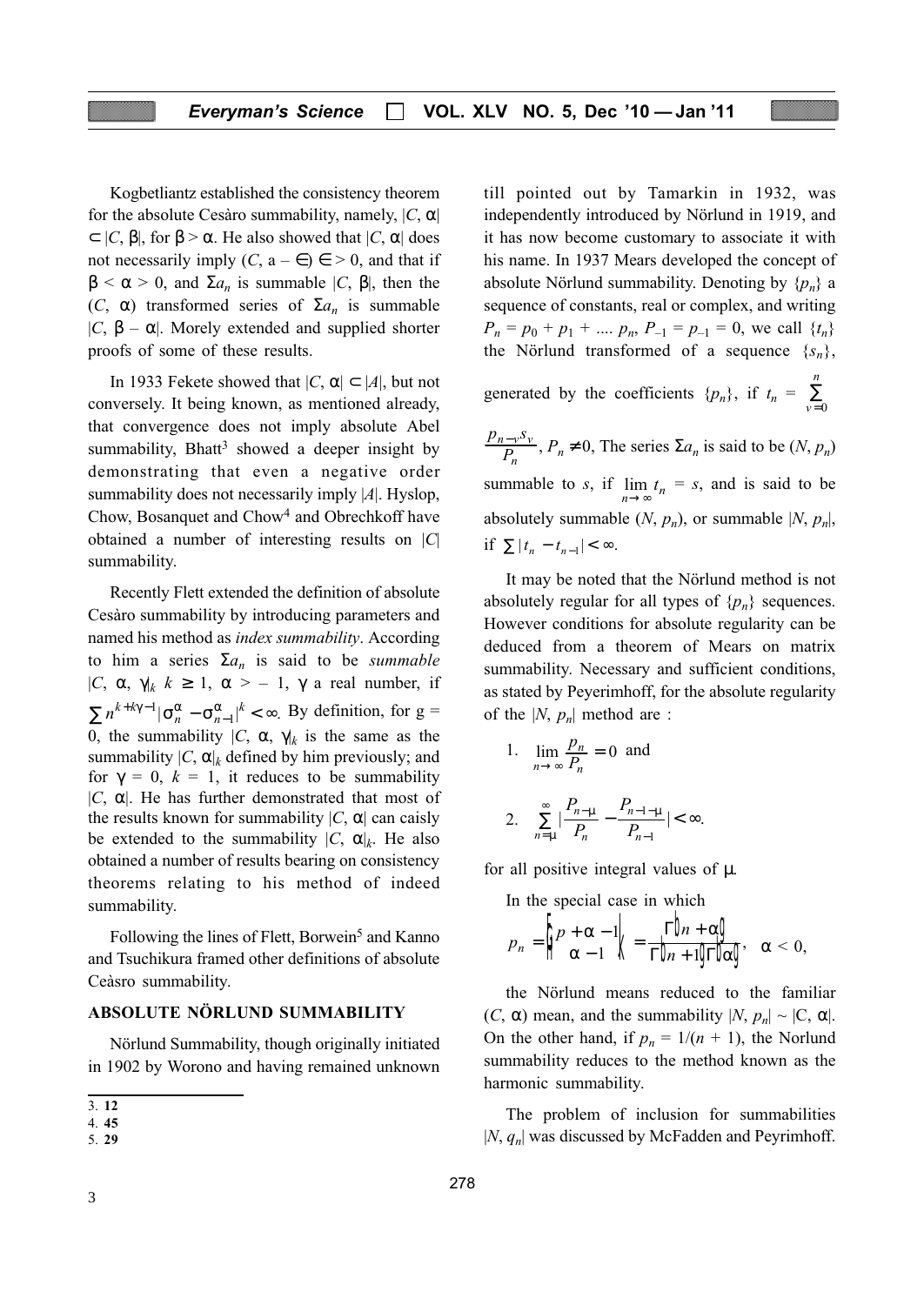Kogbetliantz established the consistency theorem for the absolute Cesàro summability, namely, $|C, \alpha| \subset |C, \beta|$, for $\beta > \alpha$. He also showed that $|C, \alpha|$ does not necessarily imply $(C, a - \in) \in > 0$, and that if $\beta < \alpha > 0$, and $\Sigma a_n$ is summable $|C, \beta|$, then the $(C, \alpha)$ transformed series of $\Sigma a_n$ is summable $|C, \beta - \alpha|$. Morely extended and supplied shorter proofs of some of these results.

In 1933 Fekete showed that $|C, \alpha| \subset |A|$, but not conversely. It being known, as mentioned already, that convergence does not imply absolute Abel summability, Bhatt[3] showed a deeper insight by demonstrating that even a negative order summability does not necessarily imply $|A|$. Hyslop, Chow, Bosanquet and Chow[4] and Obrechkoff have obtained a number of interesting results on $|C|$ summability.

Recently Flett extended the definition of absolute Cesàro summability by introducing parameters and named his method as *index summability*. According to him a series $\Sigma a_n$ is said to be *summable* $|C, \alpha, \gamma|_k$ $k \geq 1$, $\alpha > -1$, $\gamma$ a real number, if $\sum n^{k+k\gamma-1} |\sigma_n^{\alpha} - \sigma_{n-1}^{\alpha}|^k < \infty$. By definition, for g = 0, the summability $|C, \alpha, \gamma|_k$ is the same as the summability $|C, \alpha|_k$ defined by him previously; and for $\gamma = 0$, $k = 1$, it reduces to be summability $|C, \alpha|$. He has further demonstrated that most of the results known for summability $|C, \alpha|$ can caisly be extended to the summability $|C, \alpha|_k$. He also obtained a number of results bearing on consistency theorems relating to his method of indeed summability.

Following the lines of Flett, Borwein[5] and Kanno and Tsuchikura framed other definitions of absolute Ceàsro summability.

## ABSOLUTE NÖRLUND SUMMABILITY

Nörlund Summability, though originally initiated in 1902 by Worono and having remained unknown till pointed out by Tamarkin in 1932, was independently introduced by Nörlund in 1919, and it has now become customary to associate it with his name. In 1937 Mears developed the concept of absolute Nörlund summability. Denoting by $\{p_n\}$ a sequence of constants, real or complex, and writing $P_n = p_0 + p_1 + .... p_n$, $P_{-1} = p_{-1} = 0$, we call $\{t_n\}$ the Nörlund transformed of a sequence $\{s_n\}$, generated by the coefficients $\{p_n\}$, if $t_n = \sum_{v=0}^{n} \frac{p_{n-v} s_v}{P_n}$, $P_n \neq 0$, The series $\Sigma a_n$ is said to be $(N, p_n)$ summable to $s$, if $\lim_{n \to \infty} t_n = s$, and is said to be absolutely summable $(N, p_n)$, or summable $|N, p_n|$, if $\sum |t_n - t_{n-1}| < \infty$.

It may be noted that the Nörlund method is not absolutely regular for all types of $\{p_n\}$ sequences. However conditions for absolute regularity can be deduced from a theorem of Mears on matrix summability. Necessary and sufficient conditions, as stated by Peyerimhoff, for the absolute regularity of the $|N, p_n|$ method are :

1. $\lim_{n \to \infty} \frac{p_n}{P_n} = 0$ and

2. $\sum_{n=\mu}^{\infty} \left| \frac{P_{n-\mu}}{P_n} - \frac{P_{n-1-\mu}}{P_{n-1}} \right| < \infty.$

for all positive integral values of $\mu$.

In the special case in which

$$p_n = \binom{p + \alpha - 1}{\alpha - 1} = \frac{\Gamma(n + \alpha)}{\Gamma(n + 1)\Gamma(\alpha)}, \quad \alpha < 0,$$

the Nörlund means reduced to the familiar $(C, \alpha)$ mean, and the summability $|N, p_n| \sim |C, \alpha|$. On the other hand, if $p_n = 1/(n + 1)$, the Norlund summability reduces to the method known as the harmonic summability.

The problem of inclusion for summabilities $|N, q_n|$ was discussed by McFadden and Peyrimhoff.

---

3. **12**
4. **45**
5. **29**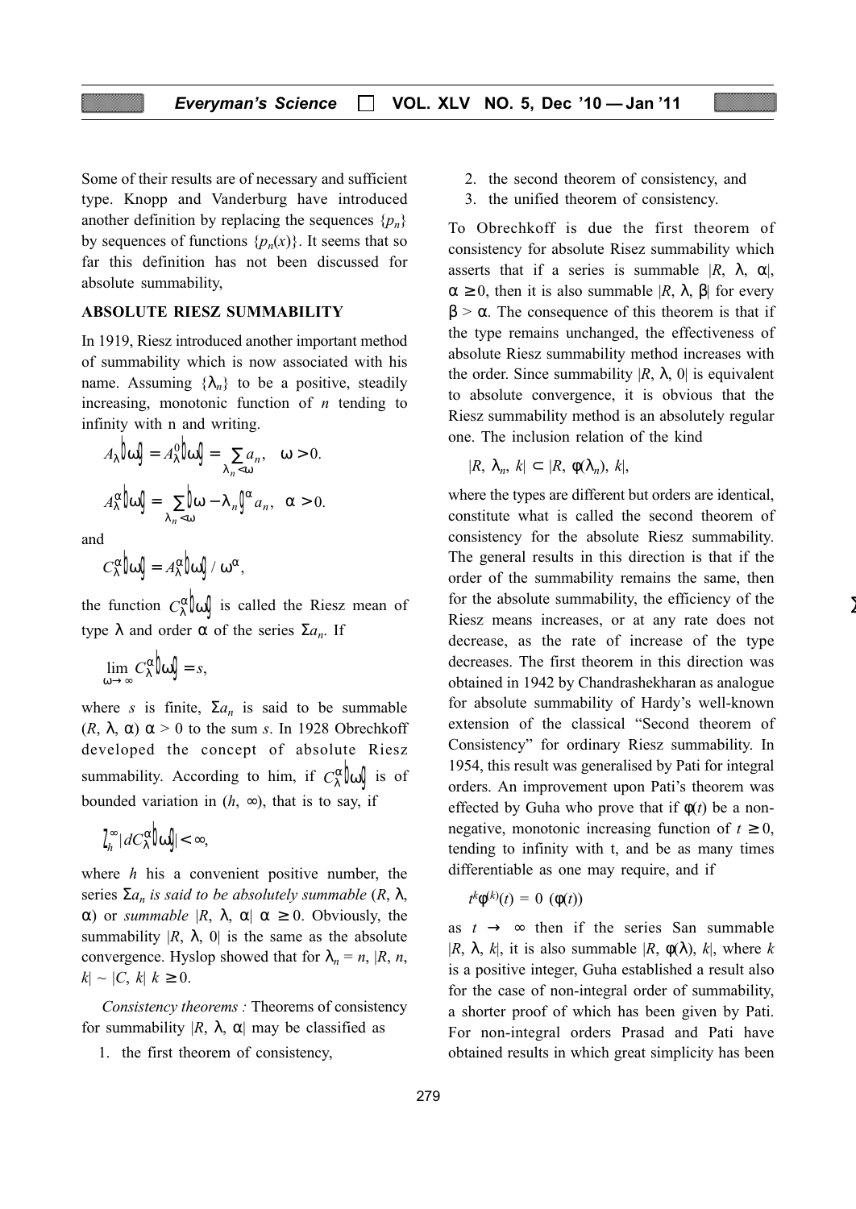Some of their results are of necessary and sufficient type. Knopp and Vanderburg have introduced another definition by replacing the sequences $\{p_n\}$ by sequences of functions $\{p_n(x)\}$. It seems that so far this definition has not been discussed for absolute summability,

### ABSOLUTE RIESZ SUMMABILITY

In 1919, Riesz introduced another important method of summability which is now associated with his name. Assuming $\{\lambda_n\}$ to be a positive, steadily increasing, monotonic function of $n$ tending to infinity with n and writing.

$$A_\lambda(\omega) = A_\lambda^0(\omega) = \sum_{\lambda_n < \omega} a_n, \quad \omega > 0.$$

$$A_\lambda^\alpha(\omega) = \sum_{\lambda_n < \omega} (\omega - \lambda_n)^\alpha a_n, \quad \alpha > 0.$$

and

$$C_\lambda^\alpha(\omega) = A_\lambda^\alpha(\omega) / \omega^\alpha,$$

the function $C_\lambda^\alpha(\omega)$ is called the Riesz mean of type $\lambda$ and order $\alpha$ of the series $\Sigma a_n$. If

$$\lim_{\omega \to \infty} C_\lambda^\alpha(\omega) = s,$$

where $s$ is finite, $\Sigma a_n$ is said to be summable $(R, \lambda, \alpha)$ $\alpha > 0$ to the sum $s$. In 1928 Obrechkoff developed the concept of absolute Riesz summability. According to him, if $C_\lambda^\alpha(\omega)$ is of bounded variation in $(h, \infty)$, that is to say, if

$$\int_h^\infty |dC_\lambda^\alpha(\omega)| < \infty,$$

where $h$ his a convenient positive number, the series $\Sigma a_n$ *is said to be absolutely summable* $(R, \lambda, \alpha)$ or *summable* $|R, \lambda, \alpha|$ $\alpha \geq 0$. Obviously, the summability $|R, \lambda, 0|$ is the same as the absolute convergence. Hyslop showed that for $\lambda_n = n$, $|R, n, k| \sim |C, k|$ $k \geq 0$.

*Consistency theorems :* Theorems of consistency for summability $|R, \lambda, \alpha|$ may be classified as

1. the first theorem of consistency,
2. the second theorem of consistency, and
3. the unified theorem of consistency.

To Obrechkoff is due the first theorem of consistency for absolute Risez summability which asserts that if a series is summable $|R, \lambda, \alpha|$, $\alpha \geq 0$, then it is also summable $|R, \lambda, \beta|$ for every $\beta > \alpha$. The consequence of this theorem is that if the type remains unchanged, the effectiveness of absolute Riesz summability method increases with the order. Since summability $|R, \lambda, 0|$ is equivalent to absolute convergence, it is obvious that the Riesz summability method is an absolutely regular one. The inclusion relation of the kind

$$|R, \lambda_n, k| \subset |R, \phi(\lambda_n), k|,$$

where the types are different but orders are identical, constitute what is called the second theorem of consistency for the absolute Riesz summability. The general results in this direction is that if the order of the summability remains the same, then for the absolute summability, the efficiency of the Riesz means increases, or at any rate does not decrease, as the rate of increase of the type decreases. The first theorem in this direction was obtained in 1942 by Chandrashekharan as analogue for absolute summability of Hardy's well-known extension of the classical "Second theorem of Consistency" for ordinary Riesz summability. In 1954, this result was generalised by Pati for integral orders. An improvement upon Pati's theorem was effected by Guha who prove that if $\phi(t)$ be a non-negative, monotonic increasing function of $t \geq 0$, tending to infinity with t, and be as many times differentiable as one may require, and if

$$t^k \phi^{(k)}(t) = 0\ (\phi(t))$$

as $t \to \infty$ then if the series San summable $|R, \lambda, k|$, it is also summable $|R, \phi(\lambda), k|$, where $k$ is a positive integer, Guha established a result also for the case of non-integral order of summability, a shorter proof of which has been given by Pati. For non-integral orders Prasad and Pati have obtained results in which great simplicity has been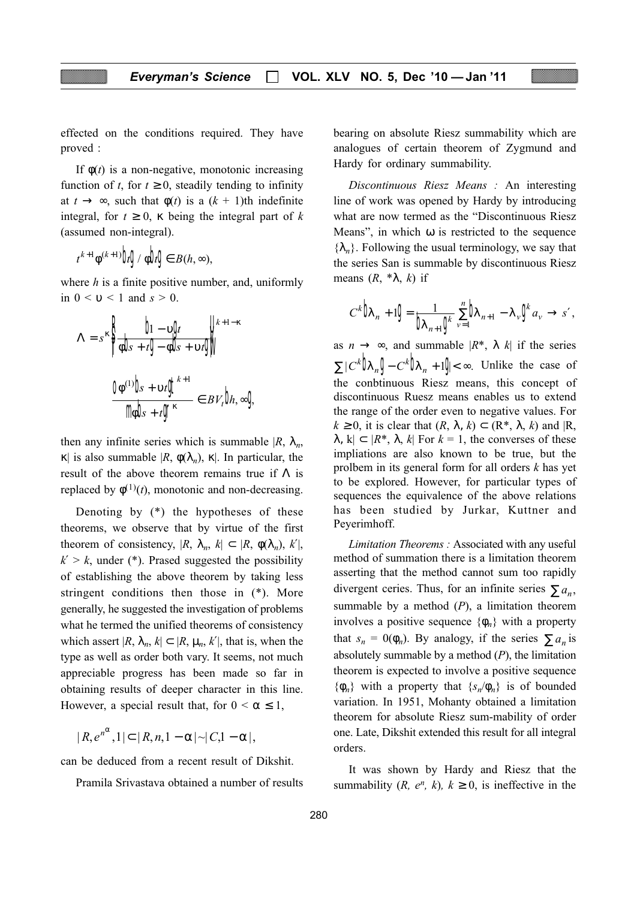effected on the conditions required. They have proved :

If $\phi(t)$ is a non-negative, monotonic increasing function of $t$, for $t \geq 0$, steadily tending to infinity at $t \to \infty$, such that $\phi(t)$ is a $(k + 1)$th indefinite integral, for $t \geq 0$, $\kappa$ being the integral part of $k$ (assumed non-integral).

$$t^{k+1}\phi^{(k+1)}(t) / \phi(t) \in B(h, \infty),$$

where $h$ is a finite positive number, and, uniformly in $0 < \upsilon < 1$ and $s > 0$.

$$\Lambda = s^{\kappa}\left\{\frac{(1-\upsilon)t}{\phi(s+t)-\phi(s+\upsilon t)}\right\}^{k+1-\kappa}$$

$$\frac{\{\phi^{(1)}(s+\upsilon t)\}^{k+1}}{\{\phi(s+t)\}^{\kappa}} \in BV_t(h, \infty),$$

then any infinite series which is summable $|R, \lambda_n, \kappa|$ is also summable $|R, \phi(\lambda_n), \kappa|$. In particular, the result of the above theorem remains true if $\Lambda$ is replaced by $\phi^{(1)}(t)$, monotonic and non-decreasing.

Denoting by (*) the hypotheses of these theorems, we observe that by virtue of the first theorem of consistency, $|R, \lambda_n, k| \subset |R, \phi(\lambda_n), k'|$, $k' > k$, under (*). Prased suggested the possibility of establishing the above theorem by taking less stringent conditions then those in (*). More generally, he suggested the investigation of problems what he termed the unified theorems of consistency which assert $|R, \lambda_n, k| \subset |R, \mu_n, k'|$, that is, when the type as well as order both vary. It seems, not much appreciable progress has been made so far in obtaining results of deeper character in this line. However, a special result that, for $0 < \alpha \leq 1$,

$$|R, e^{n^{\alpha}}, 1| \subset |R, n, 1-\alpha| \sim |C, 1-\alpha|,$$

can be deduced from a recent result of Dikshit.

Pramila Srivastava obtained a number of results bearing on absolute Riesz summability which are analogues of certain theorem of Zygmund and Hardy for ordinary summability.

*Discontinuous Riesz Means :* An interesting line of work was opened by Hardy by introducing what are now termed as the "Discontinuous Riesz Means", in which $\omega$ is restricted to the sequence $\{\lambda_n\}$. Following the usual terminology, we say that the series San is summable by discontinuous Riesz means $(R, {}^*\lambda, k)$ if

$$C^k(\lambda_n + 1) = \frac{1}{(\lambda_{n+1})^k}\sum_{v=1}^{n}(\lambda_{n+1} - \lambda_v)^k a_v \to s',$$

as $n \to \infty$, and summable $|R^*, \lambda\ k|$ if the series $\sum |C^k(\lambda_n) - C^k(\lambda_n + 1)| < \infty$. Unlike the case of the conbtinuous Riesz means, this concept of discontinuous Ruesz means enables us to extend the range of the order even to negative values. For $k \geq 0$, it is clear that $(R, \lambda, k) \subset (R^*, \lambda, k)$ and $|R, \lambda, k| \subset |R^*, \lambda, k|$ For $k = 1$, the converses of these impliations are also known to be true, but the prolbem in its general form for all orders $k$ has yet to be explored. However, for particular types of sequences the equivalence of the above relations has been studied by Jurkar, Kuttner and Peyerimhoff.

*Limitation Theorems :* Associated with any useful method of summation there is a limitation theorem asserting that the method cannot sum too rapidly divergent ceries. Thus, for an infinite series $\sum a_n$, summable by a method $(P)$, a limitation theorem involves a positive sequence $\{\phi_n\}$ with a property that $s_n = 0(\phi_n)$. By analogy, if the series $\sum a_n$ is absolutely summable by a method $(P)$, the limitation theorem is expected to involve a positive sequence $\{\phi_n\}$ with a property that $\{s_n/\phi_n\}$ is of bounded variation. In 1951, Mohanty obtained a limitation theorem for absolute Riesz sum-mability of order one. Late, Dikshit extended this result for all integral orders.

It was shown by Hardy and Riesz that the summability $(R, e^n, k)$, $k \geq 0$, is ineffective in the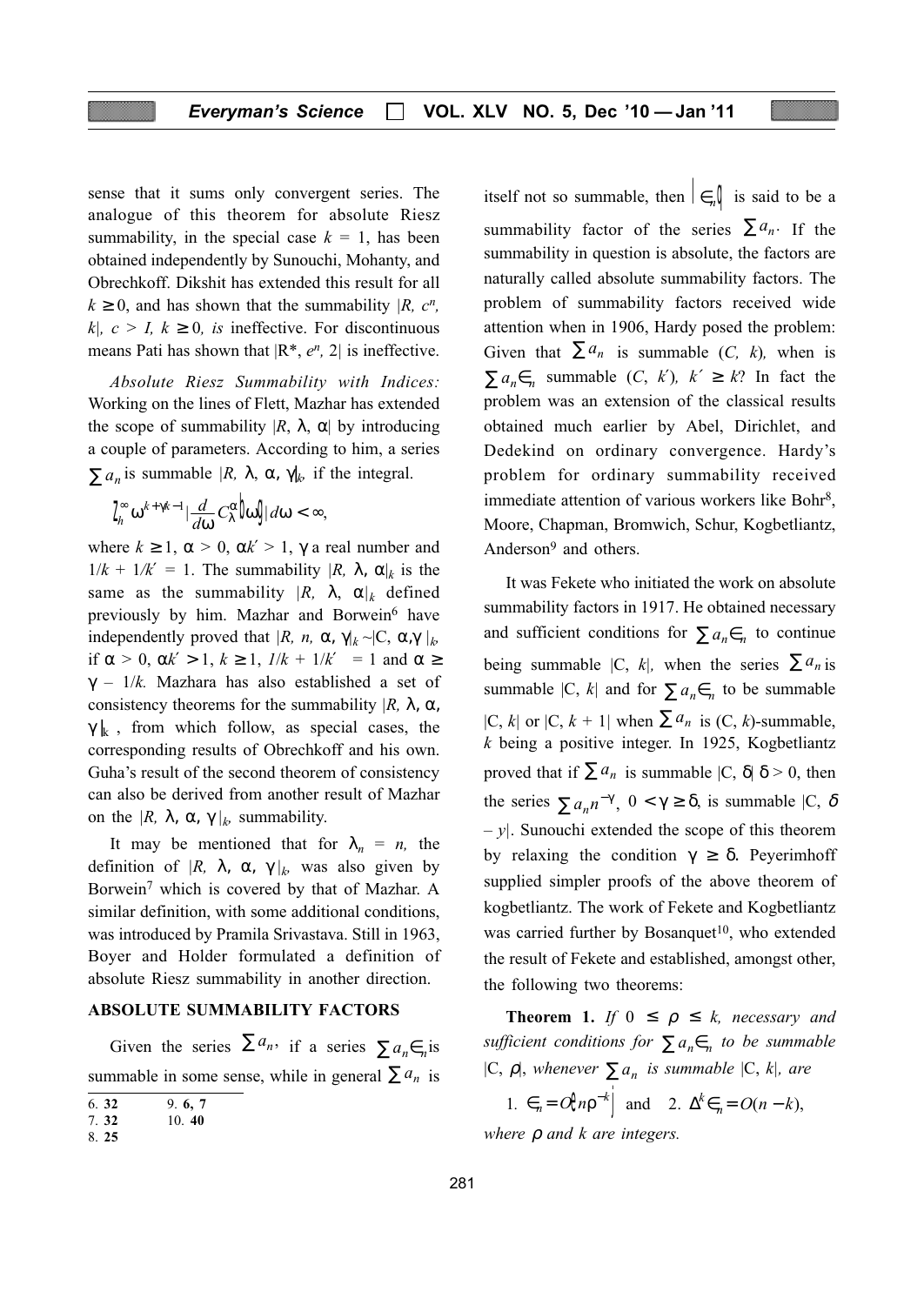sense that it sums only convergent series. The analogue of this theorem for absolute Riesz summability, in the special case $k = 1$, has been obtained independently by Sunouchi, Mohanty, and Obrechkoff. Dikshit has extended this result for all $k \geq 0$, and has shown that the summability $|R, c^n, k|$, $c > I$, $k \geq 0$, *is* ineffective. For discontinuous means Pati has shown that $|R^*, e^n, 2|$ is ineffective.

*Absolute Riesz Summability with Indices:* Working on the lines of Flett, Mazhar has extended the scope of summability $|R, \lambda, \alpha|$ by introducing a couple of parameters. According to him, a series $\sum a_n$ is summable $|R, \lambda, \alpha, \gamma|_k$, if the integral.

$$\int_h^\infty \omega^{k+\gamma k-1} \left|\frac{d}{d\omega} C_\lambda^\alpha(\omega)\right| d\omega < \infty,$$

where $k \geq 1$, $\alpha > 0$, $\alpha k' > 1$, $\gamma$ a real number and $1/k + 1/k' = 1$. The summability $|R, \lambda, \alpha|_k$ is the same as the summability $|R, \lambda, \alpha|_k$ defined previously by him. Mazhar and Borwein[6] have independently proved that $|R, n, \alpha, \gamma|_k \sim |C, \alpha, \gamma|_k$ if $\alpha > 0$, $\alpha k' > 1$, $k \geq 1$, $1/k + 1/k' = 1$ and $\alpha \geq \gamma - 1/k$. Mazhara has also established a set of consistency theorems for the summability $|R, \lambda, \alpha, \gamma|_k$, from which follow, as special cases, the corresponding results of Obrechkoff and his own. Guha's result of the second theorem of consistency can also be derived from another result of Mazhar on the $|R, \lambda, \alpha, \gamma|_k$ summability.

It may be mentioned that for $\lambda_n = n$, the definition of $|R, \lambda, \alpha, \gamma|_k$ was also given by Borwein[7] which is covered by that of Mazhar. A similar definition, with some additional conditions, was introduced by Pramila Srivastava. Still in 1963, Boyer and Holder formulated a definition of absolute Riesz summability in another direction.

## ABSOLUTE SUMMABILITY FACTORS

Given the series $\sum a_n$, if a series $\sum a_n \in_n$ is summable in some sense, while in general $\sum a_n$ is itself not so summable, then $\{\in_n\}$ is said to be a summability factor of the series $\sum a_n$. If the summability in question is absolute, the factors are naturally called absolute summability factors. The problem of summability factors received wide attention when in 1906, Hardy posed the problem: Given that $\sum a_n$ is summable $(C, k)$, when is $\sum a_n \in_n$ summable $(C, k')$, $k' \geq k$? In fact the problem was an extension of the classical results obtained much earlier by Abel, Dirichlet, and Dedekind on ordinary convergence. Hardy's problem for ordinary summability received immediate attention of various workers like Bohr[8], Moore, Chapman, Bromwich, Schur, Kogbetliantz, Anderson[9] and others.

It was Fekete who initiated the work on absolute summability factors in 1917. He obtained necessary and sufficient conditions for $\sum a_n \in_n$ to continue being summable $|C, k|$, when the series $\sum a_n$ is summable $|C, k|$ and for $\sum a_n \in_n$ to be summable $|C, k|$ or $|C, k+1|$ when $\sum a_n$ is $(C, k)$-summable, $k$ being a positive integer. In 1925, Kogbetliantz proved that if $\sum a_n$ is summable $|C, \delta|$ $\delta > 0$, then the series $\sum a_n n^{-\gamma}$, $0 < \gamma \geq \delta$, is summable $|C, \delta - y|$. Sunouchi extended the scope of this theorem by relaxing the condition $\gamma \geq \delta$. Peyerimhoff supplied simpler proofs of the above theorem of kogbetliantz. The work of Fekete and Kogbetliantz was carried further by Bosanquet[10], who extended the result of Fekete and established, amongst other, the following two theorems:

**Theorem 1.** *If* $0 \leq \rho \leq k$, *necessary and sufficient conditions for* $\sum a_n \in_n$ *to be summable* $|C, \rho|$, *whenever* $\sum a_n$ *is summable* $|C, k|$, *are*

1. $\in_n = O(n^{\rho - k})$ and 2. $\Delta^k \in_n = O(n - k)$,

*where $\rho$ and $k$ are integers.*

---

6. **32**
7. **32**
8. **25**
9. **6, 7**
10. **40**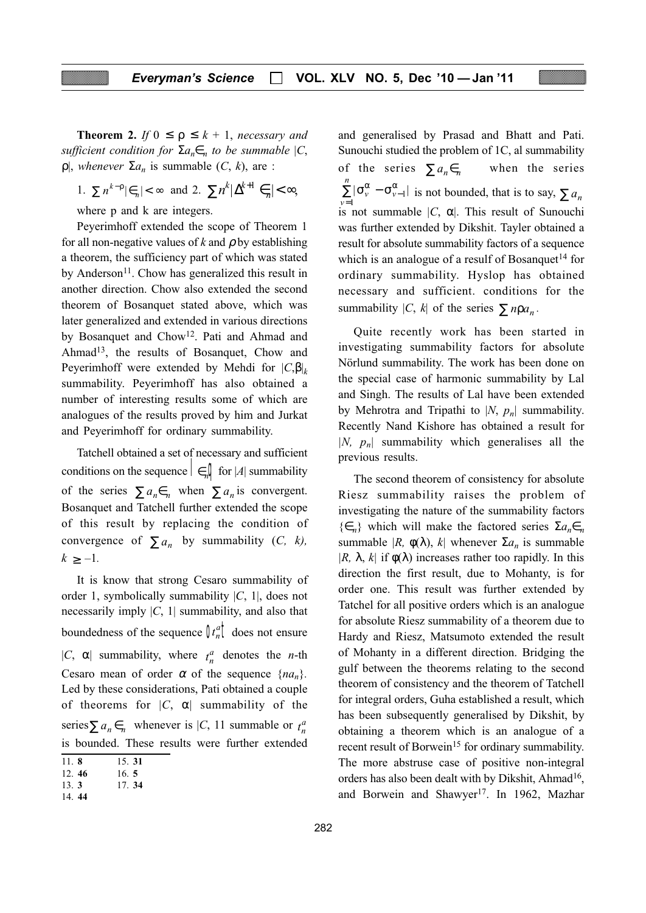**Theorem 2.** *If* $0 \leq \rho \leq k + 1$, *necessary and sufficient condition for* $\Sigma a_n \in_n$ *to be summable* $|C, \rho|$, *whenever* $\Sigma a_n$ is summable $(C, k)$, are :

1. $\sum n^{k-\rho} |\in_n| < \infty$ and 2. $\sum n^k |\Delta^{k+1} \in_n| < \infty$,

where p and k are integers.

Peyerimhoff extended the scope of Theorem 1 for all non-negative values of $k$ and $\rho$ by establishing a theorem, the sufficiency part of which was stated by Anderson[11]. Chow has generalized this result in another direction. Chow also extended the second theorem of Bosanquet stated above, which was later generalized and extended in various directions by Bosanquet and Chow[12]. Pati and Ahmad and Ahmad[13], the results of Bosanquet, Chow and Peyerimhoff were extended by Mehdi for $|C, \beta|_k$ summability. Peyerimhoff has also obtained a number of interesting results some of which are analogues of the results proved by him and Jurkat and Peyerimhoff for ordinary summability.

Tatchell obtained a set of necessary and sufficient conditions on the sequence $\{\in_n\}$ for $|A|$ summability of the series $\sum a_n \in_n$ when $\sum a_n$ is convergent. Bosanquet and Tatchell further extended the scope of this result by replacing the condition of convergence of $\sum a_n$ by summability $(C, k)$, $k \geq -1$.

It is know that strong Cesaro summability of order 1, symbolically summability $|C, 1|$, does not necessarily imply $|C, 1|$ summability, and also that boundedness of the sequence $\{t_n^a\}$ does not ensure $|C, \alpha|$ summability, where $t_n^a$ denotes the $n$-th Cesaro mean of order $\alpha$ of the sequence $\{na_n\}$. Led by these considerations, Pati obtained a couple of theorems for $|C, \alpha|$ summability of the series $\sum a_n \in_n$ whenever is $|C, 1|$ summable or $t_n^a$ is bounded. These results were further extended and generalised by Prasad and Bhatt and Pati. Sunouchi studied the problem of 1C, al summability of the series $\sum a_n \in_n$ when the series $\sum_{v=1}^{n} |\sigma_v^\alpha - \sigma_{v-1}^\alpha|$ is not bounded, that is to say, $\sum a_n$ is not summable $|C, \alpha|$. This result of Sunouchi was further extended by Dikshit. Tayler obtained a result for absolute summability factors of a sequence which is an analogue of a resulf of Bosanquet[14] for ordinary summability. Hyslop has obtained necessary and sufficient. conditions for the summability $|C, k|$ of the series $\sum n \rho a_n$.

Quite recently work has been started in investigating summability factors for absolute Nörlund summability. The work has been done on the special case of harmonic summability by Lal and Singh. The results of Lal have been extended by Mehrotra and Tripathi to $|N, p_n|$ summability. Recently Nand Kishore has obtained a result for $|N, p_n|$ summability which generalises all the previous results.

The second theorem of consistency for absolute Riesz summability raises the problem of investigating the nature of the summability factors $\{\in_n\}$ which will make the factored series $\Sigma a_n \in_n$ summable $|R, \phi(\lambda), k|$ whenever $\Sigma a_n$ is summable $|R, \lambda, k|$ if $\phi(\lambda)$ increases rather too rapidly. In this direction the first result, due to Mohanty, is for order one. This result was further extended by Tatchel for all positive orders which is an analogue for absolute Riesz summability of a theorem due to Hardy and Riesz, Matsumoto extended the result of Mohanty in a different direction. Bridging the gulf between the theorems relating to the second theorem of consistency and the theorem of Tatchell for integral orders, Guha established a result, which has been subsequently generalised by Dikshit, by obtaining a theorem which is an analogue of a recent result of Borwein[15] for ordinary summability. The more abstruse case of positive non-integral orders has also been dealt with by Dikshit, Ahmad[16], and Borwein and Shawyer[17]. In 1962, Mazhar

11. **8**
12. **46**
13. **3**
14. **44**
15. **31**
16. **5**
17. **34**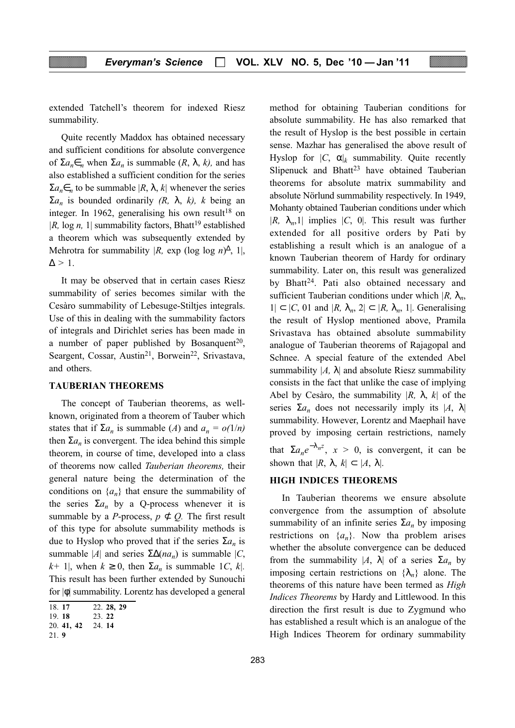extended Tatchell's theorem for indexed Riesz summability.

Quite recently Maddox has obtained necessary and sufficient conditions for absolute convergence of $\Sigma a_n \in_n$ when $\Sigma a_n$ is summable $(R, \lambda, k)$, and has also established a sufficient condition for the series $\Sigma a_n \in_n$ to be summable $|R, \lambda, k|$ whenever the series $\Sigma a_n$ is bounded ordinarily $(R, \lambda, k)$, $k$ being an integer. In 1962, generalising his own result[18] on $|R, \log n, 1|$ summability factors, Bhatt[19] established a theorem which was subsequently extended by Mehrotra for summability $|R, \exp (\log \log n)^{\Delta}, 1|$, $\Delta > 1$.

It may be observed that in certain cases Riesz summability of series becomes similar with the Cesàro summability of Lebesuge-Stiltjes integrals. Use of this in dealing with the summability factors of integrals and Dirichlet series has been made in a number of paper published by Bosanquent[20], Seargent, Cossar, Austin[21], Borwein[22], Srivastava, and others.

## TAUBERIAN THEOREMS

The concept of Tauberian theorems, as well-known, originated from a theorem of Tauber which states that if $\Sigma a_n$ is summable $(A)$ and $a_n = o(1/n)$ then $\Sigma a_n$ is convergent. The idea behind this simple theorem, in course of time, developed into a class of theorems now called *Tauberian theorems,* their general nature being the determination of the conditions on $\{a_n\}$ that ensure the summability of the series $\Sigma a_n$ by a Q-process whenever it is summable by a *P*-process, $p \not\subset Q$. The first result of this type for absolute summability methods is due to Hyslop who proved that if the series $\Sigma a_n$ is summable $|A|$ and series $\Sigma\Delta(na_n)$ is summable $|C, k+1|$, when $k \geq 0$, then $\Sigma a_n$ is summable $1C, k|$. This result has been further extended by Sunouchi for $|\phi|$ summability. Lorentz has developed a general method for obtaining Tauberian conditions for absolute summability. He has also remarked that the result of Hyslop is the best possible in certain sense. Mazhar has generalised the above result of Hyslop for $|C, \alpha|_k$ summability. Quite recently Slipenuck and Bhatt[23] have obtained Tauberian theorems for absolute matrix summability and absolute Nörlund summability respectively. In 1949, Mohanty obtained Tauberian conditions under which $|R, \lambda_n, 1|$ implies $|C, 0|$. This result was further extended for all positive orders by Pati by establishing a result which is an analogue of a known Tauberian theorem of Hardy for ordinary summability. Later on, this result was generalized by Bhatt[24]. Pati also obtained necessary and sufficient Tauberian conditions under which $|R, \lambda_n, 1| \subset |C, 01$ and $|R, \lambda_n, 2| \subset |R, \lambda_n, 1|$. Generalising the result of Hyslop mentioned above, Pramila Srivastava has obtained absolute summability analogue of Tauberian theorems of Rajagopal and Schnee. A special feature of the extended Abel summability $|A, \lambda|$ and absolute Riesz summability consists in the fact that unlike the case of implying Abel by Cesàro, the summability $|R, \lambda, k|$ of the series $\Sigma a_n$ does not necessarily imply its $|A, \lambda|$ summability. However, Lorentz and Maephail have proved by imposing certain restrictions, namely that $\Sigma a_n e^{-\lambda_n z}$, $x > 0$, is convergent, it can be shown that $|R, \lambda, k| \subset |A, \lambda|$.

## HIGH INDICES THEOREMS

In Tauberian theorems we ensure absolute convergence from the assumption of absolute summability of an infinite series $\Sigma a_n$ by imposing restrictions on $\{a_n\}$. Now tha problem arises whether the absolute convergence can be deduced from the summability $|A, \lambda|$ of a series $\Sigma a_n$ by imposing certain restrictions on $\{\lambda_n\}$ alone. The theorems of this nature have been termed as *High Indices Theorems* by Hardy and Littlewood. In this direction the first result is due to Zygmund who has established a result which is an analogue of the High Indices Theorem for ordinary summability

18. **17**
19. **18**
20. **41, 42**
21. **9**
22. **28, 29**
23. **22**
24. **14**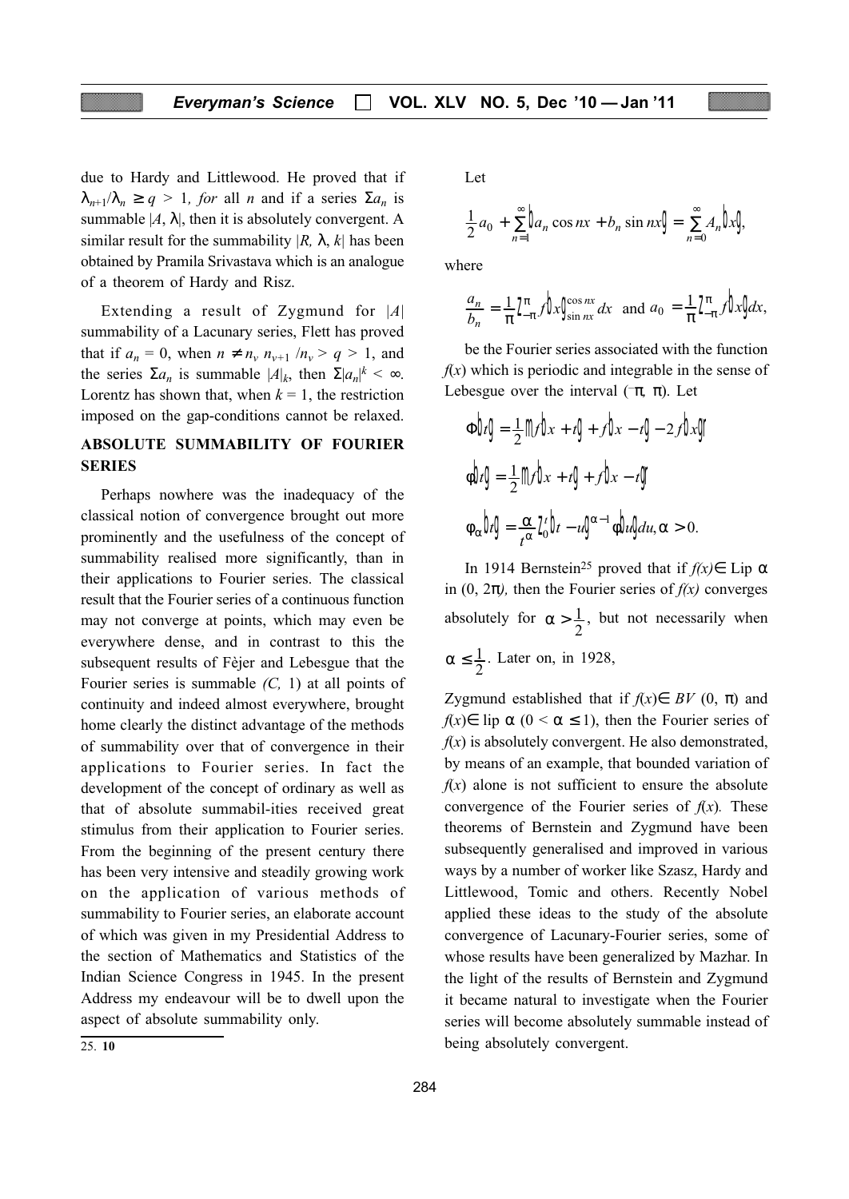due to Hardy and Littlewood. He proved that if $\lambda_{n+1}/\lambda_n \geq q > 1$, *for* all *n* and if a series $\Sigma a_n$ is summable $|A, \lambda|$, then it is absolutely convergent. A similar result for the summability $|R, \lambda, k|$ has been obtained by Pramila Srivastava which is an analogue of a theorem of Hardy and Risz.

Extending a result of Zygmund for $|A|$ summability of a Lacunary series, Flett has proved that if $a_n = 0$, when $n \neq n_\nu$, $n_{\nu+1}/n_\nu > q > 1$, and the series $\Sigma a_n$ is summable $|A|_k$, then $\Sigma |a_n|^k < \infty$. Lorentz has shown that, when $k = 1$, the restriction imposed on the gap-conditions cannot be relaxed.

## ABSOLUTE SUMMABILITY OF FOURIER SERIES

Perhaps nowhere was the inadequacy of the classical notion of convergence brought out more prominently and the usefulness of the concept of summability realised more significantly, than in their applications to Fourier series. The classical result that the Fourier series of a continuous function may not converge at points, which may even be everywhere dense, and in contrast to this the subsequent results of Fèjer and Lebesgue that the Fourier series is summable *(C,* 1) at all points of continuity and indeed almost everywhere, brought home clearly the distinct advantage of the methods of summability over that of convergence in their applications to Fourier series. In fact the development of the concept of ordinary as well as that of absolute summabil-ities received great stimulus from their application to Fourier series. From the beginning of the present century there has been very intensive and steadily growing work on the application of various methods of summability to Fourier series, an elaborate account of which was given in my Presidential Address to the section of Mathematics and Statistics of the Indian Science Congress in 1945. In the present Address my endeavour will be to dwell upon the aspect of absolute summability only.

Let

$$\frac{1}{2}a_0 + \sum_{n=1}^{\infty}(a_n \cos nx + b_n \sin nx) = \sum_{n=0}^{\infty} A_n(x),$$

where

$$\frac{a_n}{b_n} = \frac{1}{\pi}\int_{-\pi}^{\pi} f(x) {\cos nx \atop \sin nx} dx \text{ and } a_0 = \frac{1}{\pi}\int_{-\pi}^{\pi} f(x) dx,$$

be the Fourier series associated with the function $f(x)$ which is periodic and integrable in the sense of Lebesgue over the interval $(-\pi, \pi)$. Let

$$\Phi(t) = \frac{1}{2}\{f(x+t) + f(x-t) - 2f(x)\}$$

$$\phi(t) = \frac{1}{2}\{f(x+t) + f(x-t)\}$$

$$\phi_\alpha(t) = \frac{\alpha}{t^\alpha}\int_0^t (t-u)^{\alpha-1}\phi(u)du, \alpha > 0.$$

In 1914 Bernstein[25] proved that if $f(x) \in \text{Lip}\ \alpha$ in $(0, 2\pi)$, then the Fourier series of $f(x)$ converges absolutely for $\alpha > \frac{1}{2}$, but not necessarily when $\alpha \leq \frac{1}{2}$. Later on, in 1928,

Zygmund established that if $f(x) \in BV\ (0, \pi)$ and $f(x) \in \text{lip}\ \alpha\ (0 < \alpha \leq 1)$, then the Fourier series of $f(x)$ is absolutely convergent. He also demonstrated, by means of an example, that bounded variation of $f(x)$ alone is not sufficient to ensure the absolute convergence of the Fourier series of $f(x)$. These theorems of Bernstein and Zygmund have been subsequently generalised and improved in various ways by a number of worker like Szasz, Hardy and Littlewood, Tomic and others. Recently Nobel applied these ideas to the study of the absolute convergence of Lacunary-Fourier series, some of whose results have been generalized by Mazhar. In the light of the results of Bernstein and Zygmund it became natural to investigate when the Fourier series will become absolutely summable instead of being absolutely convergent.

25. **10**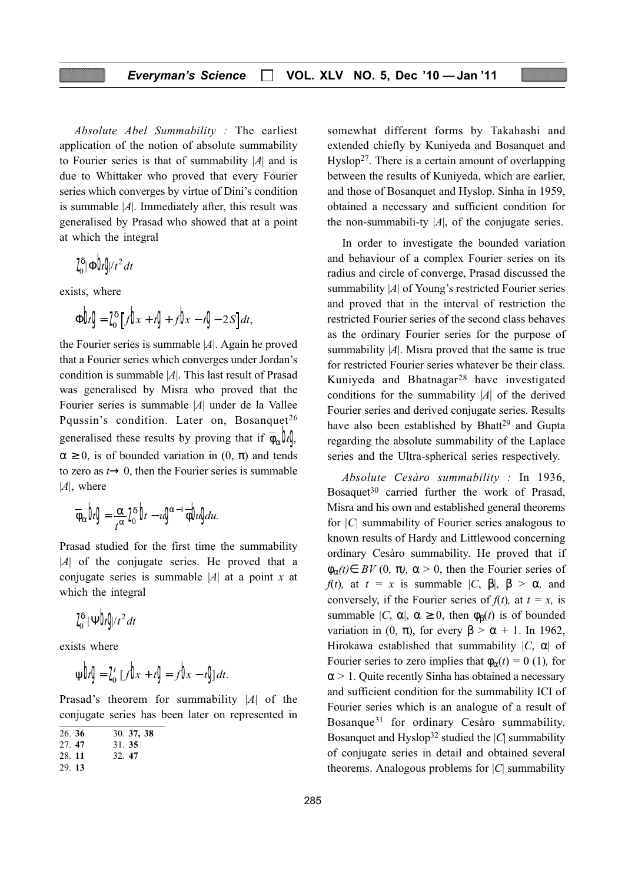*Absolute Abel Summability :* The earliest application of the notion of absolute summability to Fourier series is that of summability $|A|$ and is due to Whittaker who proved that every Fourier series which converges by virtue of Dini's condition is summable $|A|$. Immediately after, this result was generalised by Prasad who showed that at a point at which the integral

$$\int_0^{\delta} |\Phi(t)|/t^2 \, dt$$

exists, where

$$\Phi(t) = \int_0^{\delta} \left[ f(x+t) + f(x-t) - 2S \right] dt,$$

the Fourier series is summable $|A|$. Again he proved that a Fourier series which converges under Jordan's condition is summable $|A|$. This last result of Prasad was generalised by Misra who proved that the Fourier series is summable $|A|$ under de la Vallee Pqussin's condition. Later on, Bosanquet[26] generalised these results by proving that if $\overline{\phi}_{\alpha}(t)$, $\alpha \geq 0$, is of bounded variation in $(0, \pi)$ and tends to zero as $t \to 0$, then the Fourier series is summable $|A|$, where

$$\overline{\phi}_{\alpha}(t) = \frac{\alpha}{t^{\alpha}} \int_0^{\delta} (t-u)^{\alpha-1} \phi(u) \, du.$$

Prasad studied for the first time the summability $|A|$ of the conjugate series. He proved that a conjugate series is summable $|A|$ at a point $x$ at which the integral

$$\int_0^{\delta} |\Psi(t)|/t^2 \, dt$$

exists where

$$\psi(t) = \int_0^{t} [f(x+t) = f(x-t)] \, dt.$$

Prasad's theorem for summability $|A|$ of the conjugate series has been later on represented in somewhat different forms by Takahashi and extended chiefly by Kuniyeda and Bosanquet and Hyslop[27]. There is a certain amount of overlapping between the results of Kuniyeda, which are earlier, and those of Bosanquet and Hyslop. Sinha in 1959, obtained a necessary and sufficient condition for the non-summabili-ty $|A|$, of the conjugate series.

In order to investigate the bounded variation and behaviour of a complex Fourier series on its radius and circle of converge, Prasad discussed the summability $|A|$ of Young's restricted Fourier series and proved that in the interval of restriction the restricted Fourier series of the second class behaves as the ordinary Fourier series for the purpose of summability $|A|$. Misra proved that the same is true for restricted Fourier series whatever be their class. Kuniyeda and Bhatnagar[28] have investigated conditions for the summability $|A|$ of the derived Fourier series and derived conjugate series. Results have also been established by Bhatt[29] and Gupta regarding the absolute summability of the Laplace series and the Ultra-spherical series respectively.

*Absolute Cesàro summability :* In 1936, Bosaquet[30] carried further the work of Prasad, Misra and his own and established general theorems for $|C|$ summability of Fourier series analogous to known results of Hardy and Littlewood concerning ordinary Cesàro summability. He proved that if $\phi_{\alpha}(t) \in BV(0, \pi)$, $\alpha > 0$, then the Fourier series of $f(t)$, at $t = x$ is summable $|C, \beta|$, $\beta > \alpha$, and conversely, if the Fourier series of $f(t)$, at $t = x$, is summable $|C, \alpha|$, $\alpha \geq 0$, then $\phi_{\beta}(t)$ is of bounded variation in $(0, \pi)$, for every $\beta > \alpha + 1$. In 1962, Hirokawa established that summability $|C, \alpha|$ of Fourier series to zero implies that $\phi_{\alpha}(t) = 0$ (1), for $\alpha > 1$. Quite recently Sinha has obtained a necessary and sufficient condition for the summability ICI of Fourier series which is an analogue of a result of Bosanque[31] for ordinary Cesàro summability. Bosanquet and Hyslop[32] studied the $|C|$ summability of conjugate series in detail and obtained several theorems. Analogous problems for $|C|$ summability

---

26. **36**
27. **47**
28. **11**
29. **13**
30. **37, 38**
31. **35**
32. **47**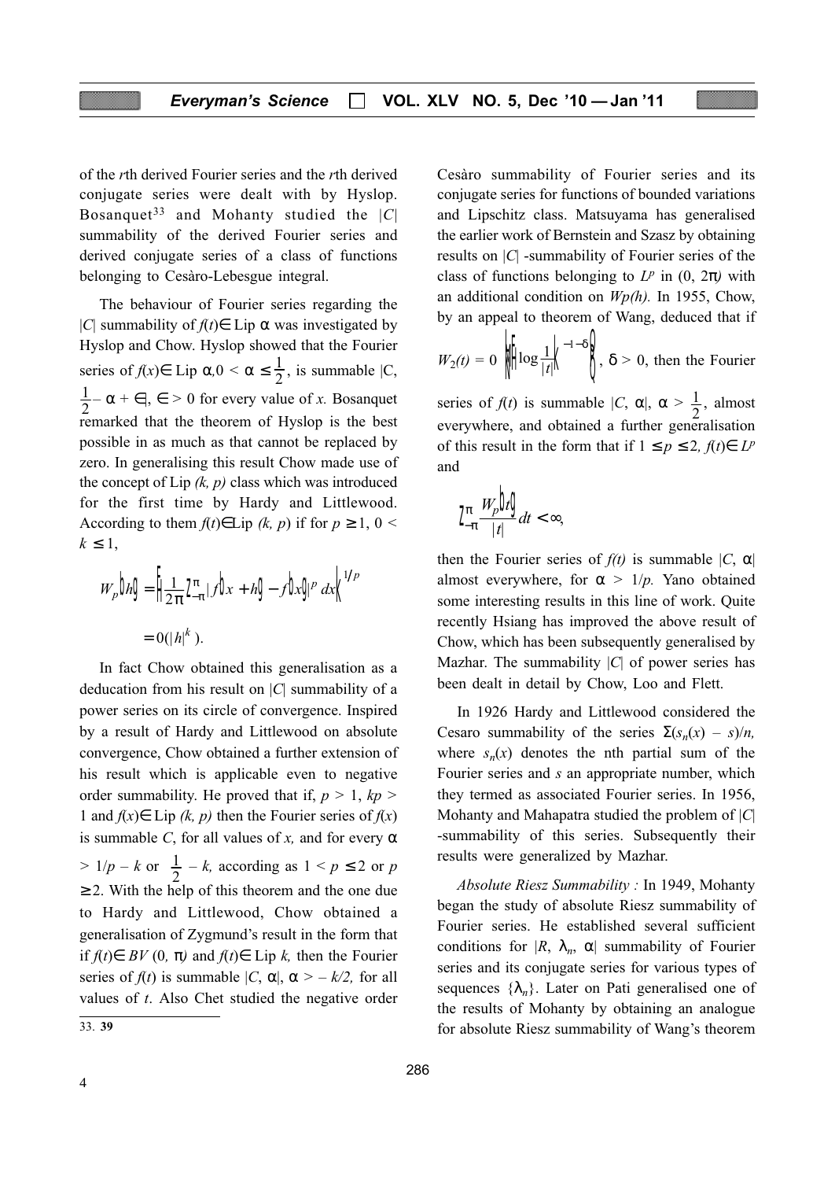of the *r*th derived Fourier series and the *r*th derived conjugate series were dealt with by Hyslop. Bosanquet[33] and Mohanty studied the $|C|$ summability of the derived Fourier series and derived conjugate series of a class of functions belonging to Cesàro-Lebesgue integral.

The behaviour of Fourier series regarding the $|C|$ summability of $f(t) \in \text{Lip}\ \alpha$ was investigated by Hyslop and Chow. Hyslop showed that the Fourier series of $f(x) \in \text{Lip}\ \alpha, 0 < \alpha \leq \frac{1}{2}$, is summable $|C, \frac{1}{2} - \alpha + \in|, \in > 0$ for every value of $x$. Bosanquet remarked that the theorem of Hyslop is the best possible in as much as that cannot be replaced by zero. In generalising this result Chow made use of the concept of Lip $(k, p)$ class which was introduced for the first time by Hardy and Littlewood. According to them $f(t) \in \text{Lip}\ (k, p)$ if for $p \geq 1$, $0 < k \leq 1$,

$$W_p(h) = \left\{\frac{1}{2\pi}\int_{-\pi}^{\pi} |f(x+h) - f(x)|^p \, dx\right\}^{1/p}$$

$$= 0(|h|^k).$$

In fact Chow obtained this generalisation as a deducation from his result on $|C|$ summability of a power series on its circle of convergence. Inspired by a result of Hardy and Littlewood on absolute convergence, Chow obtained a further extension of his result which is applicable even to negative order summability. He proved that if, $p > 1$, $kp > 1$ and $f(x) \in \text{Lip}\ (k, p)$ then the Fourier series of $f(x)$ is summable $C$, for all values of $x$, and for every $\alpha > 1/p - k$ or $\frac{1}{2} - k$, according as $1 < p \leq 2$ or $p \geq 2$. With the help of this theorem and the one due to Hardy and Littlewood, Chow obtained a generalisation of Zygmund's result in the form that if $f(t) \in BV\ (0, \pi)$ and $f(t) \in \text{Lip}\ k$, then the Fourier series of $f(t)$ is summable $|C, \alpha|$, $\alpha > -k/2$, for all values of $t$. Also Chet studied the negative order Cesàro summability of Fourier series and its conjugate series for functions of bounded variations and Lipschitz class. Matsuyama has generalised the earlier work of Bernstein and Szasz by obtaining results on $|C|$ -summability of Fourier series of the class of functions belonging to $L^p$ in $(0, 2\pi)$ with an additional condition on $W_p(h)$. In 1955, Chow, by an appeal to theorem of Wang, deduced that if $W_2(t) = 0\left\{\left(\log\frac{1}{|t|}\right)^{-1-\delta}\right\}$, $\delta > 0$, then the Fourier series of $f(t)$ is summable $|C, \alpha|$, $\alpha > \frac{1}{2}$, almost everywhere, and obtained a further generalisation of this result in the form that if $1 \leq p \leq 2$, $f(t) \in L^p$ and

$$\int_{-\pi}^{\pi} \frac{W_p(t)}{|t|} dt < \infty,$$

then the Fourier series of $f(t)$ is summable $|C, \alpha|$ almost everywhere, for $\alpha > 1/p$. Yano obtained some interesting results in this line of work. Quite recently Hsiang has improved the above result of Chow, which has been subsequently generalised by Mazhar. The summability $|C|$ of power series has been dealt in detail by Chow, Loo and Flett.

In 1926 Hardy and Littlewood considered the Cesaro summability of the series $\Sigma(s_n(x) - s)/n$, where $s_n(x)$ denotes the nth partial sum of the Fourier series and $s$ an appropriate number, which they termed as associated Fourier series. In 1956, Mohanty and Mahapatra studied the problem of $|C|$ -summability of this series. Subsequently their results were generalized by Mazhar.

*Absolute Riesz Summability :* In 1949, Mohanty began the study of absolute Riesz summability of Fourier series. He established several sufficient conditions for $|R, \lambda_n, \alpha|$ summability of Fourier series and its conjugate series for various types of sequences $\{\lambda_n\}$. Later on Pati generalised one of the results of Mohanty by obtaining an analogue for absolute Riesz summability of Wang's theorem

---

33. **39**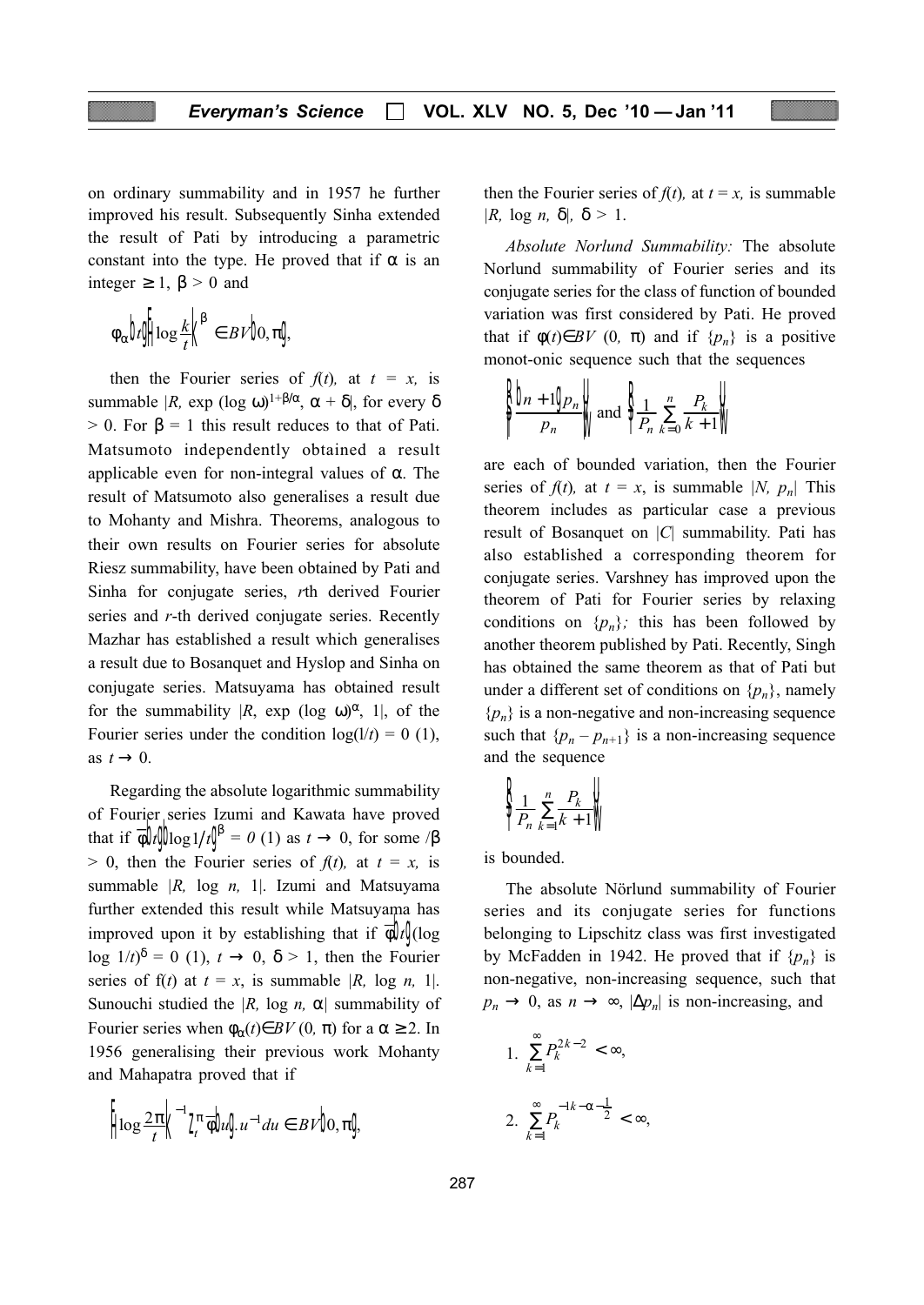on ordinary summability and in 1957 he further improved his result. Subsequently Sinha extended the result of Pati by introducing a parametric constant into the type. He proved that if $\alpha$ is an integer $\geq 1$, $\beta > 0$ and

$$\phi_\alpha(t)\left(\log \frac{k}{t}\right)^\beta \in BV(0, \pi),$$

then the Fourier series of $f(t)$, at $t = x$, is summable $|R, \exp(\log \omega)^{1+\beta/\alpha}, \alpha + \delta|$, for every $\delta > 0$. For $\beta = 1$ this result reduces to that of Pati. Matsumoto independently obtained a result applicable even for non-integral values of $\alpha$. The result of Matsumoto also generalises a result due to Mohanty and Mishra. Theorems, analogous to their own results on Fourier series for absolute Riesz summability, have been obtained by Pati and Sinha for conjugate series, $r$th derived Fourier series and $r$-th derived conjugate series. Recently Mazhar has established a result which generalises a result due to Bosanquet and Hyslop and Sinha on conjugate series. Matsuyama has obtained result for the summability $|R, \exp(\log \omega)^\alpha, 1|$, of the Fourier series under the condition $\log(1/t) = 0\,(1)$, as $t \to 0$.

Regarding the absolute logarithmic summability of Fourier series Izumi and Kawata have proved that if $\overline{\phi}(t)(\log 1/t)^\beta = 0\,(1)$ as $t \to 0$, for some $\beta > 0$, then the Fourier series of $f(t)$, at $t = x$, is summable $|R, \log n, 1|$. Izumi and Matsuyama further extended this result while Matsuyama has improved upon it by establishing that if $\overline{\phi}(t)(\log \log 1/t)^\delta = 0\,(1)$, $t \to 0$, $\delta > 1$, then the Fourier series of $f(t)$ at $t = x$, is summable $|R, \log n, 1|$. Sunouchi studied the $|R, \log n, \alpha|$ summability of Fourier series when $\phi_\alpha(t) \in BV\,(0, \pi)$ for a $\alpha \geq 2$. In 1956 generalising their previous work Mohanty and Mahapatra proved that if

$$\left(\log \frac{2\pi}{t}\right)^{-1} \int_t^\pi \overline{\phi}(u).u^{-1}du \in BV(0, \pi),$$

then the Fourier series of $f(t)$, at $t = x$, is summable $|R, \log n, \delta|$, $\delta > 1$.

*Absolute Norlund Summability:* The absolute Norlund summability of Fourier series and its conjugate series for the class of function of bounded variation was first considered by Pati. He proved that if $\phi(t) \in BV\,(0, \pi)$ and if $\{p_n\}$ is a positive monot-onic sequence such that the sequences

$$\left\{\frac{(n+1)p_n}{p_n}\right\} \text{ and } \left\{\frac{1}{P_n}\sum_{k=0}^{n}\frac{P_k}{k+1}\right\}$$

are each of bounded variation, then the Fourier series of $f(t)$, at $t = x$, is summable $|N, p_n|$ This theorem includes as particular case a previous result of Bosanquet on $|C|$ summability. Pati has also established a corresponding theorem for conjugate series. Varshney has improved upon the theorem of Pati for Fourier series by relaxing conditions on $\{p_n\}$; this has been followed by another theorem published by Pati. Recently, Singh has obtained the same theorem as that of Pati but under a different set of conditions on $\{p_n\}$, namely $\{p_n\}$ is a non-negative and non-increasing sequence such that $\{p_n - p_{n+1}\}$ is a non-increasing sequence and the sequence

$$\left\{\frac{1}{P_n}\sum_{k=1}^{n}\frac{P_k}{k+1}\right\}$$

is bounded.

The absolute Nörlund summability of Fourier series and its conjugate series for functions belonging to Lipschitz class was first investigated by McFadden in 1942. He proved that if $\{p_n\}$ is non-negative, non-increasing sequence, such that $p_n \to 0$, as $n \to \infty$, $|\Delta p_n|$ is non-increasing, and

1. $\sum_{k=1}^{\infty} P_k^{2k-2} < \infty,$

2. $\sum_{k=1}^{\infty} P_k^{-1k-\alpha-\frac{1}{2}} < \infty,$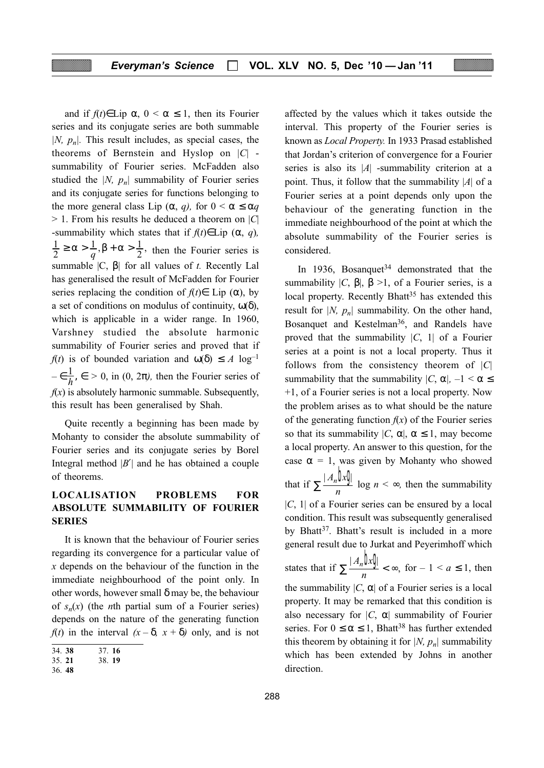and if $f(t) \in \text{Lip}\ \alpha$, $0 < \alpha \leq 1$, then its Fourier series and its conjugate series are both summable $|N, p_n|$. This result includes, as special cases, the theorems of Bernstein and Hyslop on $|C|$ -summability of Fourier series. McFadden also studied the $|N, p_n|$ summability of Fourier series and its conjugate series for functions belonging to the more general class Lip $(\alpha, q)$, for $0 < \alpha \leq \alpha q > 1$. From his results he deduced a theorem on $|C|$ -summability which states that if $f(t) \in \text{Lip}\ (\alpha, q)$, $\frac{1}{2} \geq \alpha > \frac{1}{q}, \beta + \alpha > \frac{1}{2}$, then the Fourier series is summable $|C, \beta|$ for all values of $t$. Recently Lal has generalised the result of McFadden for Fourier series replacing the condition of $f(t) \in \text{Lip}\ (\alpha)$, by a set of conditions on modulus of continuity, $\omega(\delta)$, which is applicable in a wider range. In 1960, Varshney studied the absolute harmonic summability of Fourier series and proved that if $f(t)$ is of bounded variation and $\omega(\delta) \leq A \log^{-1} - \in \frac{1}{h}$, $\in > 0$, in $(0, 2\pi)$, then the Fourier series of $f(x)$ is absolutely harmonic summable. Subsequently, this result has been generalised by Shah.

Quite recently a beginning has been made by Mohanty to consider the absolute summability of Fourier series and its conjugate series by Borel Integral method $|B'|$ and he has obtained a couple of theorems.

## LOCALISATION PROBLEMS FOR ABSOLUTE SUMMABILITY OF FOURIER SERIES

It is known that the behaviour of Fourier series regarding its convergence for a particular value of $x$ depends on the behaviour of the function in the immediate neighbourhood of the point only. In other words, however small $\delta$ may be, the behaviour of $s_n(x)$ (the $n$th partial sum of a Fourier series) depends on the nature of the generating function $f(t)$ in the interval $(x - \delta, x + \delta)$ only, and is not affected by the values which it takes outside the interval. This property of the Fourier series is known as *Local Property.* In 1933 Prasad established that Jordan's criterion of convergence for a Fourier series is also its $|A|$ -summability criterion at a point. Thus, it follow that the summability $|A|$ of a Fourier series at a point depends only upon the behaviour of the generating function in the immediate neighbourhood of the point at which the absolute summability of the Fourier series is considered.

In 1936, Bosanquet[34] demonstrated that the summability $|C, \beta|$, $\beta > 1$, of a Fourier series, is a local property. Recently Bhatt[35] has extended this result for $|N, p_n|$ summability. On the other hand, Bosanquet and Kestelman[36], and Randels have proved that the summability $|C, 1|$ of a Fourier series at a point is not a local property. Thus it follows from the consistency theorem of $|C|$ summability that the summability $|C, \alpha|$, $-1 < \alpha \leq +1$, of a Fourier series is not a local property. Now the problem arises as to what should be the nature of the generating function $f(x)$ of the Fourier series so that its summability $|C, \alpha|$, $\alpha \leq 1$, may become a local property. An answer to this question, for the case $\alpha = 1$, was given by Mohanty who showed that if $\sum \frac{|A_n(x)|}{n} \log n < \infty$, then the summability $|C, 1|$ of a Fourier series can be ensured by a local condition. This result was subsequently generalised by Bhatt[37]. Bhatt's result is included in a more general result due to Jurkat and Peyerimhoff which states that if $\sum \frac{|A_n(x)|}{n} < \infty$, for $-1 < a \leq 1$, then the summability $|C, \alpha|$ of a Fourier series is a local property. It may be remarked that this condition is also necessary for $|C, \alpha|$ summability of Fourier series. For $0 \leq \alpha \leq 1$, Bhatt[38] has further extended this theorem by obtaining it for $|N, p_n|$ summability which has been extended by Johns in another direction.

34. **38**
35. **21**
36. **48**
37. **16**
38. **19**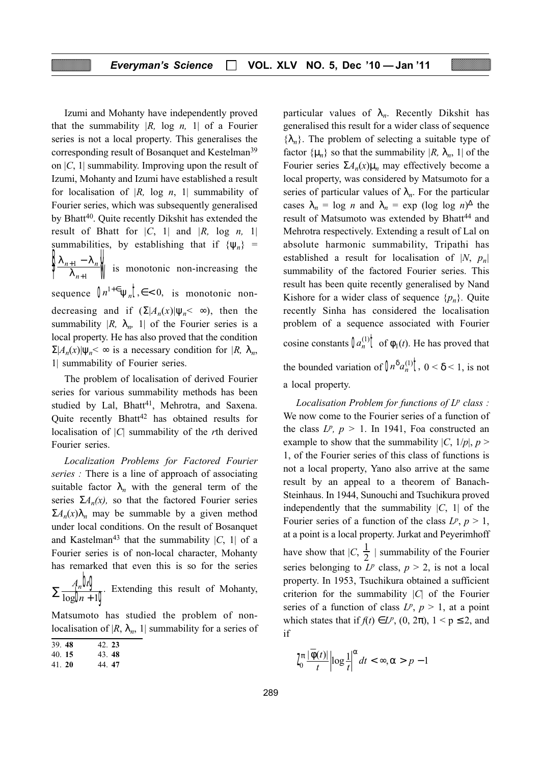Izumi and Mohanty have independently proved that the summability $|R, \log n, 1|$ of a Fourier series is not a local property. This generalises the corresponding result of Bosanquet and Kestelman[39] on $|C, 1|$ summability. Improving upon the result of Izumi, Mohanty and Izumi have established a result for localisation of $|R, \log n, 1|$ summability of Fourier series, which was subsequently generalised by Bhatt[40]. Quite recently Dikshit has extended the result of Bhatt for $|C, 1|$ and $|R, \log n, 1|$ summabilities, by establishing that if $\{\psi_n\} = \left\{\frac{\lambda_{n+1} - \lambda_n}{\lambda_{n+1}}\right\}$ is monotonic non-increasing the sequence $\{n^{1+\in}\psi_n\}, \in < 0$, is monotonic non-decreasing and if $(\Sigma|A_n(x)|\psi_n < \infty)$, then the summability $|R, \lambda_n, 1|$ of the Fourier series is a local property. He has also proved that the condition $\Sigma|A_n(x)|\psi_n < \infty$ is a necessary condition for $|R, \lambda_n, 1|$ summability of Fourier series.

The problem of localisation of derived Fourier series for various summability methods has been studied by Lal, Bhatt[41], Mehrotra, and Saxena. Quite recently Bhatt[42] has obtained results for localisation of $|C|$ summability of the $r$th derived Fourier series.

*Localization Problems for Factored Fourier series :* There is a line of approach of associating suitable factor $\lambda_n$ with the general term of the series $\Sigma A_n(x)$, so that the factored Fourier series $\Sigma A_n(x)\lambda_n$ may be summable by a given method under local conditions. On the result of Bosanquet and Kastelman[43] that the summability $|C, 1|$ of a Fourier series is of non-local character, Mohanty has remarked that even this is so for the series $\sum \frac{A_n(t)}{\log(n+1)}$. Extending this result of Mohanty, Matsumoto has studied the problem of non-localisation of $|R, \lambda_n, 1|$ summability for a series of particular values of $\lambda_n$. Recently Dikshit has generalised this result for a wider class of sequence $\{\lambda_n\}$. The problem of selecting a suitable type of factor $\{\mu_n\}$ so that the summability $|R, \lambda_n, 1|$ of the Fourier series $\Sigma A_n(x)\mu_n$ may effectively become a local property, was considered by Matsumoto for a series of particular values of $\lambda_n$. For the particular cases $\lambda_n = \log n$ and $\lambda_n = \exp (\log \log n)^{\Delta}$ the result of Matsumoto was extended by Bhatt[44] and Mehrotra respectively. Extending a result of Lal on absolute harmonic summability, Tripathi has established a result for localisation of $|N, p_n|$ summability of the factored Fourier series. This result has been quite recently generalised by Nand Kishore for a wider class of sequence $\{p_n\}$. Quite recently Sinha has considered the localisation problem of a sequence associated with Fourier cosine constants $\{a_n^{(1)}\}$ of $\phi_1(t)$. He has proved that the bounded variation of $\{n^{\delta}a_n^{(1)}\}$, $0 < \delta < 1$, is not a local property.

*Localisation Problem for functions of $L^p$ class :* We now come to the Fourier series of a function of the class $L^p$, $p > 1$. In 1941, Foa constructed an example to show that the summability $|C, 1/p|$, $p > 1$, of the Fourier series of this class of functions is not a local property, Yano also arrive at the same result by an appeal to a theorem of Banach-Steinhaus. In 1944, Sunouchi and Tsuchikura proved independently that the summability $|C, 1|$ of the Fourier series of a function of the class $L^p$, $p > 1$, at a point is a local property. Jurkat and Peyerimhoff have show that $|C, \frac{1}{2}|$ summability of the Fourier series belonging to $L^p$ class, $p > 2$, is not a local property. In 1953, Tsuchikura obtained a sufficient criterion for the summability $|C|$ of the Fourier series of a function of class $L^p$, $p > 1$, at a point which states that if $f(t) \in L^p$, $(0, 2\pi)$, $1 < p \leq 2$, and if

$$\int_0^{\pi} \frac{|\overline{\phi}(t)|}{t} \left|\log \frac{1}{t}\right|^{\alpha} dt < \infty, \alpha > p - 1$$

---

39. **48**
40. **15**
41. **20**
42. **23**
43. **48**
44. **47**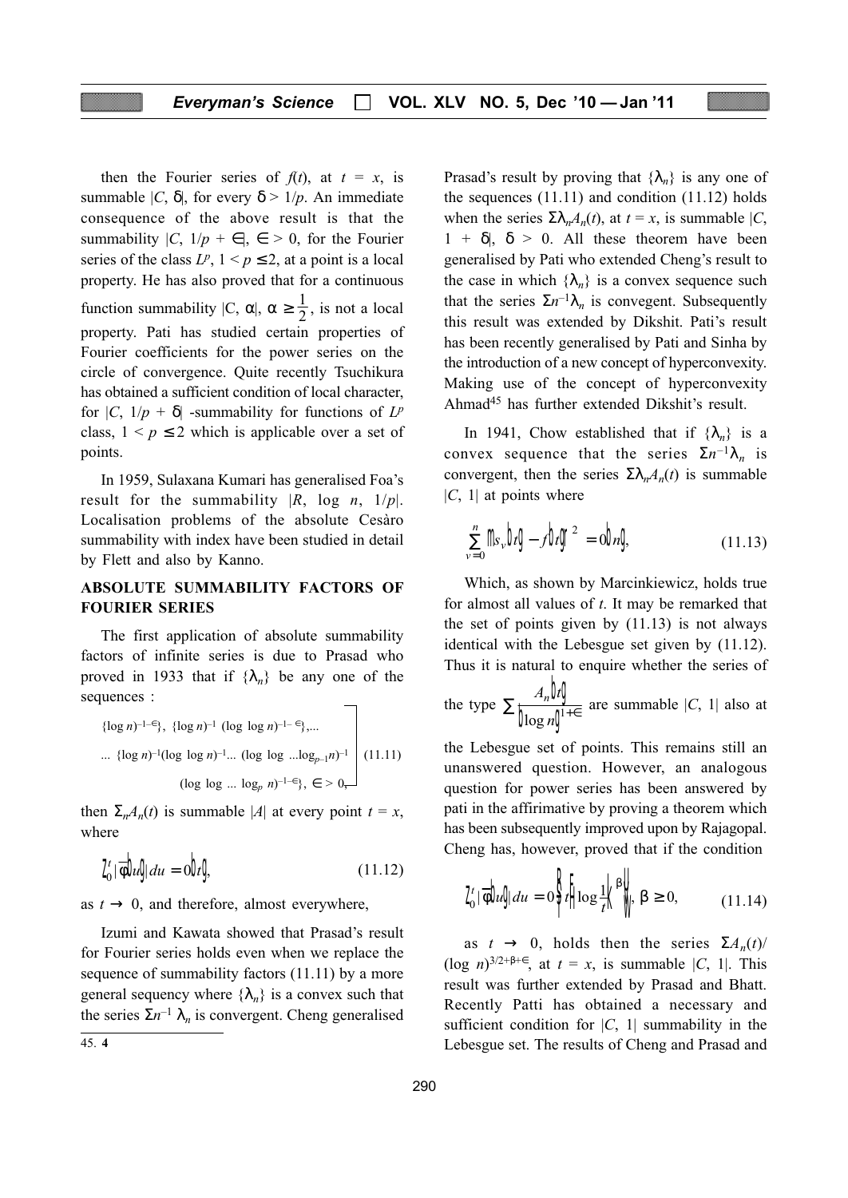then the Fourier series of $f(t)$, at $t = x$, is summable $|C, \delta|$, for every $\delta > 1/p$. An immediate consequence of the above result is that the summability $|C, 1/p + \in|$, $\in > 0$, for the Fourier series of the class $L^p$, $1 < p \leq 2$, at a point is a local property. He has also proved that for a continuous function summability $|C, \alpha|$, $\alpha \geq \frac{1}{2}$, is not a local property. Pati has studied certain properties of Fourier coefficients for the power series on the circle of convergence. Quite recently Tsuchikura has obtained a sufficient condition of local character, for $|C, 1/p + \delta|$ -summability for functions of $L^p$ class, $1 < p \leq 2$ which is applicable over a set of points.

In 1959, Sulaxana Kumari has generalised Foa's result for the summability $|R, \log n, 1/p|$. Localisation problems of the absolute Cesàro summability with index have been studied in detail by Flett and also by Kanno.

## ABSOLUTE SUMMABILITY FACTORS OF FOURIER SERIES

The first application of absolute summability factors of infinite series is due to Prasad who proved in 1933 that if $\{\lambda_n\}$ be any one of the sequences :

$$\left.\begin{aligned} &\{(\log n)^{-1-\in}\},\ \{(\log n)^{-1}\ (\log\ \log n)^{-1-\in}\},\ldots \\ &\ldots\ \{(\log n)^{-1}(\log\ \log n)^{-1}\ldots\ (\log\ \log\ \ldots\log_{p-1}n)^{-1} \\ &\qquad (\log\ \log\ \ldots\ \log_p\ n)^{-1-\in}\},\ \in > 0, \end{aligned}\right\} \tag{11.11}$$

then $\Sigma_n A_n(t)$ is summable $|A|$ at every point $t = x$, where

$$\int_0^t |\phi(u)|\, du = o(t), \tag{11.12}$$

as $t \to 0$, and therefore, almost everywhere,

Izumi and Kawata showed that Prasad's result for Fourier series holds even when we replace the sequence of summability factors (11.11) by a more general sequency where $\{\lambda_n\}$ is a convex such that the series $\Sigma n^{-1} \lambda_n$ is convergent. Cheng generalised Prasad's result by proving that $\{\lambda_n\}$ is any one of the sequences (11.11) and condition (11.12) holds when the series $\Sigma\lambda_n A_n(t)$, at $t = x$, is summable $|C, 1 + \delta|$, $\delta > 0$. All these theorem have been generalised by Pati who extended Cheng's result to the case in which $\{\lambda_n\}$ is a convex sequence such that the series $\Sigma n^{-1}\lambda_n$ is convergent. Subsequently this result was extended by Dikshit. Pati's result has been recently generalised by Pati and Sinha by the introduction of a new concept of hyperconvexity. Making use of the concept of hyperconvexity Ahmad[45] has further extended Dikshit's result.

In 1941, Chow established that if $\{\lambda_n\}$ is a convex sequence that the series $\Sigma n^{-1}\lambda_n$ is convergent, then the series $\Sigma\lambda_n A_n(t)$ is summable $|C, 1|$ at points where

$$\sum_{v=0}^{n} \{s_v(t) - f(t)\}^2 = O(n), \tag{11.13}$$

Which, as shown by Marcinkiewicz, holds true for almost all values of $t$. It may be remarked that the set of points given by (11.13) is not always identical with the Lebesgue set given by (11.12). Thus it is natural to enquire whether the series of the type $\sum \frac{A_n(t)}{(\log n)^{1+\in}}$ are summable $|C, 1|$ also at the Lebesgue set of points. This remains still an unanswered question. However, an analogous question for power series has been answered by pati in the affirmative by proving a theorem which has been subsequently improved upon by Rajagopal. Cheng has, however, proved that if the condition

$$\int_0^t |\phi(u)|\, du = O\left\{t\left(\log\frac{1}{t}\right)^{\beta}\right\},\ \beta \geq 0, \tag{11.14}$$

as $t \to 0$, holds then the series $\Sigma A_n(t)/(\log n)^{3/2+\beta+\in}$, at $t = x$, is summable $|C, 1|$. This result was further extended by Prasad and Bhatt. Recently Patti has obtained a necessary and sufficient condition for $|C, 1|$ summability in the Lebesgue set. The results of Cheng and Prasad and

45. 4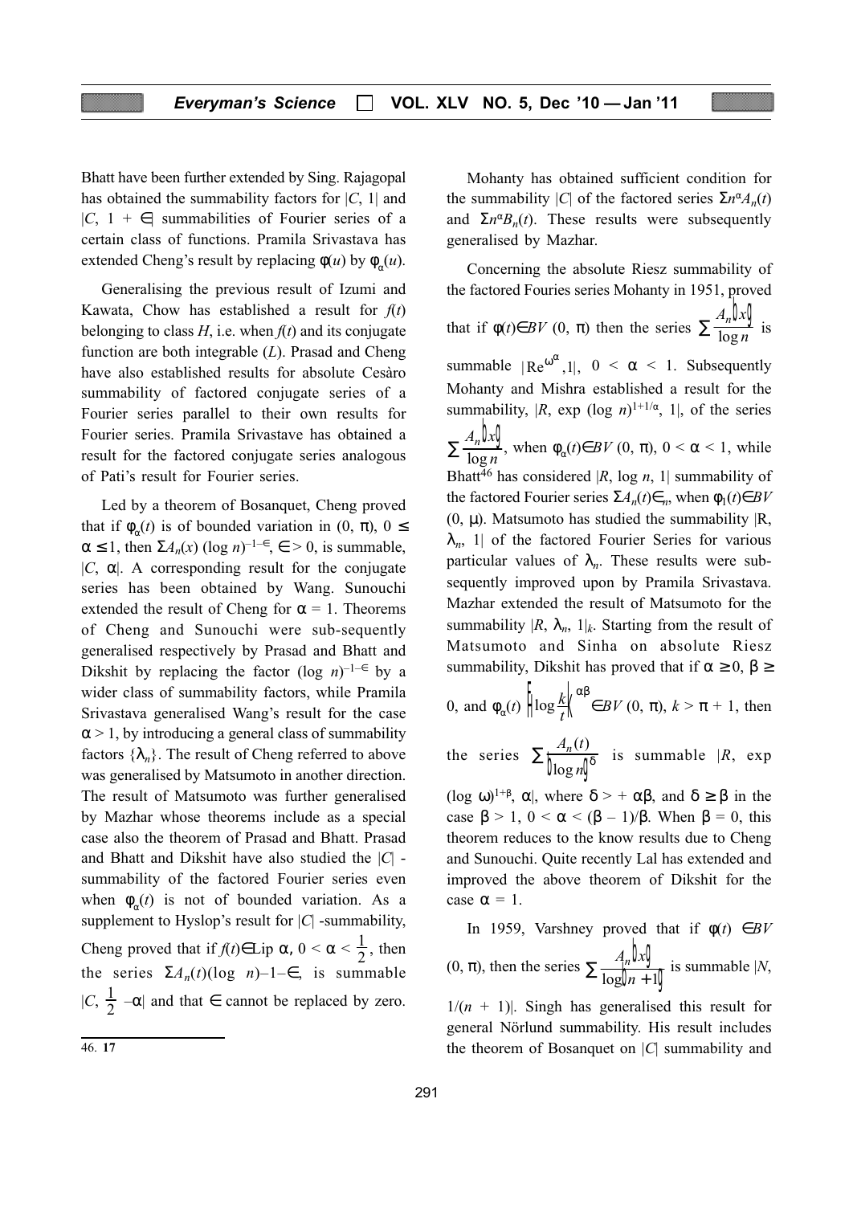Bhatt have been further extended by Sing. Rajagopal has obtained the summability factors for $|C, 1|$ and $|C, 1 + \in|$ summabilities of Fourier series of a certain class of functions. Pramila Srivastava has extended Cheng's result by replacing $\phi(u)$ by $\phi_\alpha(u)$.

Generalising the previous result of Izumi and Kawata, Chow has established a result for $f(t)$ belonging to class $H$, i.e. when $f(t)$ and its conjugate function are both integrable ($L$). Prasad and Cheng have also established results for absolute Cesàro summability of factored conjugate series of a Fourier series parallel to their own results for Fourier series. Pramila Srivastave has obtained a result for the factored conjugate series analogous of Pati's result for Fourier series.

Led by a theorem of Bosanquet, Cheng proved that if $\phi_\alpha(t)$ is of bounded variation in $(0, \pi)$, $0 \leq \alpha \leq 1$, then $\Sigma A_n(x)\,(\log n)^{-1-\in}$, $\in > 0$, is summable, $|C, \alpha|$. A corresponding result for the conjugate series has been obtained by Wang. Sunouchi extended the result of Cheng for $\alpha = 1$. Theorems of Cheng and Sunouchi were sub-sequently generalised respectively by Prasad and Bhatt and Dikshit by replacing the factor $(\log n)^{-1-\in}$ by a wider class of summability factors, while Pramila Srivastava generalised Wang's result for the case $\alpha > 1$, by introducing a general class of summability factors $\{\lambda_n\}$. The result of Cheng referred to above was generalised by Matsumoto in another direction. The result of Matsumoto was further generalised by Mazhar whose theorems include as a special case also the theorem of Prasad and Bhatt. Prasad and Bhatt and Dikshit have also studied the $|C|$ -summability of the factored Fourier series even when $\phi_\alpha(t)$ is not of bounded variation. As a supplement to Hyslop's result for $|C|$ -summability, Cheng proved that if $f(t) \in \text{Lip}\ \alpha$, $0 < \alpha < \frac{1}{2}$, then the series $\Sigma A_n(t)(\log n)^{-1-\in}$, is summable $|C, \frac{1}{2} - \alpha|$ and that $\in$ cannot be replaced by zero.

Mohanty has obtained sufficient condition for the summability $|C|$ of the factored series $\Sigma n^\alpha A_n(t)$ and $\Sigma n^\alpha B_n(t)$. These results were subsequently generalised by Mazhar.

Concerning the absolute Riesz summability of the factored Fouries series Mohanty in 1951, proved that if $\phi(t) \in BV\ (0, \pi)$ then the series $\sum \frac{A_n(x)}{\log n}$ is summable $|\text{Re}^{\omega^\alpha}, 1|$, $0 < \alpha < 1$. Subsequently Mohanty and Mishra established a result for the summability, $|R, \exp(\log n)^{1+1/\alpha}, 1|$, of the series $\sum \frac{A_n(x)}{\log n}$, when $\phi_\alpha(t) \in BV\ (0, \pi)$, $0 < \alpha < 1$, while Bhatt[46] has considered $|R, \log n, 1|$ summability of the factored Fourier series $\Sigma A_n(t) \in_n$, when $\phi_1(t) \in BV\ (0, \mu)$. Matsumoto has studied the summability $|R, \lambda_n, 1|$ of the factored Fourier Series for various particular values of $\lambda_n$. These results were sub-sequently improved upon by Pramila Srivastava. Mazhar extended the result of Matsumoto for the summability $|R, \lambda_n, 1|_k$. Starting from the result of Matsumoto and Sinha on absolute Riesz summability, Dikshit has proved that if $\alpha \geq 0$, $\beta \geq 0$, and $\phi_\alpha(t)\left(\log \frac{k}{t}\right)^{\alpha\beta} \in BV\ (0, \pi)$, $k > \pi + 1$, then the series $\sum \frac{A_n(t)}{(\log n)^\delta}$ is summable $|R, \exp(\log \omega)^{1+\beta}, \alpha|$, where $\delta > + \alpha\beta$, and $\delta \geq \beta$ in the case $\beta > 1$, $0 < \alpha < (\beta - 1)/\beta$. When $\beta = 0$, this theorem reduces to the know results due to Cheng and Sunouchi. Quite recently Lal has extended and improved the above theorem of Dikshit for the case $\alpha = 1$.

In 1959, Varshney proved that if $\phi(t) \in BV\ (0, \pi)$, then the series $\sum \frac{A_n(x)}{\log(n+1)}$ is summable $|N, 1/(n+1)|$. Singh has generalised this result for general Nörlund summability. His result includes the theorem of Bosanquet on $|C|$ summability and

---

46. **17**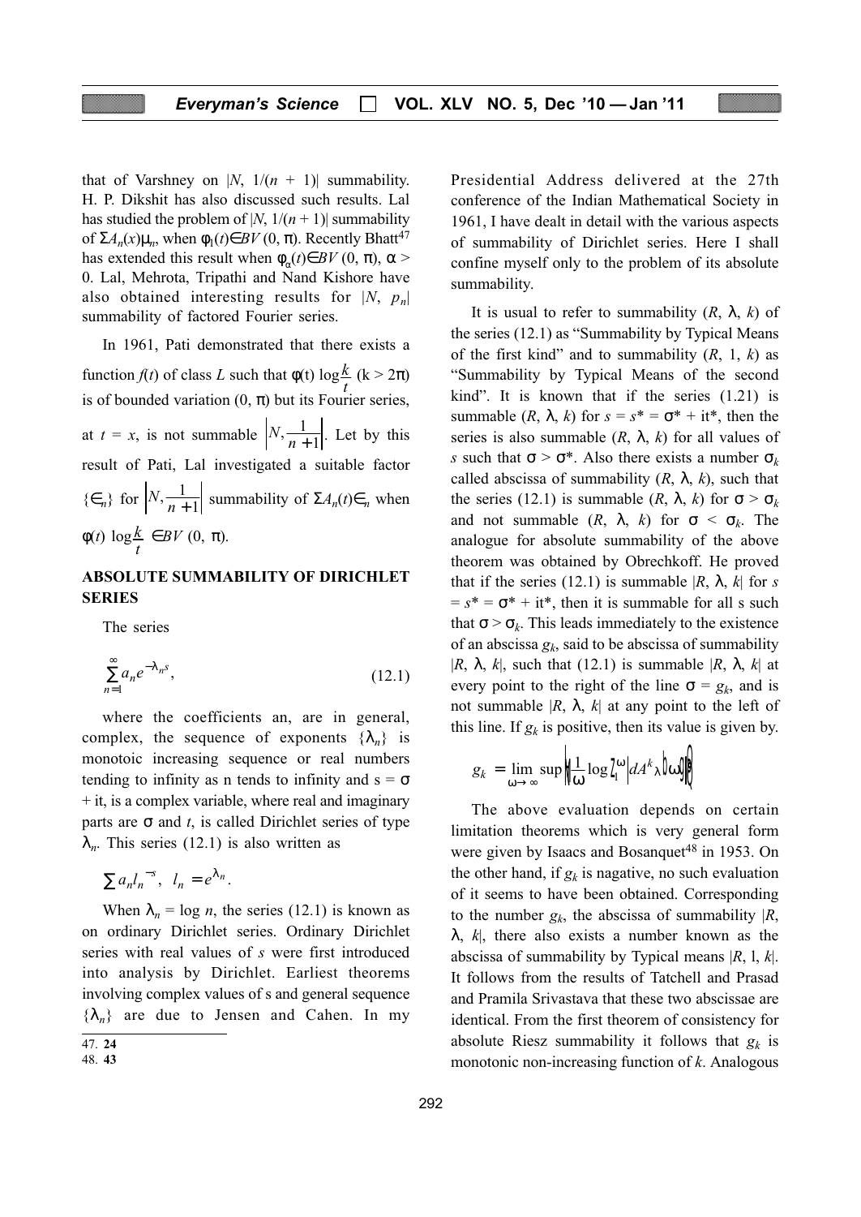that of Varshney on $|N, 1/(n + 1)|$ summability. H. P. Dikshit has also discussed such results. Lal has studied the problem of $|N, 1/(n + 1)|$ summability of $\Sigma A_n(x)\mu_n$, when $\phi_1(t) \in BV(0, \pi)$. Recently Bhatt[47] has extended this result when $\phi_\alpha(t) \in BV(0, \pi)$, $\alpha > 0$. Lal, Mehrota, Tripathi and Nand Kishore have also obtained interesting results for $|N, p_n|$ summability of factored Fourier series.

In 1961, Pati demonstrated that there exists a function $f(t)$ of class $L$ such that $\phi(t) \log \frac{k}{t}$ $(k > 2\pi)$ is of bounded variation $(0, \pi)$ but its Fourier series, at $t = x$, is not summable $\left|N, \frac{1}{n+1}\right|$. Let by this result of Pati, Lal investigated a suitable factor $\{\in_n\}$ for $\left|N, \frac{1}{n+1}\right|$ summability of $\Sigma A_n(t)\in_n$ when $\phi(t) \log \frac{k}{t} \in BV(0, \pi)$.

## ABSOLUTE SUMMABILITY OF DIRICHLET SERIES

The series

$$\sum_{n=1}^{\infty} a_n e^{-\lambda_n s}, \tag{12.1}$$

where the coefficients an, are in general, complex, the sequence of exponents $\{\lambda_n\}$ is monotoic increasing sequence or real numbers tending to infinity as n tends to infinity and $s = \sigma + it$, is a complex variable, where real and imaginary parts are $\sigma$ and $t$, is called Dirichlet series of type $\lambda_n$. This series (12.1) is also written as

$$\sum a_n l_n^{-s}, \quad l_n = e^{\lambda_n}.$$

When $\lambda_n = \log n$, the series (12.1) is known as on ordinary Dirichlet series. Ordinary Dirichlet series with real values of $s$ were first introduced into analysis by Dirichlet. Earliest theorems involving complex values of s and general sequence $\{\lambda_n\}$ are due to Jensen and Cahen. In my Presidential Address delivered at the 27th conference of the Indian Mathematical Society in 1961, I have dealt in detail with the various aspects of summability of Dirichlet series. Here I shall confine myself only to the problem of its absolute summability.

It is usual to refer to summability $(R, \lambda, k)$ of the series (12.1) as "Summability by Typical Means of the first kind" and to summability $(R, 1, k)$ as "Summability by Typical Means of the second kind". It is known that if the series (1.21) is summable $(R, \lambda, k)$ for $s = s^* = \sigma^* + it^*$, then the series is also summable $(R, \lambda, k)$ for all values of $s$ such that $\sigma > \sigma^*$. Also there exists a number $\sigma_k$ called abscissa of summability $(R, \lambda, k)$, such that the series (12.1) is summable $(R, \lambda, k)$ for $\sigma > \sigma_k$ and not summable $(R, \lambda, k)$ for $\sigma < \sigma_k$. The analogue for absolute summability of the above theorem was obtained by Obrechkoff. He proved that if the series (12.1) is summable $|R, \lambda, k|$ for $s = s^* = \sigma^* + it^*$, then it is summable for all s such that $\sigma > \sigma_k$. This leads immediately to the existence of an abscissa $g_k$, said to be abscissa of summability $|R, \lambda, k|$, such that (12.1) is summable $|R, \lambda, k|$ at every point to the right of the line $\sigma = g_k$, and is not summable $|R, \lambda, k|$ at any point to the left of this line. If $g_k$ is positive, then its value is given by.

$$g_k = \limsup_{\omega \to \infty} \left\{ \frac{1}{\omega} \log \int_1^{\omega} \left| dA^k{}_\lambda(\omega) \right| \right\}$$

The above evaluation depends on certain limitation theorems which is very general form were given by Isaacs and Bosanquet[48] in 1953. On the other hand, if $g_k$ is nagative, no such evaluation of it seems to have been obtained. Corresponding to the number $g_k$, the abscissa of summability $|R, \lambda, k|$, there also exists a number known as the abscissa of summability by Typical means $|R, l, k|$. It follows from the results of Tatchell and Prasad and Pramila Srivastava that these two abscissae are identical. From the first theorem of consistency for absolute Riesz summability it follows that $g_k$ is monotonic non-increasing function of $k$. Analogous

---

47. **24**
48. **43**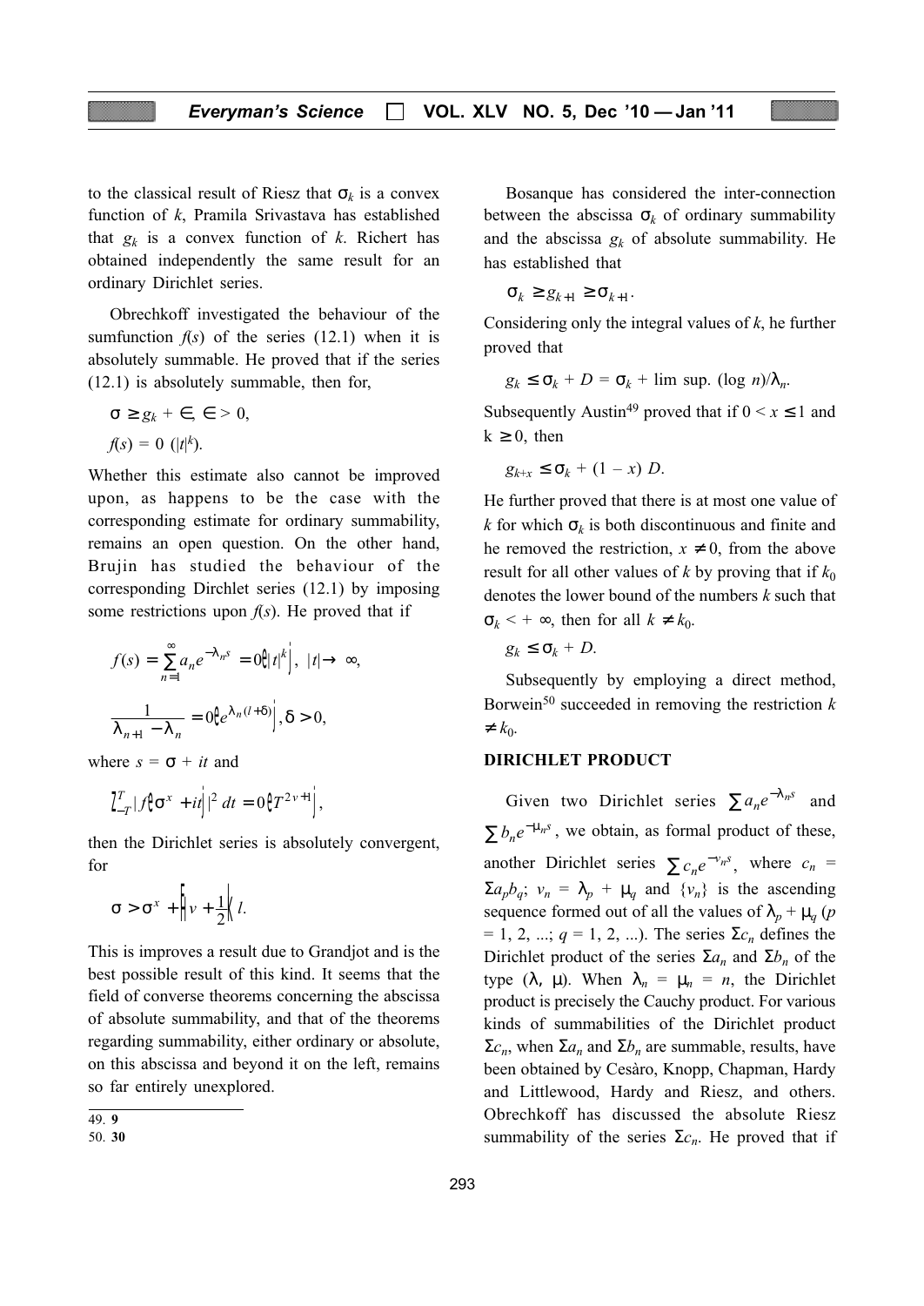to the classical result of Riesz that $\sigma_k$ is a convex function of $k$, Pramila Srivastava has established that $g_k$ is a convex function of $k$. Richert has obtained independently the same result for an ordinary Dirichlet series.

Obrechkoff investigated the behaviour of the sumfunction $f(s)$ of the series (12.1) when it is absolutely summable. He proved that if the series (12.1) is absolutely summable, then for,

$$\sigma \geq g_k + \in, \in > 0,$$

$$f(s) = 0\ (|t|^k).$$

Whether this estimate also cannot be improved upon, as happens to be the case with the corresponding estimate for ordinary summability, remains an open question. On the other hand, Brujin has studied the behaviour of the corresponding Dirchlet series (12.1) by imposing some restrictions upon $f(s)$. He proved that if

$$f(s) = \sum_{n=1}^{\infty} a_n e^{-\lambda_n s} = 0\left(|t|^k\right),\ |t| \to \infty,$$

$$\frac{1}{\lambda_{n+1} - \lambda_n} = 0\left(e^{\lambda_n (l+\delta)}\right), \delta > 0,$$

where $s = \sigma + it$ and

$$\int_{-T}^{T} |f(\sigma^x + it)|^2\, dt = 0\left(T^{2v+1}\right),$$

then the Dirichlet series is absolutely convergent, for

$$\sigma > \sigma^x + \left(v + \frac{1}{2}\right) l.$$

This is improves a result due to Grandjot and is the best possible result of this kind. It seems that the field of converse theorems concerning the abscissa of absolute summability, and that of the theorems regarding summability, either ordinary or absolute, on this abscissa and beyond it on the left, remains so far entirely unexplored.

Bosanque has considered the inter-connection between the abscissa $\sigma_k$ of ordinary summability and the abscissa $g_k$ of absolute summability. He has established that

$$\sigma_k \geq g_{k+1} \geq \sigma_{k+1}.$$

Considering only the integral values of $k$, he further proved that

$$g_k \leq \sigma_k + D = \sigma_k + \lim\sup.\ (\log n)/\lambda_n.$$

Subsequently Austin[49] proved that if $0 < x \leq 1$ and $k \geq 0$, then

$$g_{k+x} \leq \sigma_k + (1 - x)\ D.$$

He further proved that there is at most one value of $k$ for which $\sigma_k$ is both discontinuous and finite and he removed the restriction, $x \neq 0$, from the above result for all other values of $k$ by proving that if $k_0$ denotes the lower bound of the numbers $k$ such that $\sigma_k < +\infty$, then for all $k \neq k_0$.

$$g_k \leq \sigma_k + D.$$

Subsequently by employing a direct method, Borwein[50] succeeded in removing the restriction $k \neq k_0$.

## DIRICHLET PRODUCT

Given two Dirichlet series $\sum a_n e^{-\lambda_n s}$ and $\sum b_n e^{-\mu_n s}$, we obtain, as formal product of these, another Dirichlet series $\sum c_n e^{-v_n s}$, where $c_n = \Sigma a_p b_q$; $v_n = \lambda_p + \mu_q$ and $\{v_n\}$ is the ascending sequence formed out of all the values of $\lambda_p + \mu_q$ ($p = 1, 2, ...; q = 1, 2, ...$). The series $\Sigma c_n$ defines the Dirichlet product of the series $\Sigma a_n$ and $\Sigma b_n$ of the type $(\lambda, \mu)$. When $\lambda_n = \mu_n = n$, the Dirichlet product is precisely the Cauchy product. For various kinds of summabilities of the Dirichlet product $\Sigma c_n$, when $\Sigma a_n$ and $\Sigma b_n$ are summable, results, have been obtained by Cesàro, Knopp, Chapman, Hardy and Littlewood, Hardy and Riesz, and others. Obrechkoff has discussed the absolute Riesz summability of the series $\Sigma c_n$. He proved that if

---

49. **9**
50. **30**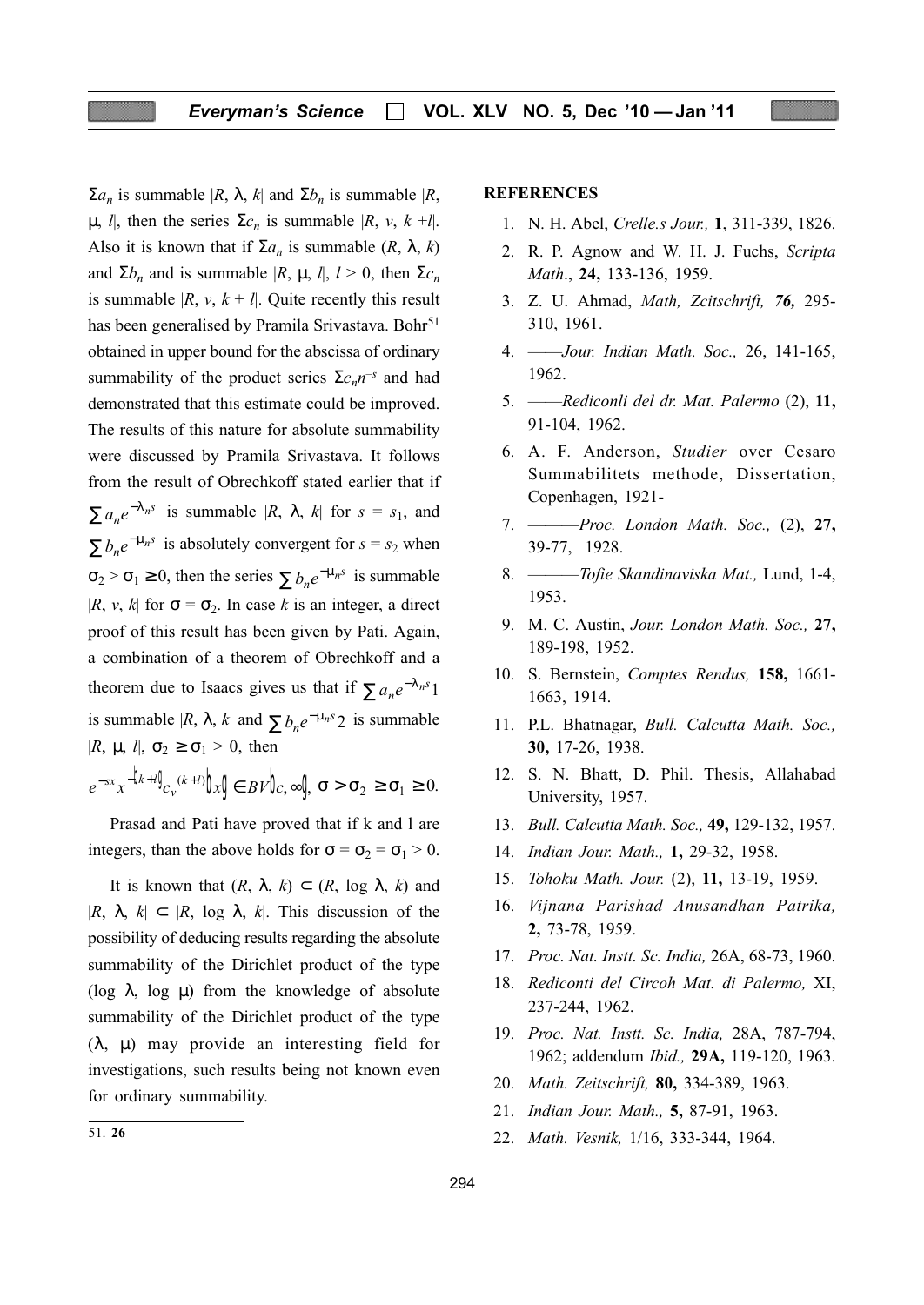$\Sigma a_n$ is summable $|R, \lambda, k|$ and $\Sigma b_n$ is summable $|R, \mu, l|$, then the series $\Sigma c_n$ is summable $|R, v, k+l|$. Also it is known that if $\Sigma a_n$ is summable $(R, \lambda, k)$ and $\Sigma b_n$ and is summable $|R, \mu, l|$, $l > 0$, then $\Sigma c_n$ is summable $|R, v, k + l|$. Quite recently this result has been generalised by Pramila Srivastava. Bohr[51] obtained in upper bound for the abscissa of ordinary summability of the product series $\Sigma c_n n^{-s}$ and had demonstrated that this estimate could be improved. The results of this nature for absolute summability were discussed by Pramila Srivastava. It follows from the result of Obrechkoff stated earlier that if $\sum a_n e^{-\lambda_n s}$ is summable $|R, \lambda, k|$ for $s = s_1$, and $\sum b_n e^{-\mu_n s}$ is absolutely convergent for $s = s_2$ when $\sigma_2 > \sigma_1 \geq 0$, then the series $\sum b_n e^{-\mu_n s}$ is summable $|R, v, k|$ for $\sigma = \sigma_2$. In case $k$ is an integer, a direct proof of this result has been given by Pati. Again, a combination of a theorem of Obrechkoff and a theorem due to Isaacs gives us that if $\sum a_n e^{-\lambda_n s_1}$ is summable $|R, \lambda, k|$ and $\sum b_n e^{-\mu_n s_2}$ is summable $|R, \mu, l|$, $\sigma_2 \geq \sigma_1 > 0$, then

$$e^{-sx} x^{-(k+l)} c_v^{(k+l)}(x) \in BV(c, \infty), \ \sigma > \sigma_2 \geq \sigma_1 \geq 0.$$

Prasad and Pati have proved that if k and l are integers, than the above holds for $\sigma = \sigma_2 = \sigma_1 > 0$.

It is known that $(R, \lambda, k) \subset (R, \log \lambda, k)$ and $|R, \lambda, k| \subset |R, \log \lambda, k|$. This discussion of the possibility of deducing results regarding the absolute summability of the Dirichlet product of the type $(\log \lambda, \log \mu)$ from the knowledge of absolute summability of the Dirichlet product of the type $(\lambda, \mu)$ may provide an interesting field for investigations, such results being not known even for ordinary summability.

---

51. **26**

## REFERENCES

1. N. H. Abel, *Crelle.s Jour.,* **1**, 311-339, 1826.
2. R. P. Agnow and W. H. J. Fuchs, *Scripta Math*., **24,** 133-136, 1959.
3. Z. U. Ahmad, *Math, Zcitschrift, 76,* 295-310, 1961.
4. ——*Jour. Indian Math. Soc.,* 26, 141-165, 1962.
5. ——*Rediconli del dr. Mat. Palermo* (2), **11,** 91-104, 1962.
6. A. F. Anderson, *Studier* over Cesaro Summabilitets methode, Dissertation, Copenhagen, 1921-
7. ———*Proc. London Math. Soc.,* (2), **27,** 39-77, 1928.
8. ———*Tofie Skandinaviska Mat.,* Lund, 1-4, 1953.
9. M. C. Austin, *Jour. London Math. Soc.,* **27,** 189-198, 1952.
10. S. Bernstein, *Comptes Rendus,* **158,** 1661-1663, 1914.
11. P.L. Bhatnagar, *Bull. Calcutta Math. Soc.,* **30,** 17-26, 1938.
12. S. N. Bhatt, D. Phil. Thesis, Allahabad University, 1957.
13. *Bull. Calcutta Math. Soc.,* **49,** 129-132, 1957.
14. *Indian Jour. Math.,* **1,** 29-32, 1958.
15. *Tohoku Math. Jour.* (2), **11,** 13-19, 1959.
16. *Vijnana Parishad Anusandhan Patrika,* **2,** 73-78, 1959.
17. *Proc. Nat. Instt. Sc. India,* 26A, 68-73, 1960.
18. *Rediconti del Circoh Mat. di Palermo,* XI, 237-244, 1962.
19. *Proc. Nat. Instt. Sc. India,* 28A, 787-794, 1962; addendum *Ibid.,* **29A,** 119-120, 1963.
20. *Math. Zeitschrift,* **80,** 334-389, 1963.
21. *Indian Jour. Math.,* **5,** 87-91, 1963.
22. *Math. Vesnik,* 1/16, 333-344, 1964.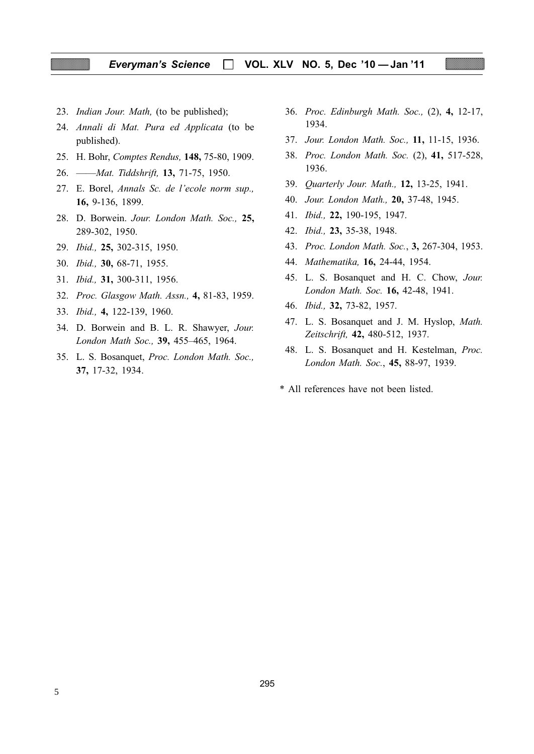23. *Indian Jour. Math,* (to be published);
24. *Annali di Mat. Pura ed Applicata* (to be published).
25. H. Bohr, *Comptes Rendus,* **148,** 75-80, 1909.
26. ——*Mat. Tiddshrift,* **13,** 71-75, 1950.
27. E. Borel, *Annals Sc. de l'ecole norm sup.,* **16,** 9-136, 1899.
28. D. Borwein. *Jour. London Math. Soc.,* **25,** 289-302, 1950.
29. *Ibid.,* **25,** 302-315, 1950.
30. *Ibid.,* **30,** 68-71, 1955.
31. *Ibid.,* **31,** 300-311, 1956.
32. *Proc. Glasgow Math. Assn.,* **4,** 81-83, 1959.
33. *Ibid.,* **4,** 122-139, 1960.
34. D. Borwein and B. L. R. Shawyer, *Jour. London Math Soc.,* **39,** 455–465, 1964.
35. L. S. Bosanquet, *Proc. London Math. Soc.,* **37,** 17-32, 1934.
36. *Proc. Edinburgh Math. Soc.,* (2), **4,** 12-17, 1934.
37. *Jour. London Math. Soc.,* **11,** 11-15, 1936.
38. *Proc. London Math. Soc.* (2), **41,** 517-528, 1936.
39. *Quarterly Jour. Math.,* **12,** 13-25, 1941.
40. *Jour. London Math.,* **20,** 37-48, 1945.
41. *Ibid.,* **22,** 190-195, 1947.
42. *Ibid.,* **23,** 35-38, 1948.
43. *Proc. London Math. Soc.*, **3,** 267-304, 1953.
44. *Mathematika,* **16,** 24-44, 1954.
45. L. S. Bosanquet and H. C. Chow, *Jour. London Math. Soc.* **16,** 42-48, 1941.
46. *Ibid.,* **32,** 73-82, 1957.
47. L. S. Bosanquet and J. M. Hyslop, *Math. Zeitschrift,* **42,** 480-512, 1937.
48. L. S. Bosanquet and H. Kestelman, *Proc. London Math. Soc.*, **45,** 88-97, 1939.

\* All references have not been listed.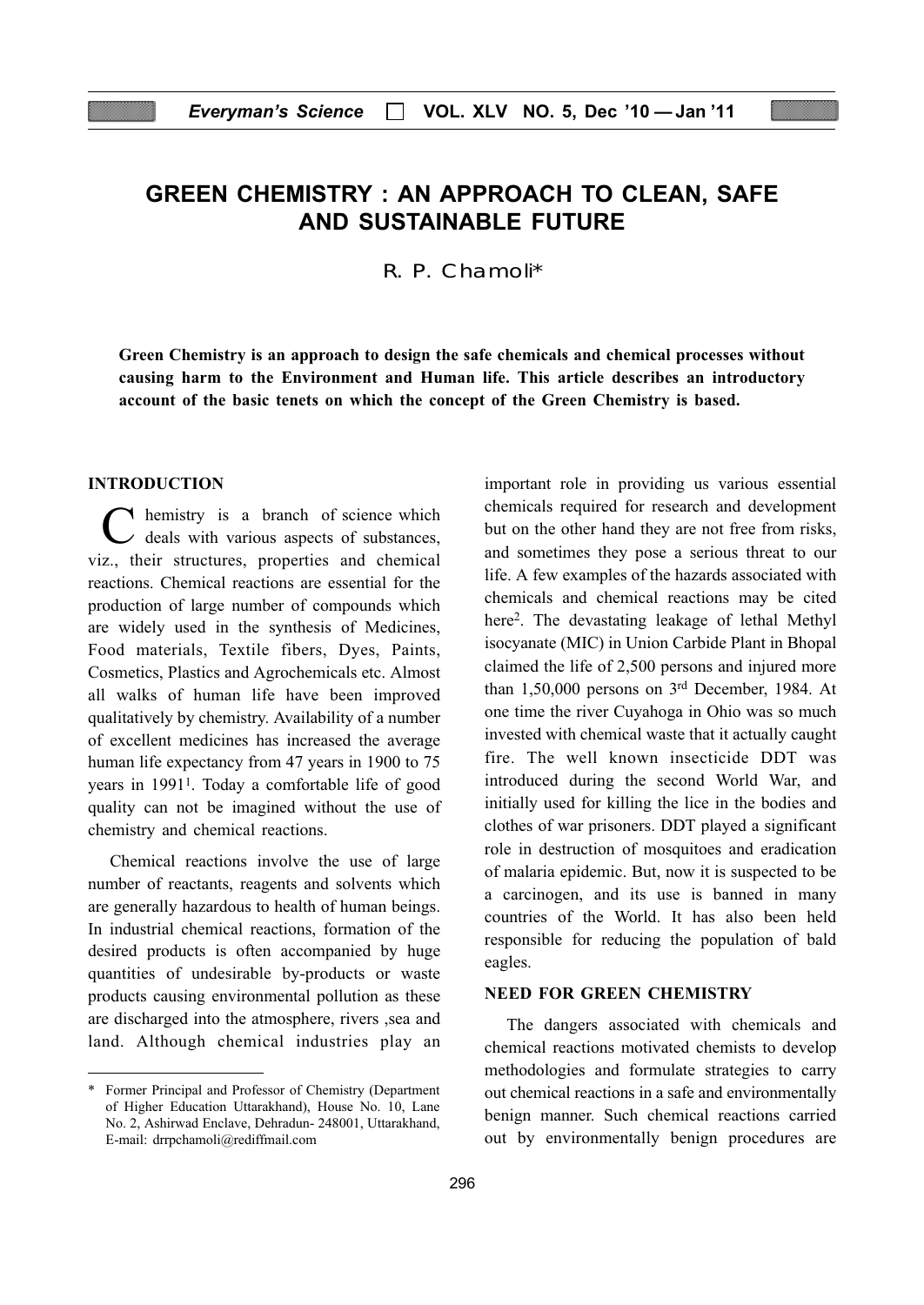# GREEN CHEMISTRY : AN APPROACH TO CLEAN, SAFE AND SUSTAINABLE FUTURE

R. P. Chamoli*

**Green Chemistry is an approach to design the safe chemicals and chemical processes without causing harm to the Environment and Human life. This article describes an introductory account of the basic tenets on which the concept of the Green Chemistry is based.**

## INTRODUCTION

Chemistry is a branch of science which deals with various aspects of substances, viz., their structures, properties and chemical reactions. Chemical reactions are essential for the production of large number of compounds which are widely used in the synthesis of Medicines, Food materials, Textile fibers, Dyes, Paints, Cosmetics, Plastics and Agrochemicals etc. Almost all walks of human life have been improved qualitatively by chemistry. Availability of a number of excellent medicines has increased the average human life expectancy from 47 years in 1900 to 75 years in 1991[1]. Today a comfortable life of good quality can not be imagined without the use of chemistry and chemical reactions.

Chemical reactions involve the use of large number of reactants, reagents and solvents which are generally hazardous to health of human beings. In industrial chemical reactions, formation of the desired products is often accompanied by huge quantities of undesirable by-products or waste products causing environmental pollution as these are discharged into the atmosphere, rivers ,sea and land. Although chemical industries play an important role in providing us various essential chemicals required for research and development but on the other hand they are not free from risks, and sometimes they pose a serious threat to our life. A few examples of the hazards associated with chemicals and chemical reactions may be cited here[2]. The devastating leakage of lethal Methyl isocyanate (MIC) in Union Carbide Plant in Bhopal claimed the life of 2,500 persons and injured more than 1,50,000 persons on 3rd December, 1984. At one time the river Cuyahoga in Ohio was so much invested with chemical waste that it actually caught fire. The well known insecticide DDT was introduced during the second World War, and initially used for killing the lice in the bodies and clothes of war prisoners. DDT played a significant role in destruction of mosquitoes and eradication of malaria epidemic. But, now it is suspected to be a carcinogen, and its use is banned in many countries of the World. It has also been held responsible for reducing the population of bald eagles.

## NEED FOR GREEN CHEMISTRY

The dangers associated with chemicals and chemical reactions motivated chemists to develop methodologies and formulate strategies to carry out chemical reactions in a safe and environmentally benign manner. Such chemical reactions carried out by environmentally benign procedures are

---

\* Former Principal and Professor of Chemistry (Department of Higher Education Uttarakhand), House No. 10, Lane No. 2, Ashirwad Enclave, Dehradun- 248001, Uttarakhand, E-mail: drrpchamoli@rediffmail.com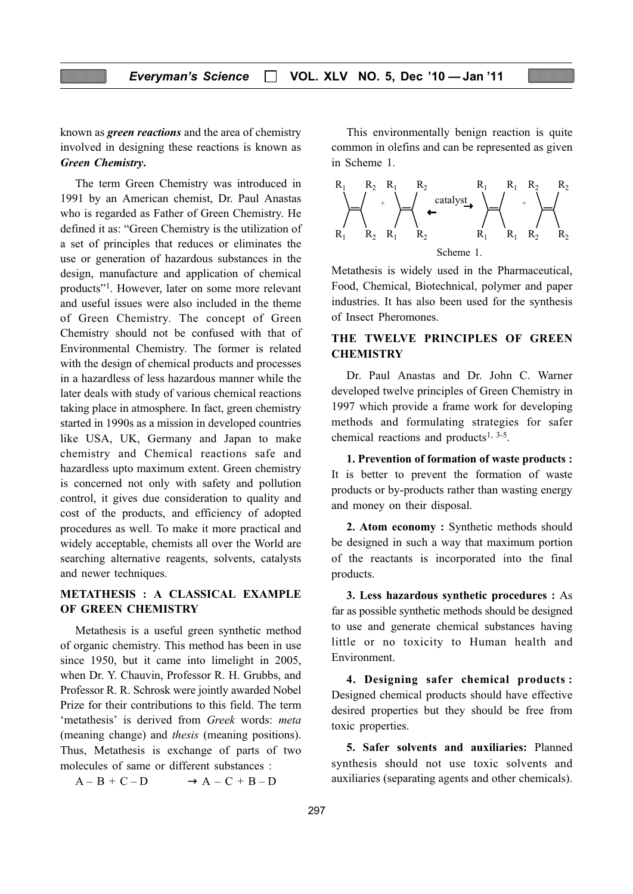known as ***green reactions*** and the area of chemistry involved in designing these reactions is known as ***Green Chemistry.***

The term Green Chemistry was introduced in 1991 by an American chemist, Dr. Paul Anastas who is regarded as Father of Green Chemistry. He defined it as: "Green Chemistry is the utilization of a set of principles that reduces or eliminates the use or generation of hazardous substances in the design, manufacture and application of chemical products"[1]. However, later on some more relevant and useful issues were also included in the theme of Green Chemistry. The concept of Green Chemistry should not be confused with that of Environmental Chemistry. The former is related with the design of chemical products and processes in a hazardless of less hazardous manner while the later deals with study of various chemical reactions taking place in atmosphere. In fact, green chemistry started in 1990s as a mission in developed countries like USA, UK, Germany and Japan to make chemistry and Chemical reactions safe and hazardless upto maximum extent. Green chemistry is concerned not only with safety and pollution control, it gives due consideration to quality and cost of the products, and efficiency of adopted procedures as well. To make it more practical and widely acceptable, chemists all over the World are searching alternative reagents, solvents, catalysts and newer techniques.

## METATHESIS : A CLASSICAL EXAMPLE OF GREEN CHEMISTRY

Metathesis is a useful green synthetic method of organic chemistry. This method has been in use since 1950, but it came into limelight in 2005, when Dr. Y. Chauvin, Professor R. H. Grubbs, and Professor R. R. Schrosk were jointly awarded Nobel Prize for their contributions to this field. The term 'metathesis' is derived from *Greek* words: *meta* (meaning change) and *thesis* (meaning positions). Thus, Metathesis is exchange of parts of two molecules of same or different substances :

$$A - B + C - D \rightarrow A - C + B - D$$

This environmentally benign reaction is quite common in olefins and can be represented as given in Scheme 1.

$$R_1R_1C{=}CR_2R_2 + R_1R_1C{=}CR_2R_2 \underset{}{\overset{\text{catalyst}}{\rightleftharpoons}} R_1R_1C{=}CR_1R_1 + R_2R_2C{=}CR_2R_2$$

Scheme 1.

Metathesis is widely used in the Pharmaceutical, Food, Chemical, Biotechnical, polymer and paper industries. It has also been used for the synthesis of Insect Pheromones.

## THE TWELVE PRINCIPLES OF GREEN CHEMISTRY

Dr. Paul Anastas and Dr. John C. Warner developed twelve principles of Green Chemistry in 1997 which provide a frame work for developing methods and formulating strategies for safer chemical reactions and products[1, 3-5].

**1. Prevention of formation of waste products :** It is better to prevent the formation of waste products or by-products rather than wasting energy and money on their disposal.

**2. Atom economy :** Synthetic methods should be designed in such a way that maximum portion of the reactants is incorporated into the final products.

**3. Less hazardous synthetic procedures :** As far as possible synthetic methods should be designed to use and generate chemical substances having little or no toxicity to Human health and Environment.

**4. Designing safer chemical products :** Designed chemical products should have effective desired properties but they should be free from toxic properties.

**5. Safer solvents and auxiliaries:** Planned synthesis should not use toxic solvents and auxiliaries (separating agents and other chemicals).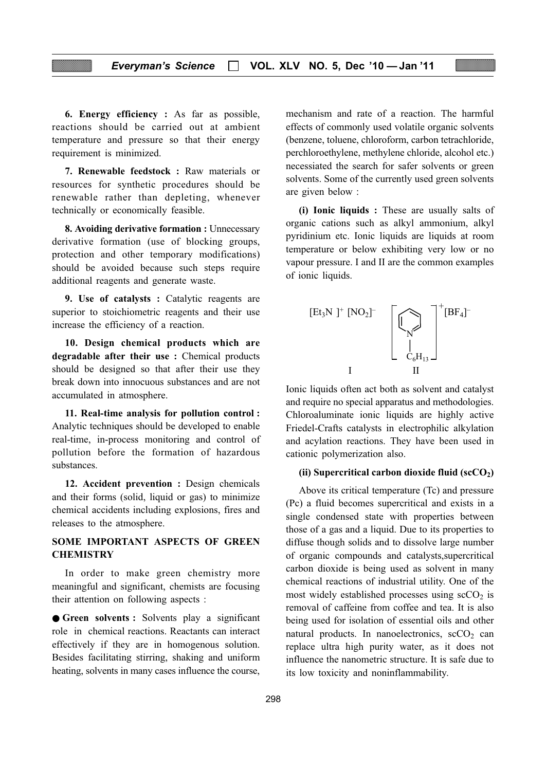**6. Energy efficiency :** As far as possible, reactions should be carried out at ambient temperature and pressure so that their energy requirement is minimized.

**7. Renewable feedstock :** Raw materials or resources for synthetic procedures should be renewable rather than depleting, whenever technically or economically feasible.

**8. Avoiding derivative formation :** Unnecessary derivative formation (use of blocking groups, protection and other temporary modifications) should be avoided because such steps require additional reagents and generate waste.

**9. Use of catalysts :** Catalytic reagents are superior to stoichiometric reagents and their use increase the efficiency of a reaction.

**10. Design chemical products which are degradable after their use :** Chemical products should be designed so that after their use they break down into innocuous substances and are not accumulated in atmosphere.

**11. Real-time analysis for pollution control :** Analytic techniques should be developed to enable real-time, in-process monitoring and control of pollution before the formation of hazardous substances.

**12. Accident prevention :** Design chemicals and their forms (solid, liquid or gas) to minimize chemical accidents including explosions, fires and releases to the atmosphere.

## SOME IMPORTANT ASPECTS OF GREEN CHEMISTRY

In order to make green chemistry more meaningful and significant, chemists are focusing their attention on following aspects :

● **Green solvents :** Solvents play a significant role in chemical reactions. Reactants can interact effectively if they are in homogenous solution. Besides facilitating stirring, shaking and uniform heating, solvents in many cases influence the course, mechanism and rate of a reaction. The harmful effects of commonly used volatile organic solvents (benzene, toluene, chloroform, carbon tetrachloride, perchloroethylene, methylene chloride, alcohol etc.) necessiated the search for safer solvents or green solvents. Some of the currently used green solvents are given below :

**(i) Ionic liquids :** These are usually salts of organic cations such as alkyl ammonium, alkyl pyridinium etc. Ionic liquids are liquids at room temperature or below exhibiting very low or no vapour pressure. I and II are the common examples of ionic liquids.

$[Et_3N]^+ [NO_2]^-$ (I) $\quad$ $[C_5H_5N\text{–}C_6H_{13}]^+ [BF_4]^-$ (II)

Ionic liquids often act both as solvent and catalyst and require no special apparatus and methodologies. Chloroaluminate ionic liquids are highly active Friedel-Crafts catalysts in electrophilic alkylation and acylation reactions. They have been used in cationic polymerization also.

**(ii) Supercritical carbon dioxide fluid ($scCO_2$)**

Above its critical temperature (Tc) and pressure (Pc) a fluid becomes supercritical and exists in a single condensed state with properties between those of a gas and a liquid. Due to its properties to diffuse though solids and to dissolve large number of organic compounds and catalysts,supercritical carbon dioxide is being used as solvent in many chemical reactions of industrial utility. One of the most widely established processes using $scCO_2$ is removal of caffeine from coffee and tea. It is also being used for isolation of essential oils and other natural products. In nanoelectronics, $scCO_2$ can replace ultra high purity water, as it does not influence the nanometric structure. It is safe due to its low toxicity and noninflammability.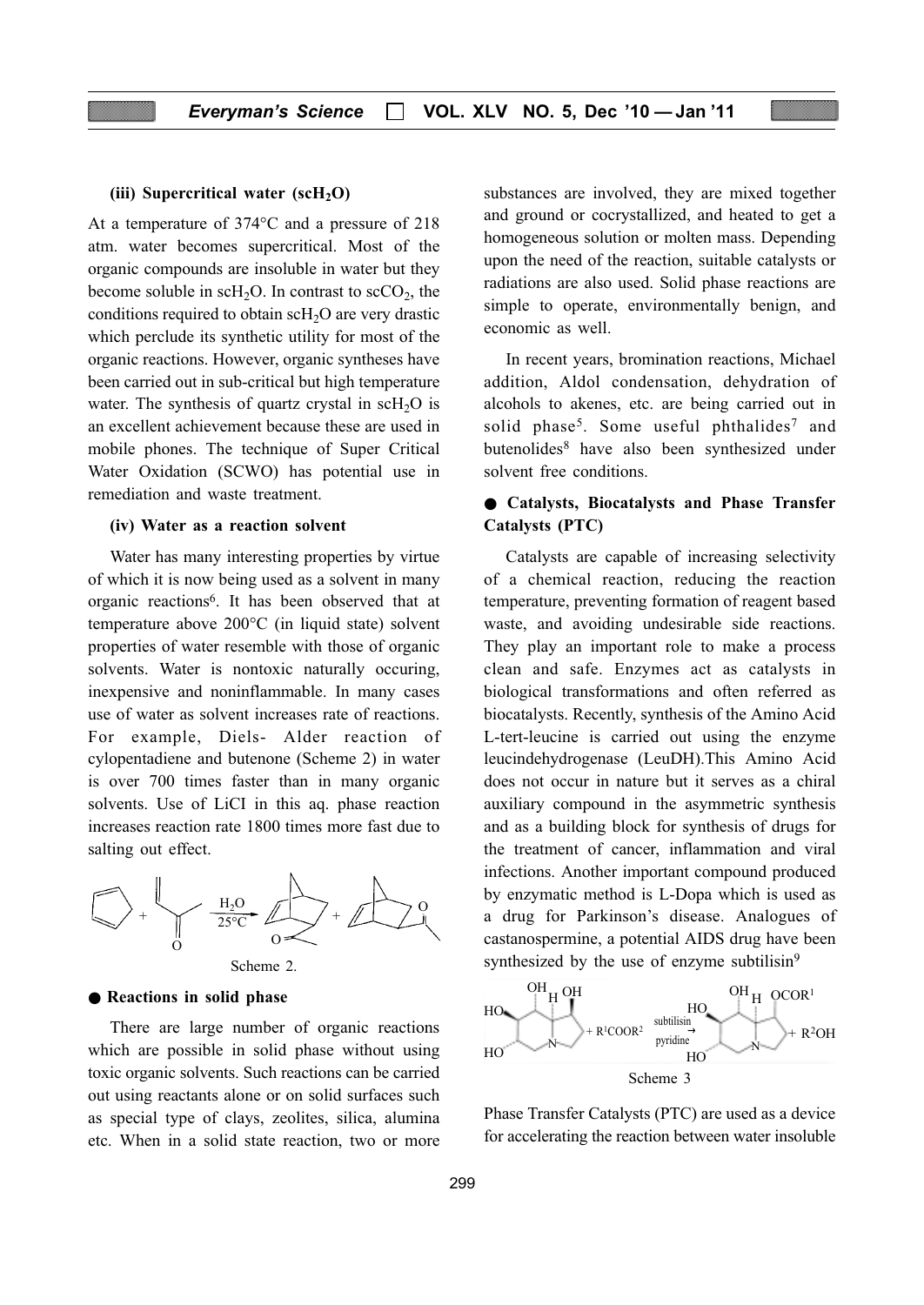**(iii) Supercritical water ($scH_2O$)**

At a temperature of 374°C and a pressure of 218 atm. water becomes supercritical. Most of the organic compounds are insoluble in water but they become soluble in $scH_2O$. In contrast to $scCO_2$, the conditions required to obtain $scH_2O$ are very drastic which perclude its synthetic utility for most of the organic reactions. However, organic syntheses have been carried out in sub-critical but high temperature water. The synthesis of quartz crystal in $scH_2O$ is an excellent achievement because these are used in mobile phones. The technique of Super Critical Water Oxidation (SCWO) has potential use in remediation and waste treatment.

**(iv) Water as a reaction solvent**

Water has many interesting properties by virtue of which it is now being used as a solvent in many organic reactions[6]. It has been observed that at temperature above 200°C (in liquid state) solvent properties of water resemble with those of organic solvents. Water is nontoxic naturally occuring, inexpensive and noninflammable. In many cases use of water as solvent increases rate of reactions. For example, Diels- Alder reaction of cylopentadiene and butenone (Scheme 2) in water is over 700 times faster than in many organic solvents. Use of LiCI in this aq. phase reaction increases reaction rate 1800 times more fast due to salting out effect.

Scheme 2.

● **Reactions in solid phase**

There are large number of organic reactions which are possible in solid phase without using toxic organic solvents. Such reactions can be carried out using reactants alone or on solid surfaces such as special type of clays, zeolites, silica, alumina etc. When in a solid state reaction, two or more substances are involved, they are mixed together and ground or cocrystallized, and heated to get a homogeneous solution or molten mass. Depending upon the need of the reaction, suitable catalysts or radiations are also used. Solid phase reactions are simple to operate, environmentally benign, and economic as well.

In recent years, bromination reactions, Michael addition, Aldol condensation, dehydration of alcohols to akenes, etc. are being carried out in solid phase[5]. Some useful phthalides[7] and butenolides[8] have also been synthesized under solvent free conditions.

● **Catalysts, Biocatalysts and Phase Transfer Catalysts (PTC)**

Catalysts are capable of increasing selectivity of a chemical reaction, reducing the reaction temperature, preventing formation of reagent based waste, and avoiding undesirable side reactions. They play an important role to make a process clean and safe. Enzymes act as catalysts in biological transformations and often referred as biocatalysts. Recently, synthesis of the Amino Acid L-tert-leucine is carried out using the enzyme leucindehydrogenase (LeuDH).This Amino Acid does not occur in nature but it serves as a chiral auxiliary compound in the asymmetric synthesis and as a building block for synthesis of drugs for the treatment of cancer, inflammation and viral infections. Another important compound produced by enzymatic method is L-Dopa which is used as a drug for Parkinson's disease. Analogues of castanospermine, a potential AIDS drug have been synthesized by the use of enzyme subtilisin[9]

Scheme 3

Phase Transfer Catalysts (PTC) are used as a device for accelerating the reaction between water insoluble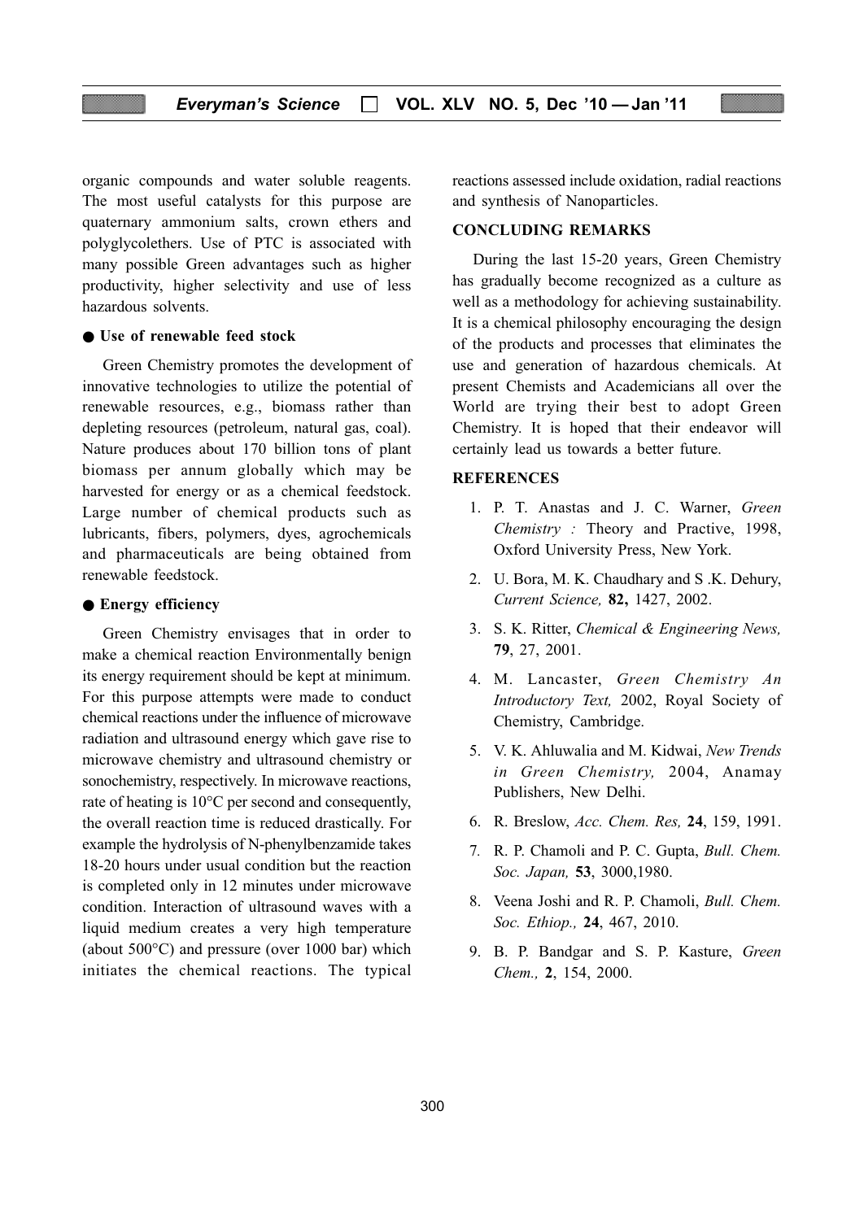organic compounds and water soluble reagents. The most useful catalysts for this purpose are quaternary ammonium salts, crown ethers and polyglycolethers. Use of PTC is associated with many possible Green advantages such as higher productivity, higher selectivity and use of less hazardous solvents.

● **Use of renewable feed stock**

Green Chemistry promotes the development of innovative technologies to utilize the potential of renewable resources, e.g., biomass rather than depleting resources (petroleum, natural gas, coal). Nature produces about 170 billion tons of plant biomass per annum globally which may be harvested for energy or as a chemical feedstock. Large number of chemical products such as lubricants, fibers, polymers, dyes, agrochemicals and pharmaceuticals are being obtained from renewable feedstock.

● **Energy efficiency**

Green Chemistry envisages that in order to make a chemical reaction Environmentally benign its energy requirement should be kept at minimum. For this purpose attempts were made to conduct chemical reactions under the influence of microwave radiation and ultrasound energy which gave rise to microwave chemistry and ultrasound chemistry or sonochemistry, respectively. In microwave reactions, rate of heating is 10°C per second and consequently, the overall reaction time is reduced drastically. For example the hydrolysis of N-phenylbenzamide takes 18-20 hours under usual condition but the reaction is completed only in 12 minutes under microwave condition. Interaction of ultrasound waves with a liquid medium creates a very high temperature (about 500°C) and pressure (over 1000 bar) which initiates the chemical reactions. The typical reactions assessed include oxidation, radial reactions and synthesis of Nanoparticles.

## CONCLUDING REMARKS

During the last 15-20 years, Green Chemistry has gradually become recognized as a culture as well as a methodology for achieving sustainability. It is a chemical philosophy encouraging the design of the products and processes that eliminates the use and generation of hazardous chemicals. At present Chemists and Academicians all over the World are trying their best to adopt Green Chemistry. It is hoped that their endeavor will certainly lead us towards a better future.

## REFERENCES

1. P. T. Anastas and J. C. Warner, *Green Chemistry :* Theory and Practive, 1998, Oxford University Press, New York.
2. U. Bora, M. K. Chaudhary and S .K. Dehury, *Current Science,* **82,** 1427, 2002.
3. S. K. Ritter, *Chemical & Engineering News,* **79**, 27, 2001.
4. M. Lancaster, *Green Chemistry An Introductory Text,* 2002, Royal Society of Chemistry, Cambridge.
5. V. K. Ahluwalia and M. Kidwai, *New Trends in Green Chemistry,* 2004, Anamay Publishers, New Delhi.
6. R. Breslow, *Acc. Chem. Res,* **24**, 159, 1991.
7. R. P. Chamoli and P. C. Gupta, *Bull. Chem. Soc. Japan,* **53**, 3000,1980.
8. Veena Joshi and R. P. Chamoli, *Bull. Chem. Soc. Ethiop.,* **24**, 467, 2010.
9. B. P. Bandgar and S. P. Kasture, *Green Chem.,* **2**, 154, 2000.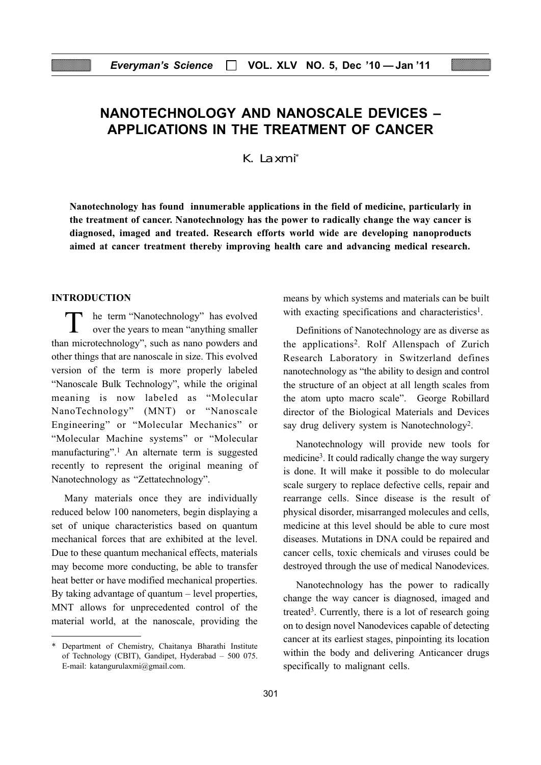# NANOTECHNOLOGY AND NANOSCALE DEVICES – APPLICATIONS IN THE TREATMENT OF CANCER

K. Laxmi*

**Nanotechnology has found innumerable applications in the field of medicine, particularly in the treatment of cancer. Nanotechnology has the power to radically change the way cancer is diagnosed, imaged and treated. Research efforts world wide are developing nanoproducts aimed at cancer treatment thereby improving health care and advancing medical research.**

## INTRODUCTION

The term "Nanotechnology" has evolved over the years to mean "anything smaller than microtechnology", such as nano powders and other things that are nanoscale in size. This evolved version of the term is more properly labeled "Nanoscale Bulk Technology", while the original meaning is now labeled as "Molecular NanoTechnology" (MNT) or "Nanoscale Engineering" or "Molecular Mechanics" or "Molecular Machine systems" or "Molecular manufacturing".[1] An alternate term is suggested recently to represent the original meaning of Nanotechnology as "Zettatechnology".

Many materials once they are individually reduced below 100 nanometers, begin displaying a set of unique characteristics based on quantum mechanical forces that are exhibited at the level. Due to these quantum mechanical effects, materials may become more conducting, be able to transfer heat better or have modified mechanical properties. By taking advantage of quantum – level properties, MNT allows for unprecedented control of the material world, at the nanoscale, providing the means by which systems and materials can be built with exacting specifications and characteristics[1].

Definitions of Nanotechnology are as diverse as the applications[2]. Rolf Allenspach of Zurich Research Laboratory in Switzerland defines nanotechnology as "the ability to design and control the structure of an object at all length scales from the atom upto macro scale". George Robillard director of the Biological Materials and Devices say drug delivery system is Nanotechnology[2].

Nanotechnology will provide new tools for medicine[3]. It could radically change the way surgery is done. It will make it possible to do molecular scale surgery to replace defective cells, repair and rearrange cells. Since disease is the result of physical disorder, misarranged molecules and cells, medicine at this level should be able to cure most diseases. Mutations in DNA could be repaired and cancer cells, toxic chemicals and viruses could be destroyed through the use of medical Nanodevices.

Nanotechnology has the power to radically change the way cancer is diagnosed, imaged and treated[3]. Currently, there is a lot of research going on to design novel Nanodevices capable of detecting cancer at its earliest stages, pinpointing its location within the body and delivering Anticancer drugs specifically to malignant cells.

---

* Department of Chemistry, Chaitanya Bharathi Institute of Technology (CBIT), Gandipet, Hyderabad – 500 075. E-mail: katangurulaxmi@gmail.com.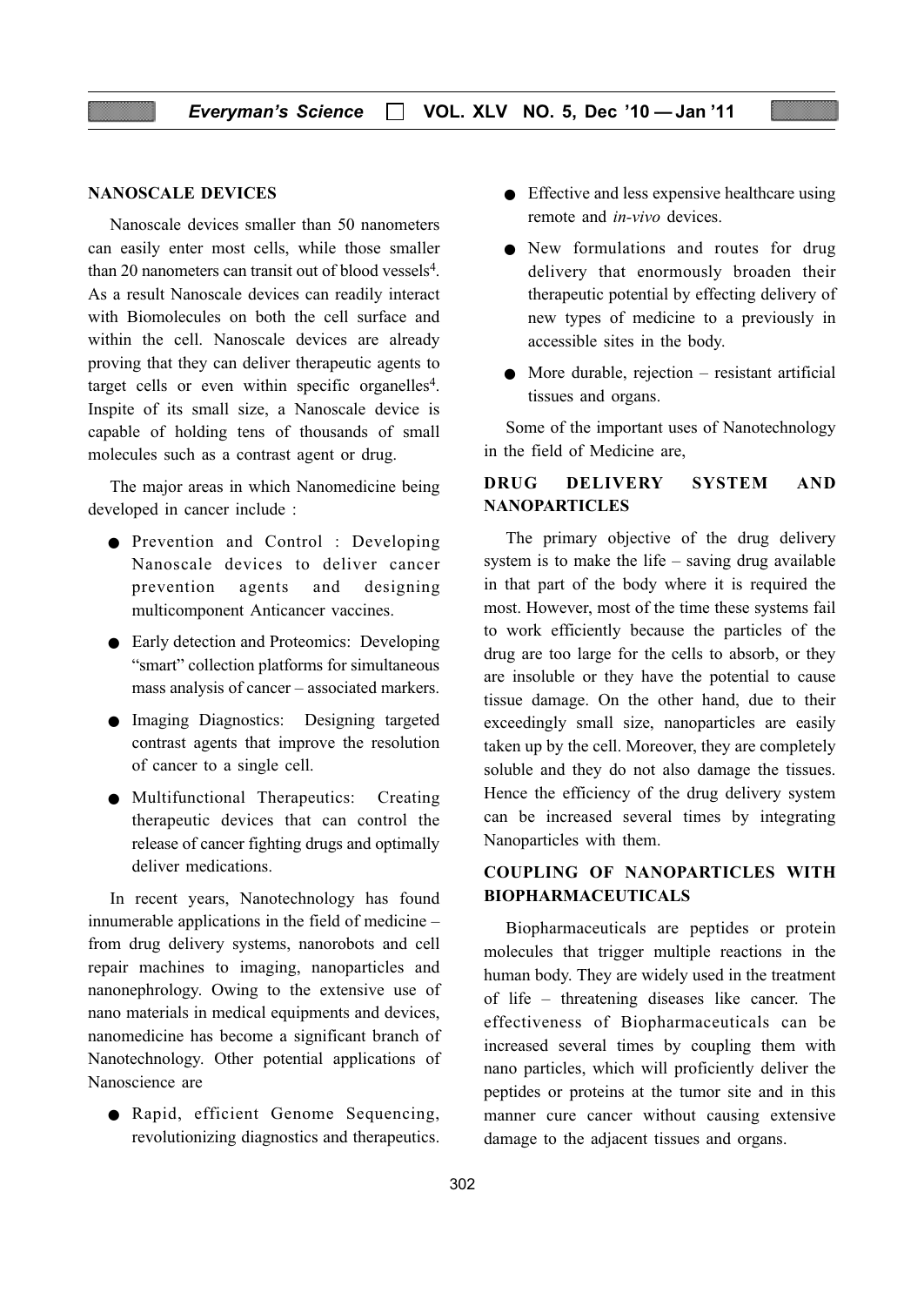## NANOSCALE DEVICES

Nanoscale devices smaller than 50 nanometers can easily enter most cells, while those smaller than 20 nanometers can transit out of blood vessels[4]. As a result Nanoscale devices can readily interact with Biomolecules on both the cell surface and within the cell. Nanoscale devices are already proving that they can deliver therapeutic agents to target cells or even within specific organelles[4]. Inspite of its small size, a Nanoscale device is capable of holding tens of thousands of small molecules such as a contrast agent or drug.

The major areas in which Nanomedicine being developed in cancer include :

- Prevention and Control : Developing Nanoscale devices to deliver cancer prevention agents and designing multicomponent Anticancer vaccines.
- Early detection and Proteomics: Developing "smart" collection platforms for simultaneous mass analysis of cancer – associated markers.
- Imaging Diagnostics: Designing targeted contrast agents that improve the resolution of cancer to a single cell.
- Multifunctional Therapeutics: Creating therapeutic devices that can control the release of cancer fighting drugs and optimally deliver medications.

In recent years, Nanotechnology has found innumerable applications in the field of medicine – from drug delivery systems, nanorobots and cell repair machines to imaging, nanoparticles and nanonephrology. Owing to the extensive use of nano materials in medical equipments and devices, nanomedicine has become a significant branch of Nanotechnology. Other potential applications of Nanoscience are

- Rapid, efficient Genome Sequencing, revolutionizing diagnostics and therapeutics.
- Effective and less expensive healthcare using remote and *in-vivo* devices.
- New formulations and routes for drug delivery that enormously broaden their therapeutic potential by effecting delivery of new types of medicine to a previously in accessible sites in the body.
- More durable, rejection – resistant artificial tissues and organs.

Some of the important uses of Nanotechnology in the field of Medicine are,

## DRUG DELIVERY SYSTEM AND NANOPARTICLES

The primary objective of the drug delivery system is to make the life – saving drug available in that part of the body where it is required the most. However, most of the time these systems fail to work efficiently because the particles of the drug are too large for the cells to absorb, or they are insoluble or they have the potential to cause tissue damage. On the other hand, due to their exceedingly small size, nanoparticles are easily taken up by the cell. Moreover, they are completely soluble and they do not also damage the tissues. Hence the efficiency of the drug delivery system can be increased several times by integrating Nanoparticles with them.

## COUPLING OF NANOPARTICLES WITH BIOPHARMACEUTICALS

Biopharmaceuticals are peptides or protein molecules that trigger multiple reactions in the human body. They are widely used in the treatment of life – threatening diseases like cancer. The effectiveness of Biopharmaceuticals can be increased several times by coupling them with nano particles, which will proficiently deliver the peptides or proteins at the tumor site and in this manner cure cancer without causing extensive damage to the adjacent tissues and organs.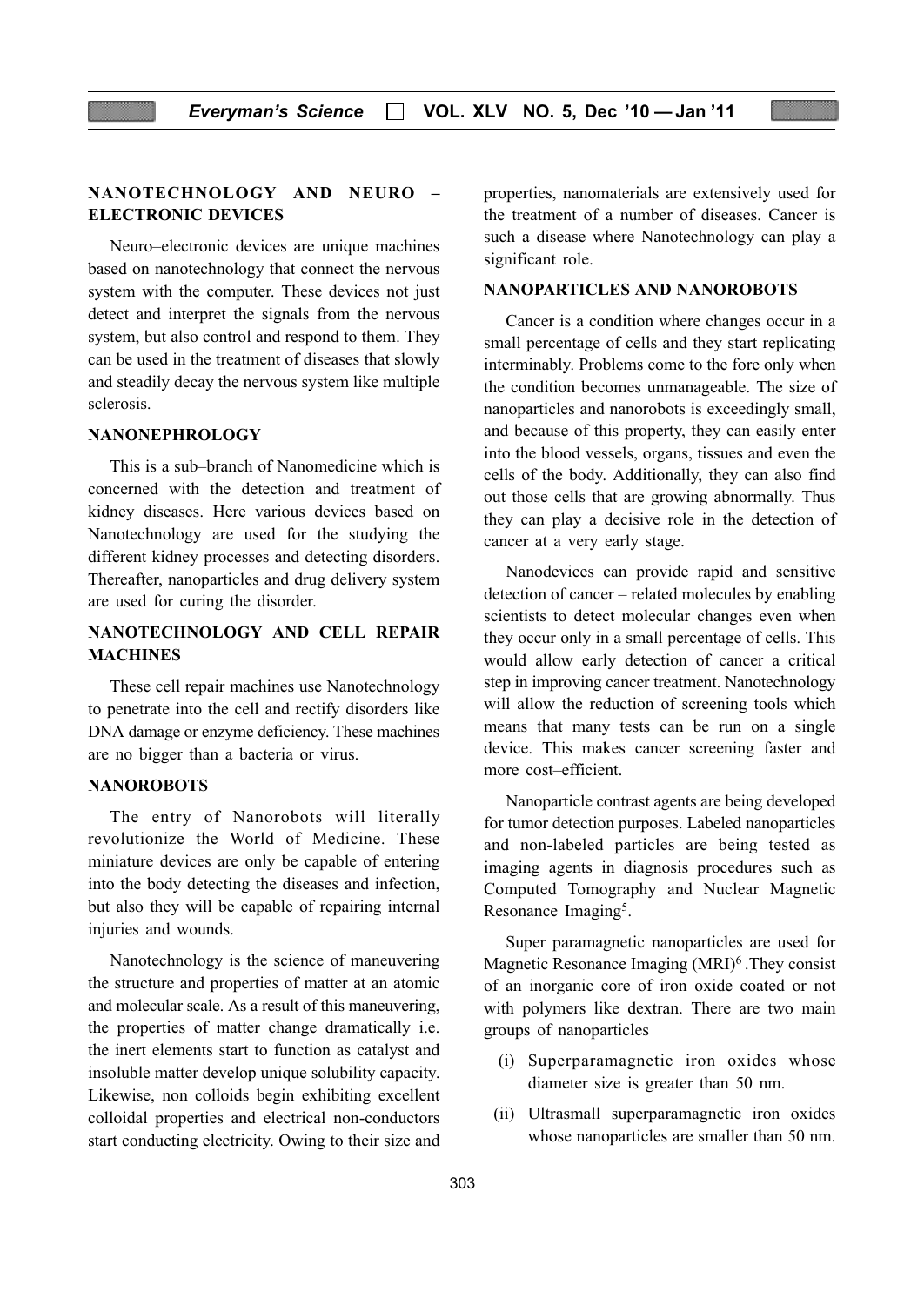## NANOTECHNOLOGY AND NEURO – ELECTRONIC DEVICES

Neuro–electronic devices are unique machines based on nanotechnology that connect the nervous system with the computer. These devices not just detect and interpret the signals from the nervous system, but also control and respond to them. They can be used in the treatment of diseases that slowly and steadily decay the nervous system like multiple sclerosis.

## NANONEPHROLOGY

This is a sub–branch of Nanomedicine which is concerned with the detection and treatment of kidney diseases. Here various devices based on Nanotechnology are used for the studying the different kidney processes and detecting disorders. Thereafter, nanoparticles and drug delivery system are used for curing the disorder.

## NANOTECHNOLOGY AND CELL REPAIR MACHINES

These cell repair machines use Nanotechnology to penetrate into the cell and rectify disorders like DNA damage or enzyme deficiency. These machines are no bigger than a bacteria or virus.

## NANOROBOTS

The entry of Nanorobots will literally revolutionize the World of Medicine. These miniature devices are only be capable of entering into the body detecting the diseases and infection, but also they will be capable of repairing internal injuries and wounds.

Nanotechnology is the science of maneuvering the structure and properties of matter at an atomic and molecular scale. As a result of this maneuvering, the properties of matter change dramatically i.e. the inert elements start to function as catalyst and insoluble matter develop unique solubility capacity. Likewise, non colloids begin exhibiting excellent colloidal properties and electrical non-conductors start conducting electricity. Owing to their size and properties, nanomaterials are extensively used for the treatment of a number of diseases. Cancer is such a disease where Nanotechnology can play a significant role.

## NANOPARTICLES AND NANOROBOTS

Cancer is a condition where changes occur in a small percentage of cells and they start replicating interminably. Problems come to the fore only when the condition becomes unmanageable. The size of nanoparticles and nanorobots is exceedingly small, and because of this property, they can easily enter into the blood vessels, organs, tissues and even the cells of the body. Additionally, they can also find out those cells that are growing abnormally. Thus they can play a decisive role in the detection of cancer at a very early stage.

Nanodevices can provide rapid and sensitive detection of cancer – related molecules by enabling scientists to detect molecular changes even when they occur only in a small percentage of cells. This would allow early detection of cancer a critical step in improving cancer treatment. Nanotechnology will allow the reduction of screening tools which means that many tests can be run on a single device. This makes cancer screening faster and more cost–efficient.

Nanoparticle contrast agents are being developed for tumor detection purposes. Labeled nanoparticles and non-labeled particles are being tested as imaging agents in diagnosis procedures such as Computed Tomography and Nuclear Magnetic Resonance Imaging[5].

Super paramagnetic nanoparticles are used for Magnetic Resonance Imaging (MRI)[6] .They consist of an inorganic core of iron oxide coated or not with polymers like dextran. There are two main groups of nanoparticles

(i) Superparamagnetic iron oxides whose diameter size is greater than 50 nm.

(ii) Ultrasmall superparamagnetic iron oxides whose nanoparticles are smaller than 50 nm.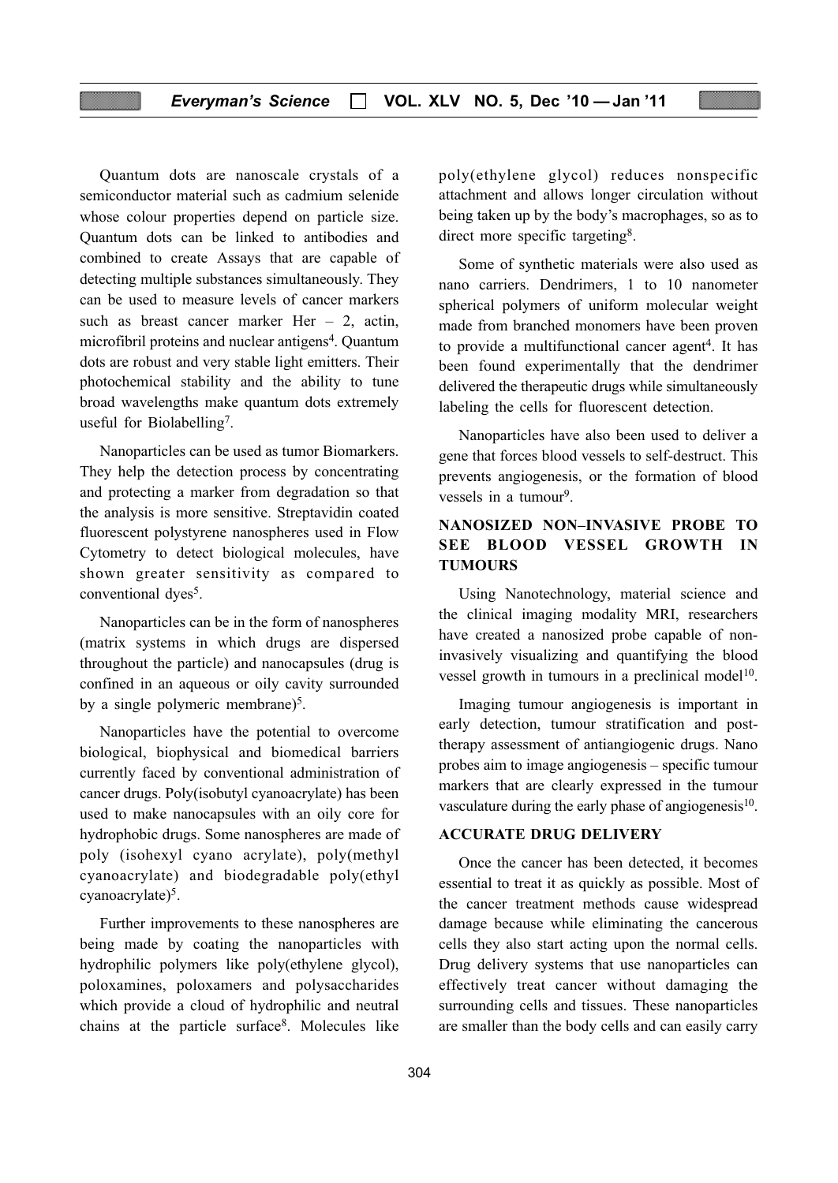Quantum dots are nanoscale crystals of a semiconductor material such as cadmium selenide whose colour properties depend on particle size. Quantum dots can be linked to antibodies and combined to create Assays that are capable of detecting multiple substances simultaneously. They can be used to measure levels of cancer markers such as breast cancer marker Her – 2, actin, microfibril proteins and nuclear antigens[4]. Quantum dots are robust and very stable light emitters. Their photochemical stability and the ability to tune broad wavelengths make quantum dots extremely useful for Biolabelling[7].

Nanoparticles can be used as tumor Biomarkers. They help the detection process by concentrating and protecting a marker from degradation so that the analysis is more sensitive. Streptavidin coated fluorescent polystyrene nanospheres used in Flow Cytometry to detect biological molecules, have shown greater sensitivity as compared to conventional dyes[5].

Nanoparticles can be in the form of nanospheres (matrix systems in which drugs are dispersed throughout the particle) and nanocapsules (drug is confined in an aqueous or oily cavity surrounded by a single polymeric membrane)[5].

Nanoparticles have the potential to overcome biological, biophysical and biomedical barriers currently faced by conventional administration of cancer drugs. Poly(isobutyl cyanoacrylate) has been used to make nanocapsules with an oily core for hydrophobic drugs. Some nanospheres are made of poly (isohexyl cyano acrylate), poly(methyl cyanoacrylate) and biodegradable poly(ethyl cyanoacrylate)[5].

Further improvements to these nanospheres are being made by coating the nanoparticles with hydrophilic polymers like poly(ethylene glycol), poloxamines, poloxamers and polysaccharides which provide a cloud of hydrophilic and neutral chains at the particle surface[8]. Molecules like poly(ethylene glycol) reduces nonspecific attachment and allows longer circulation without being taken up by the body's macrophages, so as to direct more specific targeting[8].

Some of synthetic materials were also used as nano carriers. Dendrimers, 1 to 10 nanometer spherical polymers of uniform molecular weight made from branched monomers have been proven to provide a multifunctional cancer agent[4]. It has been found experimentally that the dendrimer delivered the therapeutic drugs while simultaneously labeling the cells for fluorescent detection.

Nanoparticles have also been used to deliver a gene that forces blood vessels to self-destruct. This prevents angiogenesis, or the formation of blood vessels in a tumour[9].

## NANOSIZED NON–INVASIVE PROBE TO SEE BLOOD VESSEL GROWTH IN TUMOURS

Using Nanotechnology, material science and the clinical imaging modality MRI, researchers have created a nanosized probe capable of non-invasively visualizing and quantifying the blood vessel growth in tumours in a preclinical model[10].

Imaging tumour angiogenesis is important in early detection, tumour stratification and post-therapy assessment of antiangiogenic drugs. Nano probes aim to image angiogenesis – specific tumour markers that are clearly expressed in the tumour vasculature during the early phase of angiogenesis[10].

## ACCURATE DRUG DELIVERY

Once the cancer has been detected, it becomes essential to treat it as quickly as possible. Most of the cancer treatment methods cause widespread damage because while eliminating the cancerous cells they also start acting upon the normal cells. Drug delivery systems that use nanoparticles can effectively treat cancer without damaging the surrounding cells and tissues. These nanoparticles are smaller than the body cells and can easily carry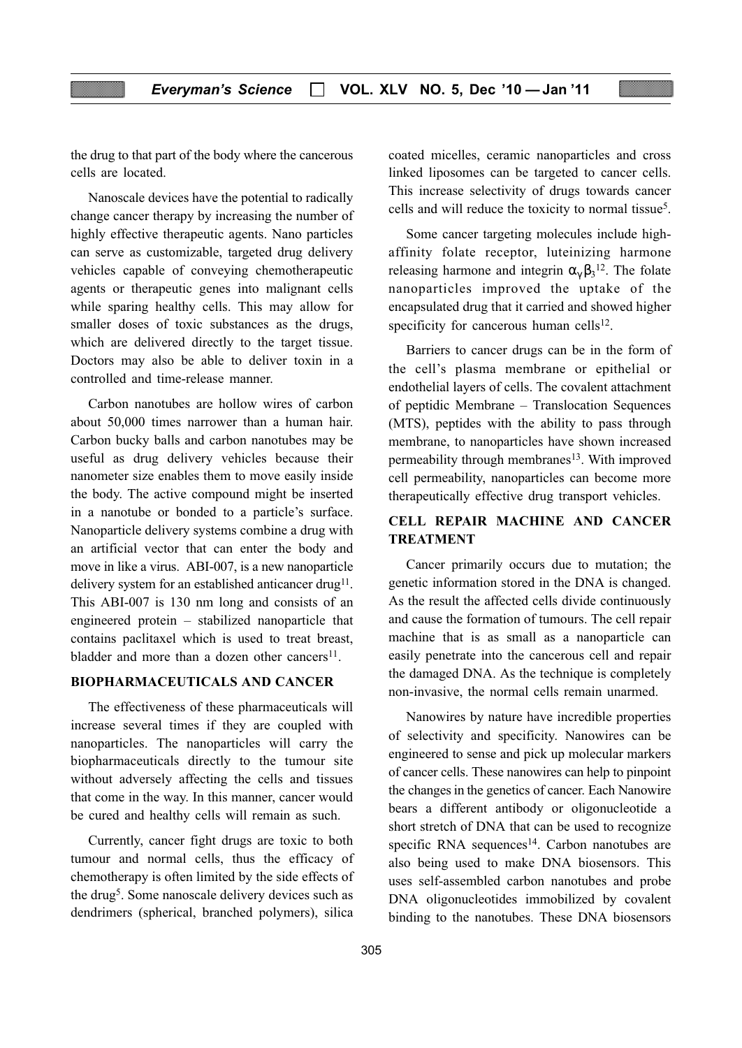the drug to that part of the body where the cancerous cells are located.

Nanoscale devices have the potential to radically change cancer therapy by increasing the number of highly effective therapeutic agents. Nano particles can serve as customizable, targeted drug delivery vehicles capable of conveying chemotherapeutic agents or therapeutic genes into malignant cells while sparing healthy cells. This may allow for smaller doses of toxic substances as the drugs, which are delivered directly to the target tissue. Doctors may also be able to deliver toxin in a controlled and time-release manner.

Carbon nanotubes are hollow wires of carbon about 50,000 times narrower than a human hair. Carbon bucky balls and carbon nanotubes may be useful as drug delivery vehicles because their nanometer size enables them to move easily inside the body. The active compound might be inserted in a nanotube or bonded to a particle's surface. Nanoparticle delivery systems combine a drug with an artificial vector that can enter the body and move in like a virus. ABI-007, is a new nanoparticle delivery system for an established anticancer drug[11]. This ABI-007 is 130 nm long and consists of an engineered protein – stabilized nanoparticle that contains paclitaxel which is used to treat breast, bladder and more than a dozen other cancers[11].

## BIOPHARMACEUTICALS AND CANCER

The effectiveness of these pharmaceuticals will increase several times if they are coupled with nanoparticles. The nanoparticles will carry the biopharmaceuticals directly to the tumour site without adversely affecting the cells and tissues that come in the way. In this manner, cancer would be cured and healthy cells will remain as such.

Currently, cancer fight drugs are toxic to both tumour and normal cells, thus the efficacy of chemotherapy is often limited by the side effects of the drug[5]. Some nanoscale delivery devices such as dendrimers (spherical, branched polymers), silica coated micelles, ceramic nanoparticles and cross linked liposomes can be targeted to cancer cells. This increase selectivity of drugs towards cancer cells and will reduce the toxicity to normal tissue[5].

Some cancer targeting molecules include high-affinity folate receptor, luteinizing harmone releasing harmone and integrin $\alpha_\gamma\beta_3$[12]. The folate nanoparticles improved the uptake of the encapsulated drug that it carried and showed higher specificity for cancerous human cells[12].

Barriers to cancer drugs can be in the form of the cell's plasma membrane or epithelial or endothelial layers of cells. The covalent attachment of peptidic Membrane – Translocation Sequences (MTS), peptides with the ability to pass through membrane, to nanoparticles have shown increased permeability through membranes[13]. With improved cell permeability, nanoparticles can become more therapeutically effective drug transport vehicles.

## CELL REPAIR MACHINE AND CANCER TREATMENT

Cancer primarily occurs due to mutation; the genetic information stored in the DNA is changed. As the result the affected cells divide continuously and cause the formation of tumours. The cell repair machine that is as small as a nanoparticle can easily penetrate into the cancerous cell and repair the damaged DNA. As the technique is completely non-invasive, the normal cells remain unarmed.

Nanowires by nature have incredible properties of selectivity and specificity. Nanowires can be engineered to sense and pick up molecular markers of cancer cells. These nanowires can help to pinpoint the changes in the genetics of cancer. Each Nanowire bears a different antibody or oligonucleotide a short stretch of DNA that can be used to recognize specific RNA sequences[14]. Carbon nanotubes are also being used to make DNA biosensors. This uses self-assembled carbon nanotubes and probe DNA oligonucleotides immobilized by covalent binding to the nanotubes. These DNA biosensors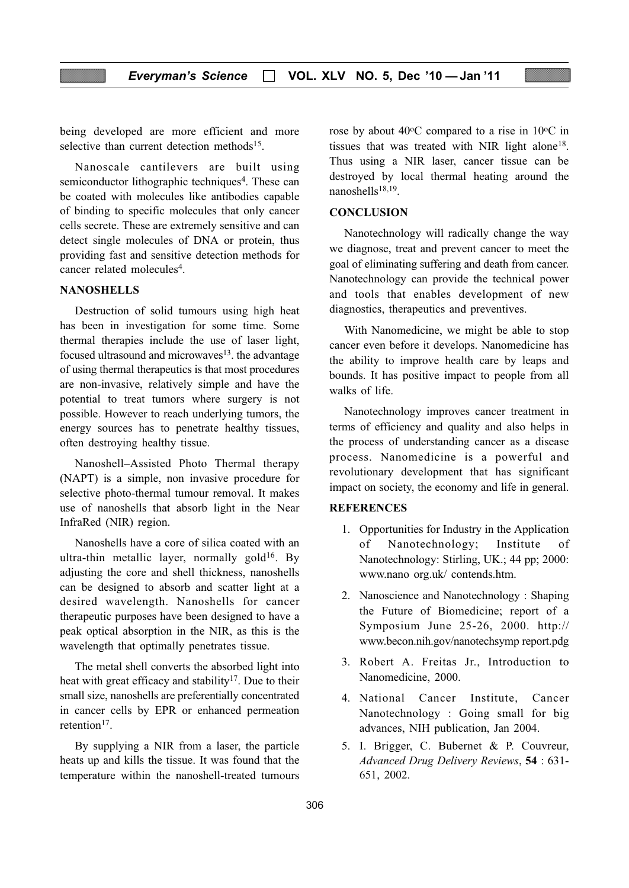being developed are more efficient and more selective than current detection methods[15].

Nanoscale cantilevers are built using semiconductor lithographic techniques[4]. These can be coated with molecules like antibodies capable of binding to specific molecules that only cancer cells secrete. These are extremely sensitive and can detect single molecules of DNA or protein, thus providing fast and sensitive detection methods for cancer related molecules[4].

## NANOSHELLS

Destruction of solid tumours using high heat has been in investigation for some time. Some thermal therapies include the use of laser light, focused ultrasound and microwaves[13]. the advantage of using thermal therapeutics is that most procedures are non-invasive, relatively simple and have the potential to treat tumors where surgery is not possible. However to reach underlying tumors, the energy sources has to penetrate healthy tissues, often destroying healthy tissue.

Nanoshell–Assisted Photo Thermal therapy (NAPT) is a simple, non invasive procedure for selective photo-thermal tumour removal. It makes use of nanoshells that absorb light in the Near InfraRed (NIR) region.

Nanoshells have a core of silica coated with an ultra-thin metallic layer, normally gold[16]. By adjusting the core and shell thickness, nanoshells can be designed to absorb and scatter light at a desired wavelength. Nanoshells for cancer therapeutic purposes have been designed to have a peak optical absorption in the NIR, as this is the wavelength that optimally penetrates tissue.

The metal shell converts the absorbed light into heat with great efficacy and stability[17]. Due to their small size, nanoshells are preferentially concentrated in cancer cells by EPR or enhanced permeation retention[17].

By supplying a NIR from a laser, the particle heats up and kills the tissue. It was found that the temperature within the nanoshell-treated tumours rose by about 40°C compared to a rise in 10°C in tissues that was treated with NIR light alone[18]. Thus using a NIR laser, cancer tissue can be destroyed by local thermal heating around the nanoshells[18,19].

## CONCLUSION

Nanotechnology will radically change the way we diagnose, treat and prevent cancer to meet the goal of eliminating suffering and death from cancer. Nanotechnology can provide the technical power and tools that enables development of new diagnostics, therapeutics and preventives.

With Nanomedicine, we might be able to stop cancer even before it develops. Nanomedicine has the ability to improve health care by leaps and bounds. It has positive impact to people from all walks of life.

Nanotechnology improves cancer treatment in terms of efficiency and quality and also helps in the process of understanding cancer as a disease process. Nanomedicine is a powerful and revolutionary development that has significant impact on society, the economy and life in general.

## REFERENCES

1. Opportunities for Industry in the Application of Nanotechnology; Institute of Nanotechnology: Stirling, UK.; 44 pp; 2000: www.nano org.uk/ contends.htm.
2. Nanoscience and Nanotechnology : Shaping the Future of Biomedicine; report of a Symposium June 25-26, 2000. http:// www.becon.nih.gov/nanotechsymp report.pdg
3. Robert A. Freitas Jr., Introduction to Nanomedicine, 2000.
4. National Cancer Institute, Cancer Nanotechnology : Going small for big advances, NIH publication, Jan 2004.
5. I. Brigger, C. Bubernet & P. Couvreur, *Advanced Drug Delivery Reviews*, **54** : 631-651, 2002.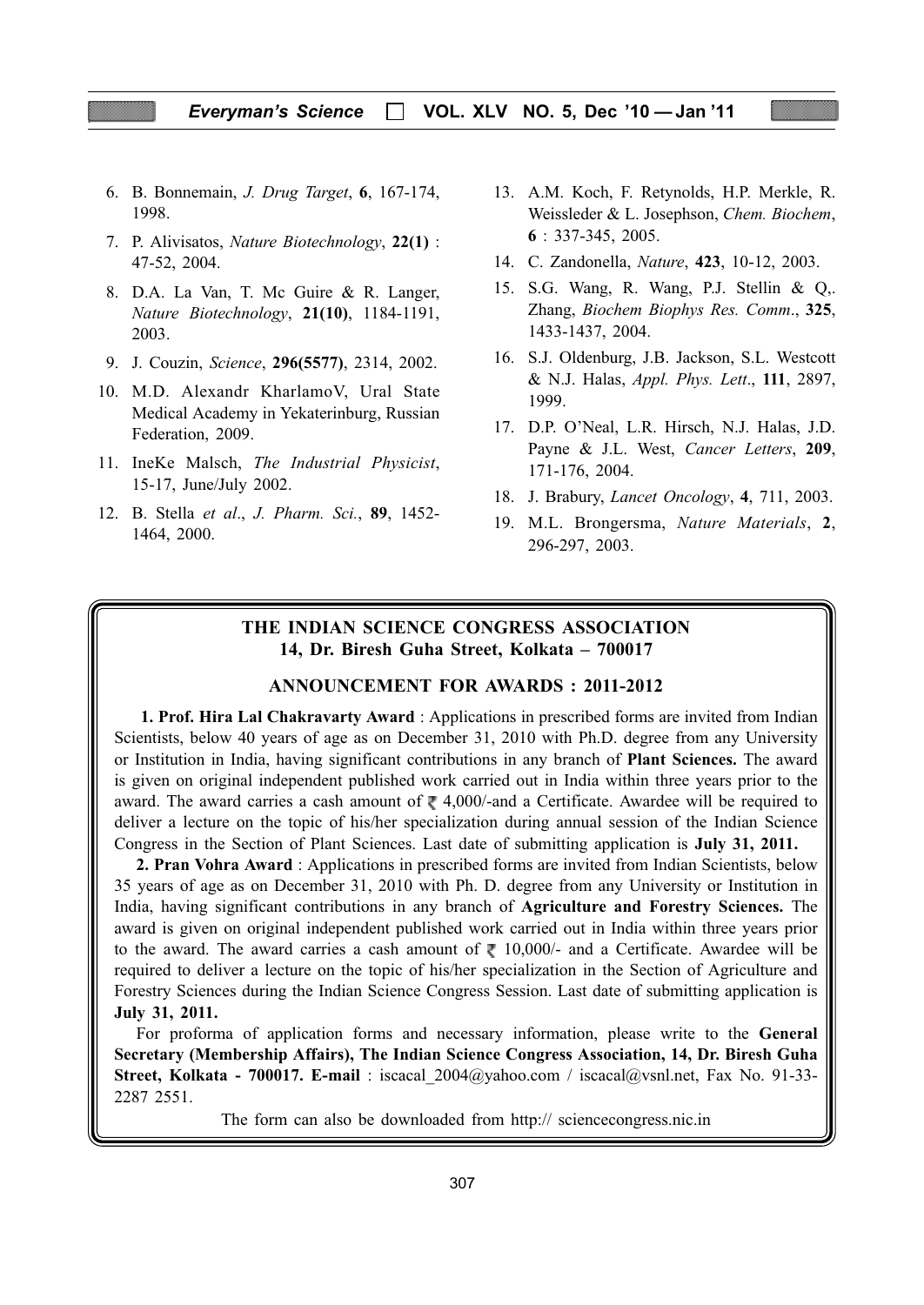6. B. Bonnemain, *J. Drug Target*, **6**, 167-174, 1998.
7. P. Alivisatos, *Nature Biotechnology*, **22(1)** : 47-52, 2004.
8. D.A. La Van, T. Mc Guire & R. Langer, *Nature Biotechnology*, **21(10)**, 1184-1191, 2003.
9. J. Couzin, *Science*, **296(5577)**, 2314, 2002.
10. M.D. Alexandr KharlamoV, Ural State Medical Academy in Yekaterinburg, Russian Federation, 2009.
11. IneKe Malsch, *The Industrial Physicist*, 15-17, June/July 2002.
12. B. Stella *et al*., *J. Pharm. Sci.*, **89**, 1452-1464, 2000.
13. A.M. Koch, F. Retynolds, H.P. Merkle, R. Weissleder & L. Josephson, *Chem. Biochem*, **6** : 337-345, 2005.
14. C. Zandonella, *Nature*, **423**, 10-12, 2003.
15. S.G. Wang, R. Wang, P.J. Stellin & Q,. Zhang, *Biochem Biophys Res. Comm*., **325**, 1433-1437, 2004.
16. S.J. Oldenburg, J.B. Jackson, S.L. Westcott & N.J. Halas, *Appl. Phys. Lett*., **111**, 2897, 1999.
17. D.P. O'Neal, L.R. Hirsch, N.J. Halas, J.D. Payne & J.L. West, *Cancer Letters*, **209**, 171-176, 2004.
18. J. Brabury, *Lancet Oncology*, **4**, 711, 2003.
19. M.L. Brongersma, *Nature Materials*, **2**, 296-297, 2003.

## THE INDIAN SCIENCE CONGRESS ASSOCIATION
### 14, Dr. Biresh Guha Street, Kolkata – 700017

### ANNOUNCEMENT FOR AWARDS : 2011-2012

**1. Prof. Hira Lal Chakravarty Award** : Applications in prescribed forms are invited from Indian Scientists, below 40 years of age as on December 31, 2010 with Ph.D. degree from any University or Institution in India, having significant contributions in any branch of **Plant Sciences.** The award is given on original independent published work carried out in India within three years prior to the award. The award carries a cash amount of ₹ 4,000/-and a Certificate. Awardee will be required to deliver a lecture on the topic of his/her specialization during annual session of the Indian Science Congress in the Section of Plant Sciences. Last date of submitting application is **July 31, 2011.**

**2. Pran Vohra Award** : Applications in prescribed forms are invited from Indian Scientists, below 35 years of age as on December 31, 2010 with Ph. D. degree from any University or Institution in India, having significant contributions in any branch of **Agriculture and Forestry Sciences.** The award is given on original independent published work carried out in India within three years prior to the award. The award carries a cash amount of ₹ 10,000/- and a Certificate. Awardee will be required to deliver a lecture on the topic of his/her specialization in the Section of Agriculture and Forestry Sciences during the Indian Science Congress Session. Last date of submitting application is **July 31, 2011.**

For proforma of application forms and necessary information, please write to the **General Secretary (Membership Affairs), The Indian Science Congress Association, 14, Dr. Biresh Guha Street, Kolkata - 700017. E-mail** : iscacal_2004@yahoo.com / iscacal@vsnl.net, Fax No. 91-33-2287 2551.

The form can also be downloaded from http:// sciencecongress.nic.in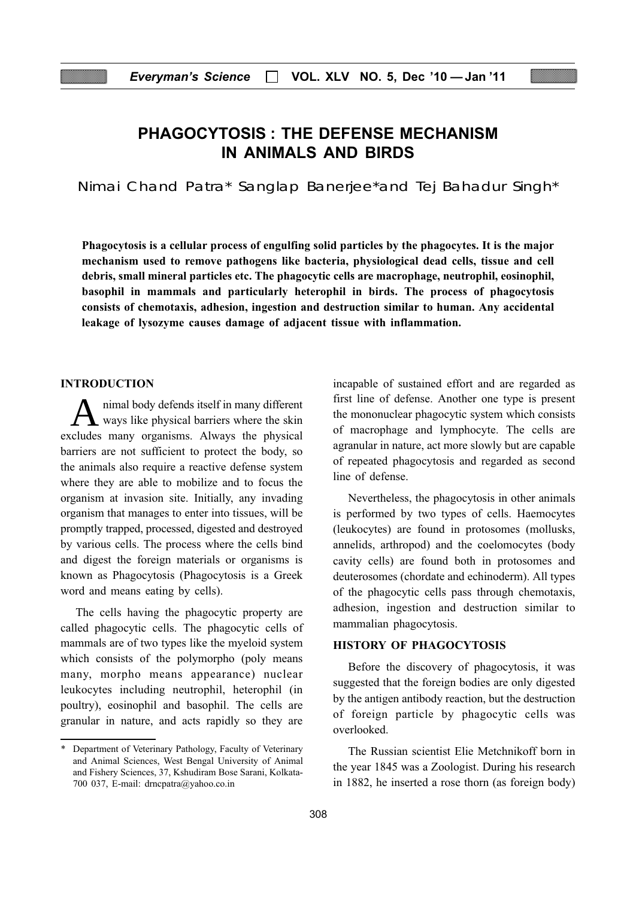# PHAGOCYTOSIS : THE DEFENSE MECHANISM IN ANIMALS AND BIRDS

Nimai Chand Patra* Sanglap Banerjee* and Tej Bahadur Singh*

**Phagocytosis is a cellular process of engulfing solid particles by the phagocytes. It is the major mechanism used to remove pathogens like bacteria, physiological dead cells, tissue and cell debris, small mineral particles etc. The phagocytic cells are macrophage, neutrophil, eosinophil, basophil in mammals and particularly heterophil in birds. The process of phagocytosis consists of chemotaxis, adhesion, ingestion and destruction similar to human. Any accidental leakage of lysozyme causes damage of adjacent tissue with inflammation.**

## INTRODUCTION

Animal body defends itself in many different ways like physical barriers where the skin excludes many organisms. Always the physical barriers are not sufficient to protect the body, so the animals also require a reactive defense system where they are able to mobilize and to focus the organism at invasion site. Initially, any invading organism that manages to enter into tissues, will be promptly trapped, processed, digested and destroyed by various cells. The process where the cells bind and digest the foreign materials or organisms is known as Phagocytosis (Phagocytosis is a Greek word and means eating by cells).

The cells having the phagocytic property are called phagocytic cells. The phagocytic cells of mammals are of two types like the myeloid system which consists of the polymorpho (poly means many, morpho means appearance) nuclear leukocytes including neutrophil, heterophil (in poultry), eosinophil and basophil. The cells are granular in nature, and acts rapidly so they are incapable of sustained effort and are regarded as first line of defense. Another one type is present the mononuclear phagocytic system which consists of macrophage and lymphocyte. The cells are agranular in nature, act more slowly but are capable of repeated phagocytosis and regarded as second line of defense.

Nevertheless, the phagocytosis in other animals is performed by two types of cells. Haemocytes (leukocytes) are found in protosomes (mollusks, annelids, arthropod) and the coelomocytes (body cavity cells) are found both in protosomes and deuterosomes (chordate and echinoderm). All types of the phagocytic cells pass through chemotaxis, adhesion, ingestion and destruction similar to mammalian phagocytosis.

## HISTORY OF PHAGOCYTOSIS

Before the discovery of phagocytosis, it was suggested that the foreign bodies are only digested by the antigen antibody reaction, but the destruction of foreign particle by phagocytic cells was overlooked.

The Russian scientist Elie Metchnikoff born in the year 1845 was a Zoologist. During his research in 1882, he inserted a rose thorn (as foreign body)

---

\* Department of Veterinary Pathology, Faculty of Veterinary and Animal Sciences, West Bengal University of Animal and Fishery Sciences, 37, Kshudiram Bose Sarani, Kolkata-700 037, E-mail: drncpatra@yahoo.co.in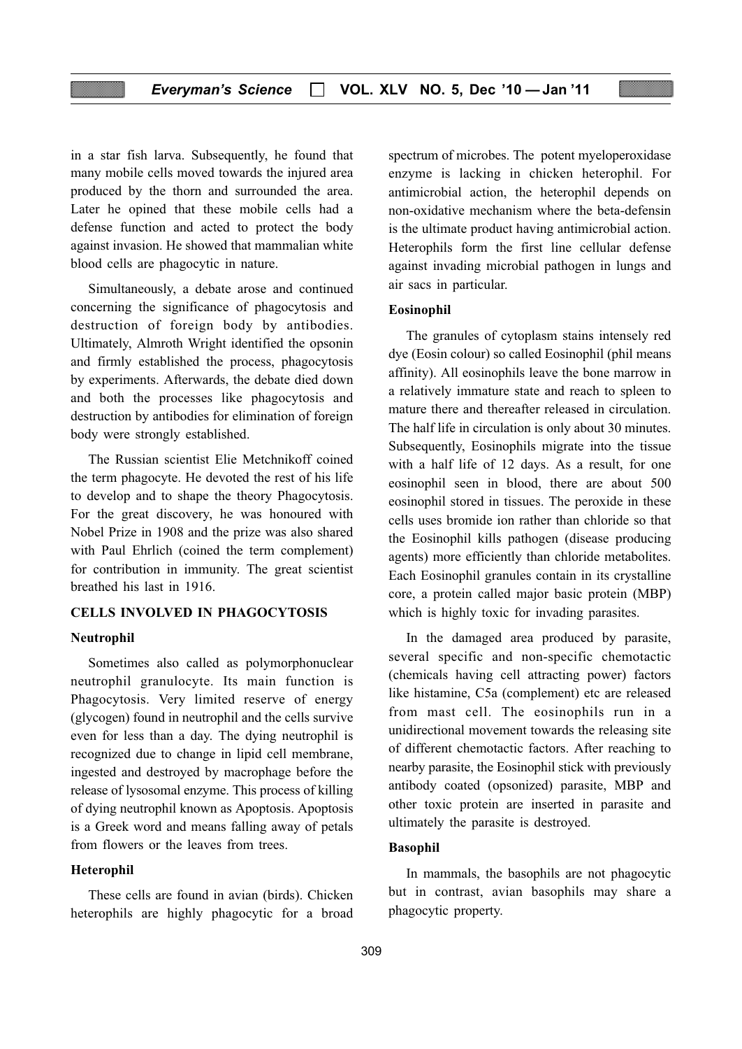in a star fish larva. Subsequently, he found that many mobile cells moved towards the injured area produced by the thorn and surrounded the area. Later he opined that these mobile cells had a defense function and acted to protect the body against invasion. He showed that mammalian white blood cells are phagocytic in nature.

Simultaneously, a debate arose and continued concerning the significance of phagocytosis and destruction of foreign body by antibodies. Ultimately, Almroth Wright identified the opsonin and firmly established the process, phagocytosis by experiments. Afterwards, the debate died down and both the processes like phagocytosis and destruction by antibodies for elimination of foreign body were strongly established.

The Russian scientist Elie Metchnikoff coined the term phagocyte. He devoted the rest of his life to develop and to shape the theory Phagocytosis. For the great discovery, he was honoured with Nobel Prize in 1908 and the prize was also shared with Paul Ehrlich (coined the term complement) for contribution in immunity. The great scientist breathed his last in 1916.

## CELLS INVOLVED IN PHAGOCYTOSIS

### Neutrophil

Sometimes also called as polymorphonuclear neutrophil granulocyte. Its main function is Phagocytosis. Very limited reserve of energy (glycogen) found in neutrophil and the cells survive even for less than a day. The dying neutrophil is recognized due to change in lipid cell membrane, ingested and destroyed by macrophage before the release of lysosomal enzyme. This process of killing of dying neutrophil known as Apoptosis. Apoptosis is a Greek word and means falling away of petals from flowers or the leaves from trees.

### Heterophil

These cells are found in avian (birds). Chicken heterophils are highly phagocytic for a broad spectrum of microbes. The potent myeloperoxidase enzyme is lacking in chicken heterophil. For antimicrobial action, the heterophil depends on non-oxidative mechanism where the beta-defensin is the ultimate product having antimicrobial action. Heterophils form the first line cellular defense against invading microbial pathogen in lungs and air sacs in particular.

### Eosinophil

The granules of cytoplasm stains intensely red dye (Eosin colour) so called Eosinophil (phil means affinity). All eosinophils leave the bone marrow in a relatively immature state and reach to spleen to mature there and thereafter released in circulation. The half life in circulation is only about 30 minutes. Subsequently, Eosinophils migrate into the tissue with a half life of 12 days. As a result, for one eosinophil seen in blood, there are about 500 eosinophil stored in tissues. The peroxide in these cells uses bromide ion rather than chloride so that the Eosinophil kills pathogen (disease producing agents) more efficiently than chloride metabolites. Each Eosinophil granules contain in its crystalline core, a protein called major basic protein (MBP) which is highly toxic for invading parasites.

In the damaged area produced by parasite, several specific and non-specific chemotactic (chemicals having cell attracting power) factors like histamine, C5a (complement) etc are released from mast cell. The eosinophils run in a unidirectional movement towards the releasing site of different chemotactic factors. After reaching to nearby parasite, the Eosinophil stick with previously antibody coated (opsonized) parasite, MBP and other toxic protein are inserted in parasite and ultimately the parasite is destroyed.

### Basophil

In mammals, the basophils are not phagocytic but in contrast, avian basophils may share a phagocytic property.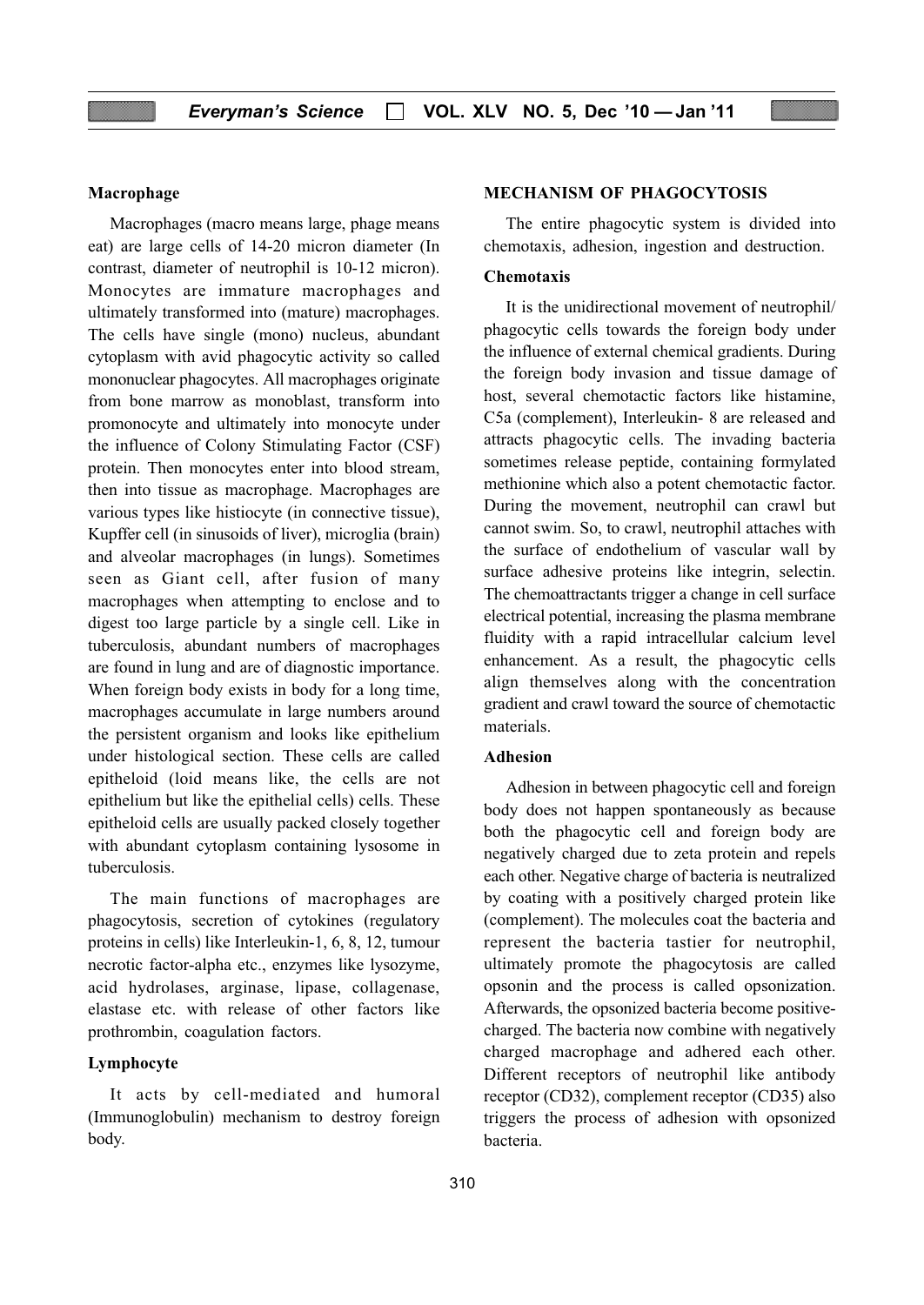### Macrophage

Macrophages (macro means large, phage means eat) are large cells of 14-20 micron diameter (In contrast, diameter of neutrophil is 10-12 micron). Monocytes are immature macrophages and ultimately transformed into (mature) macrophages. The cells have single (mono) nucleus, abundant cytoplasm with avid phagocytic activity so called mononuclear phagocytes. All macrophages originate from bone marrow as monoblast, transform into promonocyte and ultimately into monocyte under the influence of Colony Stimulating Factor (CSF) protein. Then monocytes enter into blood stream, then into tissue as macrophage. Macrophages are various types like histiocyte (in connective tissue), Kupffer cell (in sinusoids of liver), microglia (brain) and alveolar macrophages (in lungs). Sometimes seen as Giant cell, after fusion of many macrophages when attempting to enclose and to digest too large particle by a single cell. Like in tuberculosis, abundant numbers of macrophages are found in lung and are of diagnostic importance. When foreign body exists in body for a long time, macrophages accumulate in large numbers around the persistent organism and looks like epithelium under histological section. These cells are called epitheloid (loid means like, the cells are not epithelium but like the epithelial cells) cells. These epitheloid cells are usually packed closely together with abundant cytoplasm containing lysosome in tuberculosis.

The main functions of macrophages are phagocytosis, secretion of cytokines (regulatory proteins in cells) like Interleukin-1, 6, 8, 12, tumour necrotic factor-alpha etc., enzymes like lysozyme, acid hydrolases, arginase, lipase, collagenase, elastase etc. with release of other factors like prothrombin, coagulation factors.

### Lymphocyte

It acts by cell-mediated and humoral (Immunoglobulin) mechanism to destroy foreign body.

### MECHANISM OF PHAGOCYTOSIS

The entire phagocytic system is divided into chemotaxis, adhesion, ingestion and destruction.

### Chemotaxis

It is the unidirectional movement of neutrophil/ phagocytic cells towards the foreign body under the influence of external chemical gradients. During the foreign body invasion and tissue damage of host, several chemotactic factors like histamine, C5a (complement), Interleukin- 8 are released and attracts phagocytic cells. The invading bacteria sometimes release peptide, containing formylated methionine which also a potent chemotactic factor. During the movement, neutrophil can crawl but cannot swim. So, to crawl, neutrophil attaches with the surface of endothelium of vascular wall by surface adhesive proteins like integrin, selectin. The chemoattractants trigger a change in cell surface electrical potential, increasing the plasma membrane fluidity with a rapid intracellular calcium level enhancement. As a result, the phagocytic cells align themselves along with the concentration gradient and crawl toward the source of chemotactic materials.

### Adhesion

Adhesion in between phagocytic cell and foreign body does not happen spontaneously as because both the phagocytic cell and foreign body are negatively charged due to zeta protein and repels each other. Negative charge of bacteria is neutralized by coating with a positively charged protein like (complement). The molecules coat the bacteria and represent the bacteria tastier for neutrophil, ultimately promote the phagocytosis are called opsonin and the process is called opsonization. Afterwards, the opsonized bacteria become positive-charged. The bacteria now combine with negatively charged macrophage and adhered each other. Different receptors of neutrophil like antibody receptor (CD32), complement receptor (CD35) also triggers the process of adhesion with opsonized bacteria.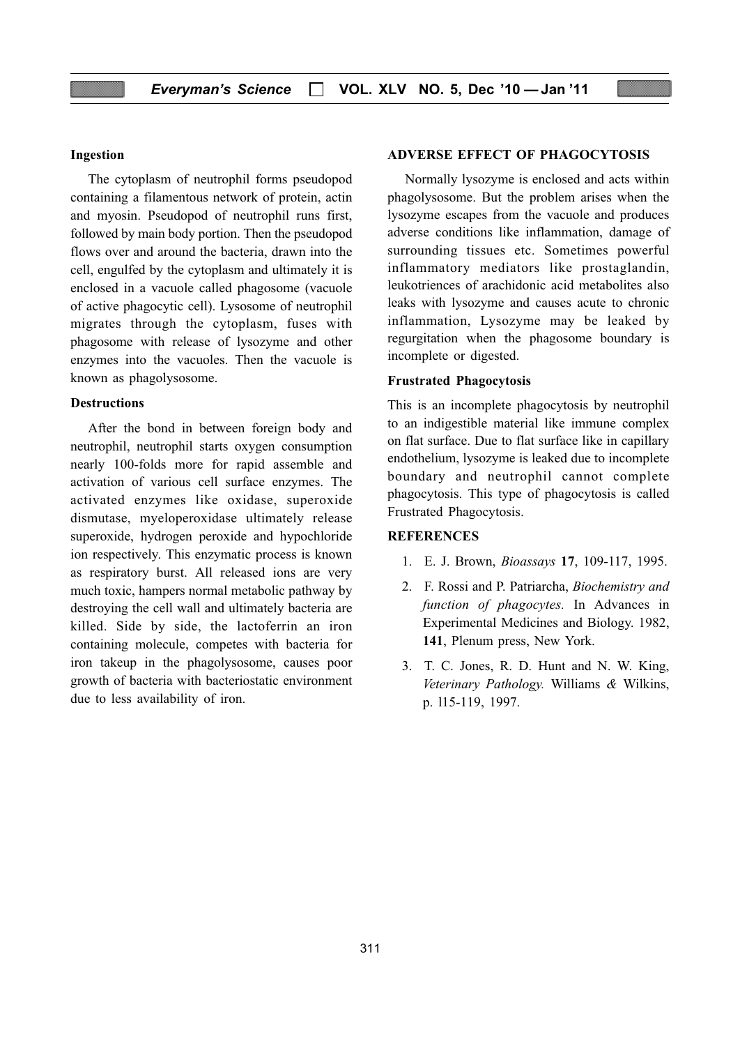### Ingestion

The cytoplasm of neutrophil forms pseudopod containing a filamentous network of protein, actin and myosin. Pseudopod of neutrophil runs first, followed by main body portion. Then the pseudopod flows over and around the bacteria, drawn into the cell, engulfed by the cytoplasm and ultimately it is enclosed in a vacuole called phagosome (vacuole of active phagocytic cell). Lysosome of neutrophil migrates through the cytoplasm, fuses with phagosome with release of lysozyme and other enzymes into the vacuoles. Then the vacuole is known as phagolysosome.

### Destructions

After the bond in between foreign body and neutrophil, neutrophil starts oxygen consumption nearly 100-folds more for rapid assemble and activation of various cell surface enzymes. The activated enzymes like oxidase, superoxide dismutase, myeloperoxidase ultimately release superoxide, hydrogen peroxide and hypochloride ion respectively. This enzymatic process is known as respiratory burst. All released ions are very much toxic, hampers normal metabolic pathway by destroying the cell wall and ultimately bacteria are killed. Side by side, the lactoferrin an iron containing molecule, competes with bacteria for iron takeup in the phagolysosome, causes poor growth of bacteria with bacteriostatic environment due to less availability of iron.

## ADVERSE EFFECT OF PHAGOCYTOSIS

Normally lysozyme is enclosed and acts within phagolysosome. But the problem arises when the lysozyme escapes from the vacuole and produces adverse conditions like inflammation, damage of surrounding tissues etc. Sometimes powerful inflammatory mediators like prostaglandin, leukotriences of arachidonic acid metabolites also leaks with lysozyme and causes acute to chronic inflammation, Lysozyme may be leaked by regurgitation when the phagosome boundary is incomplete or digested.

### Frustrated Phagocytosis

This is an incomplete phagocytosis by neutrophil to an indigestible material like immune complex on flat surface. Due to flat surface like in capillary endothelium, lysozyme is leaked due to incomplete boundary and neutrophil cannot complete phagocytosis. This type of phagocytosis is called Frustrated Phagocytosis.

## REFERENCES

1. E. J. Brown, *Bioassays* **17**, 109-117, 1995.
2. F. Rossi and P. Patriarcha, *Biochemistry and function of phagocytes.* In Advances in Experimental Medicines and Biology. 1982, **141**, Plenum press, New York.
3. T. C. Jones, R. D. Hunt and N. W. King, *Veterinary Pathology.* Williams & Wilkins, p. 115-119, 1997.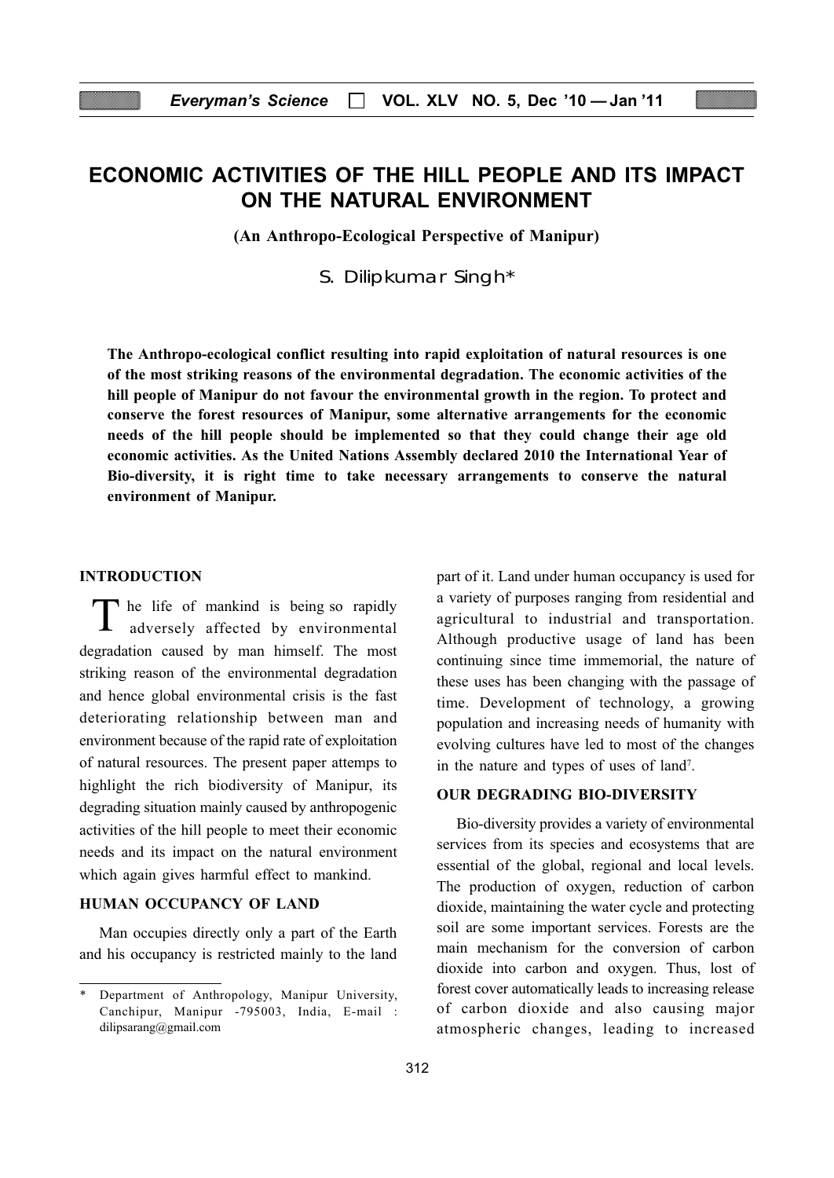# ECONOMIC ACTIVITIES OF THE HILL PEOPLE AND ITS IMPACT ON THE NATURAL ENVIRONMENT

**(An Anthropo-Ecological Perspective of Manipur)**

S. Dilipkumar Singh*

**The Anthropo-ecological conflict resulting into rapid exploitation of natural resources is one of the most striking reasons of the environmental degradation. The economic activities of the hill people of Manipur do not favour the environmental growth in the region. To protect and conserve the forest resources of Manipur, some alternative arrangements for the economic needs of the hill people should be implemented so that they could change their age old economic activities. As the United Nations Assembly declared 2010 the International Year of Bio-diversity, it is right time to take necessary arrangements to conserve the natural environment of Manipur.**

## INTRODUCTION

The life of mankind is being so rapidly adversely affected by environmental degradation caused by man himself. The most striking reason of the environmental degradation and hence global environmental crisis is the fast deteriorating relationship between man and environment because of the rapid rate of exploitation of natural resources. The present paper attemps to highlight the rich biodiversity of Manipur, its degrading situation mainly caused by anthropogenic activities of the hill people to meet their economic needs and its impact on the natural environment which again gives harmful effect to mankind.

## HUMAN OCCUPANCY OF LAND

Man occupies directly only a part of the Earth and his occupancy is restricted mainly to the land part of it. Land under human occupancy is used for a variety of purposes ranging from residential and agricultural to industrial and transportation. Although productive usage of land has been continuing since time immemorial, the nature of these uses has been changing with the passage of time. Development of technology, a growing population and increasing needs of humanity with evolving cultures have led to most of the changes in the nature and types of uses of land[7].

## OUR DEGRADING BIO-DIVERSITY

Bio-diversity provides a variety of environmental services from its species and ecosystems that are essential of the global, regional and local levels. The production of oxygen, reduction of carbon dioxide, maintaining the water cycle and protecting soil are some important services. Forests are the main mechanism for the conversion of carbon dioxide into carbon and oxygen. Thus, lost of forest cover automatically leads to increasing release of carbon dioxide and also causing major atmospheric changes, leading to increased

---

\* Department of Anthropology, Manipur University, Canchipur, Manipur -795003, India, E-mail : dilipsarang@gmail.com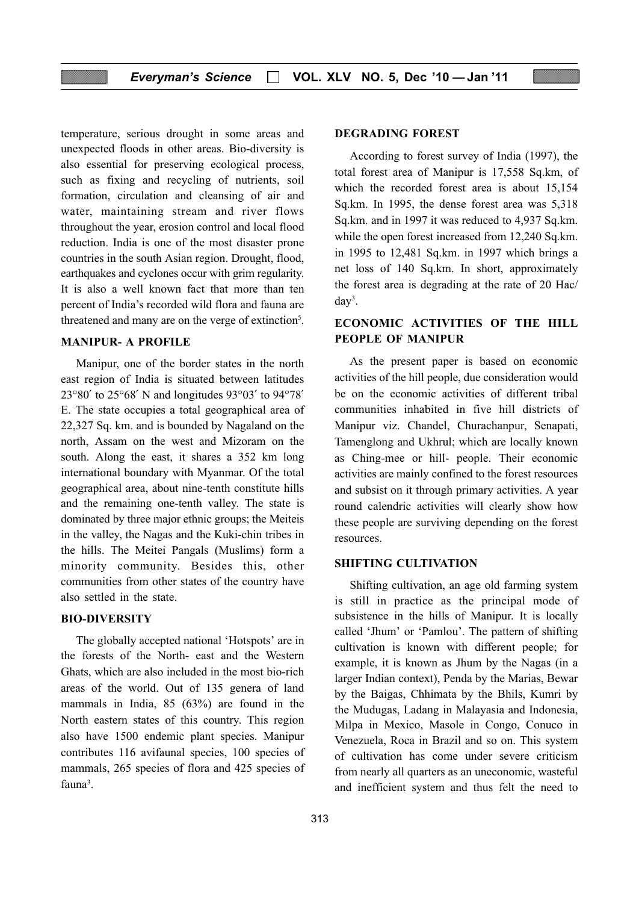temperature, serious drought in some areas and unexpected floods in other areas. Bio-diversity is also essential for preserving ecological process, such as fixing and recycling of nutrients, soil formation, circulation and cleansing of air and water, maintaining stream and river flows throughout the year, erosion control and local flood reduction. India is one of the most disaster prone countries in the south Asian region. Drought, flood, earthquakes and cyclones occur with grim regularity. It is also a well known fact that more than ten percent of India's recorded wild flora and fauna are threatened and many are on the verge of extinction[5].

## MANIPUR- A PROFILE

Manipur, one of the border states in the north east region of India is situated between latitudes 23°80′ to 25°68′ N and longitudes 93°03′ to 94°78′ E. The state occupies a total geographical area of 22,327 Sq. km. and is bounded by Nagaland on the north, Assam on the west and Mizoram on the south. Along the east, it shares a 352 km long international boundary with Myanmar. Of the total geographical area, about nine-tenth constitute hills and the remaining one-tenth valley. The state is dominated by three major ethnic groups; the Meiteis in the valley, the Nagas and the Kuki-chin tribes in the hills. The Meitei Pangals (Muslims) form a minority community. Besides this, other communities from other states of the country have also settled in the state.

## BIO-DIVERSITY

The globally accepted national 'Hotspots' are in the forests of the North- east and the Western Ghats, which are also included in the most bio-rich areas of the world. Out of 135 genera of land mammals in India, 85 (63%) are found in the North eastern states of this country. This region also have 1500 endemic plant species. Manipur contributes 116 avifaunal species, 100 species of mammals, 265 species of flora and 425 species of fauna[3].

## DEGRADING FOREST

According to forest survey of India (1997), the total forest area of Manipur is 17,558 Sq.km, of which the recorded forest area is about 15,154 Sq.km. In 1995, the dense forest area was 5,318 Sq.km. and in 1997 it was reduced to 4,937 Sq.km. while the open forest increased from 12,240 Sq.km. in 1995 to 12,481 Sq.km. in 1997 which brings a net loss of 140 Sq.km. In short, approximately the forest area is degrading at the rate of 20 Hac/ day[3].

## ECONOMIC ACTIVITIES OF THE HILL PEOPLE OF MANIPUR

As the present paper is based on economic activities of the hill people, due consideration would be on the economic activities of different tribal communities inhabited in five hill districts of Manipur viz. Chandel, Churachanpur, Senapati, Tamenglong and Ukhrul; which are locally known as Ching-mee or hill- people. Their economic activities are mainly confined to the forest resources and subsist on it through primary activities. A year round calendric activities will clearly show how these people are surviving depending on the forest resources.

## SHIFTING CULTIVATION

Shifting cultivation, an age old farming system is still in practice as the principal mode of subsistence in the hills of Manipur. It is locally called 'Jhum' or 'Pamlou'. The pattern of shifting cultivation is known with different people; for example, it is known as Jhum by the Nagas (in a larger Indian context), Penda by the Marias, Bewar by the Baigas, Chhimata by the Bhils, Kumri by the Mudugas, Ladang in Malayasia and Indonesia, Milpa in Mexico, Masole in Congo, Conuco in Venezuela, Roca in Brazil and so on. This system of cultivation has come under severe criticism from nearly all quarters as an uneconomic, wasteful and inefficient system and thus felt the need to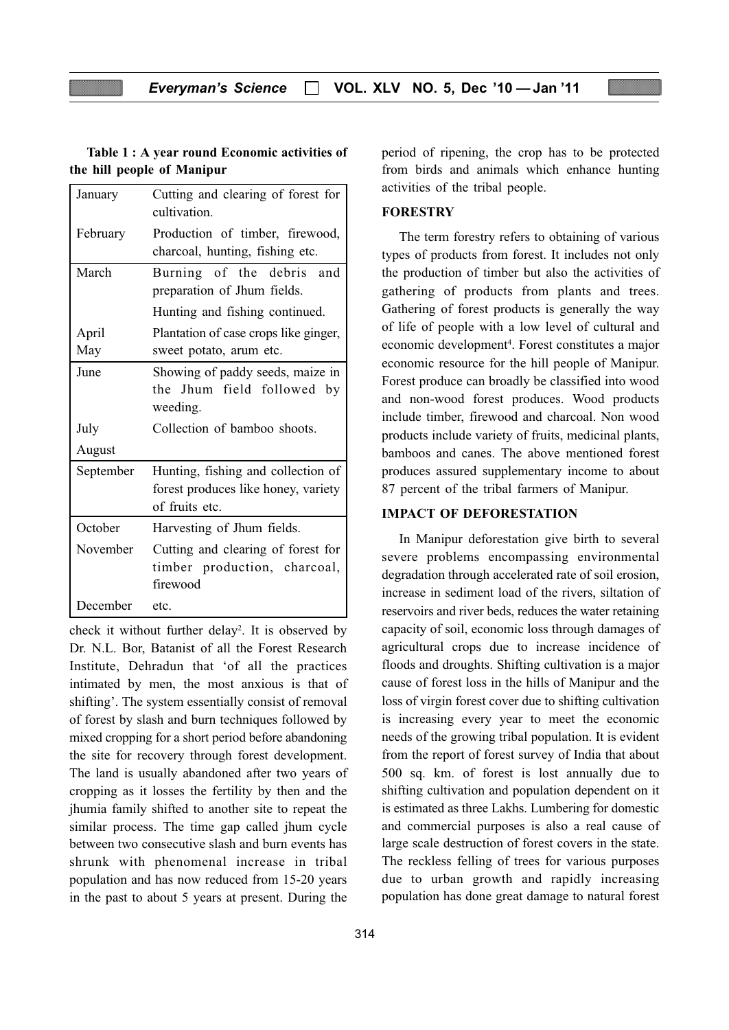**Table 1 : A year round Economic activities of the hill people of Manipur**

| Month | Activity |
|---|---|
| January | Cutting and clearing of forest for cultivation. |
| February | Production of timber, firewood, charcoal, hunting, fishing etc. |
| March | Burning of the debris and preparation of Jhum fields. Hunting and fishing continued. |
| April May | Plantation of case crops like ginger, sweet potato, arum etc. |
| June | Showing of paddy seeds, maize in the Jhum field followed by weeding. |
| July August | Collection of bamboo shoots. |
| September | Hunting, fishing and collection of forest produces like honey, variety of fruits etc. |
| October | Harvesting of Jhum fields. |
| November December | Cutting and clearing of forest for timber production, charcoal, firewood etc. |

check it without further delay[2]. It is observed by Dr. N.L. Bor, Batanist of all the Forest Research Institute, Dehradun that 'of all the practices intimated by men, the most anxious is that of shifting'. The system essentially consist of removal of forest by slash and burn techniques followed by mixed cropping for a short period before abandoning the site for recovery through forest development. The land is usually abandoned after two years of cropping as it losses the fertility by then and the jhumia family shifted to another site to repeat the similar process. The time gap called jhum cycle between two consecutive slash and burn events has shrunk with phenomenal increase in tribal population and has now reduced from 15-20 years in the past to about 5 years at present. During the period of ripening, the crop has to be protected from birds and animals which enhance hunting activities of the tribal people.

## FORESTRY

The term forestry refers to obtaining of various types of products from forest. It includes not only the production of timber but also the activities of gathering of products from plants and trees. Gathering of forest products is generally the way of life of people with a low level of cultural and economic development[4]. Forest constitutes a major economic resource for the hill people of Manipur. Forest produce can broadly be classified into wood and non-wood forest produces. Wood products include timber, firewood and charcoal. Non wood products include variety of fruits, medicinal plants, bamboos and canes. The above mentioned forest produces assured supplementary income to about 87 percent of the tribal farmers of Manipur.

## IMPACT OF DEFORESTATION

In Manipur deforestation give birth to several severe problems encompassing environmental degradation through accelerated rate of soil erosion, increase in sediment load of the rivers, siltation of reservoirs and river beds, reduces the water retaining capacity of soil, economic loss through damages of agricultural crops due to increase incidence of floods and droughts. Shifting cultivation is a major cause of forest loss in the hills of Manipur and the loss of virgin forest cover due to shifting cultivation is increasing every year to meet the economic needs of the growing tribal population. It is evident from the report of forest survey of India that about 500 sq. km. of forest is lost annually due to shifting cultivation and population dependent on it is estimated as three Lakhs. Lumbering for domestic and commercial purposes is also a real cause of large scale destruction of forest covers in the state. The reckless felling of trees for various purposes due to urban growth and rapidly increasing population has done great damage to natural forest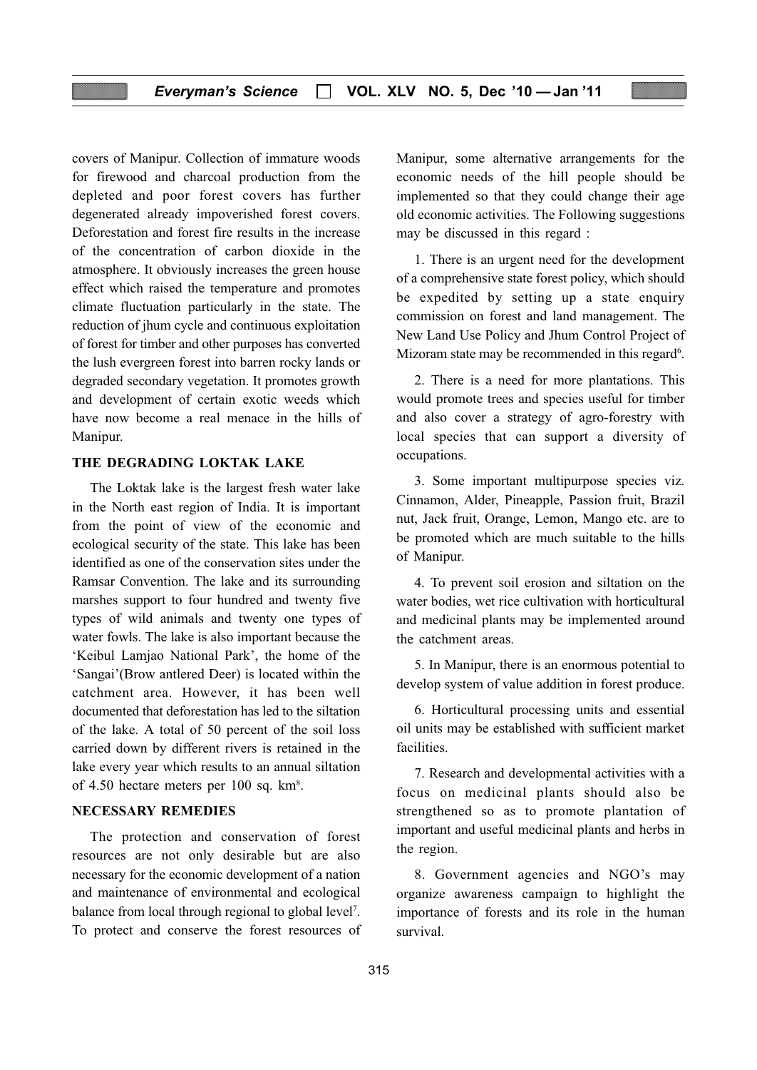covers of Manipur. Collection of immature woods for firewood and charcoal production from the depleted and poor forest covers has further degenerated already impoverished forest covers. Deforestation and forest fire results in the increase of the concentration of carbon dioxide in the atmosphere. It obviously increases the green house effect which raised the temperature and promotes climate fluctuation particularly in the state. The reduction of jhum cycle and continuous exploitation of forest for timber and other purposes has converted the lush evergreen forest into barren rocky lands or degraded secondary vegetation. It promotes growth and development of certain exotic weeds which have now become a real menace in the hills of Manipur.

## THE DEGRADING LOKTAK LAKE

The Loktak lake is the largest fresh water lake in the North east region of India. It is important from the point of view of the economic and ecological security of the state. This lake has been identified as one of the conservation sites under the Ramsar Convention. The lake and its surrounding marshes support to four hundred and twenty five types of wild animals and twenty one types of water fowls. The lake is also important because the 'Keibul Lamjao National Park', the home of the 'Sangai'(Brow antlered Deer) is located within the catchment area. However, it has been well documented that deforestation has led to the siltation of the lake. A total of 50 percent of the soil loss carried down by different rivers is retained in the lake every year which results to an annual siltation of 4.50 hectare meters per 100 sq. km[8].

## NECESSARY REMEDIES

The protection and conservation of forest resources are not only desirable but are also necessary for the economic development of a nation and maintenance of environmental and ecological balance from local through regional to global level[7]. To protect and conserve the forest resources of Manipur, some alternative arrangements for the economic needs of the hill people should be implemented so that they could change their age old economic activities. The Following suggestions may be discussed in this regard :

1. There is an urgent need for the development of a comprehensive state forest policy, which should be expedited by setting up a state enquiry commission on forest and land management. The New Land Use Policy and Jhum Control Project of Mizoram state may be recommended in this regard[6].

2. There is a need for more plantations. This would promote trees and species useful for timber and also cover a strategy of agro-forestry with local species that can support a diversity of occupations.

3. Some important multipurpose species viz. Cinnamon, Alder, Pineapple, Passion fruit, Brazil nut, Jack fruit, Orange, Lemon, Mango etc. are to be promoted which are much suitable to the hills of Manipur.

4. To prevent soil erosion and siltation on the water bodies, wet rice cultivation with horticultural and medicinal plants may be implemented around the catchment areas.

5. In Manipur, there is an enormous potential to develop system of value addition in forest produce.

6. Horticultural processing units and essential oil units may be established with sufficient market facilities.

7. Research and developmental activities with a focus on medicinal plants should also be strengthened so as to promote plantation of important and useful medicinal plants and herbs in the region.

8. Government agencies and NGO's may organize awareness campaign to highlight the importance of forests and its role in the human survival.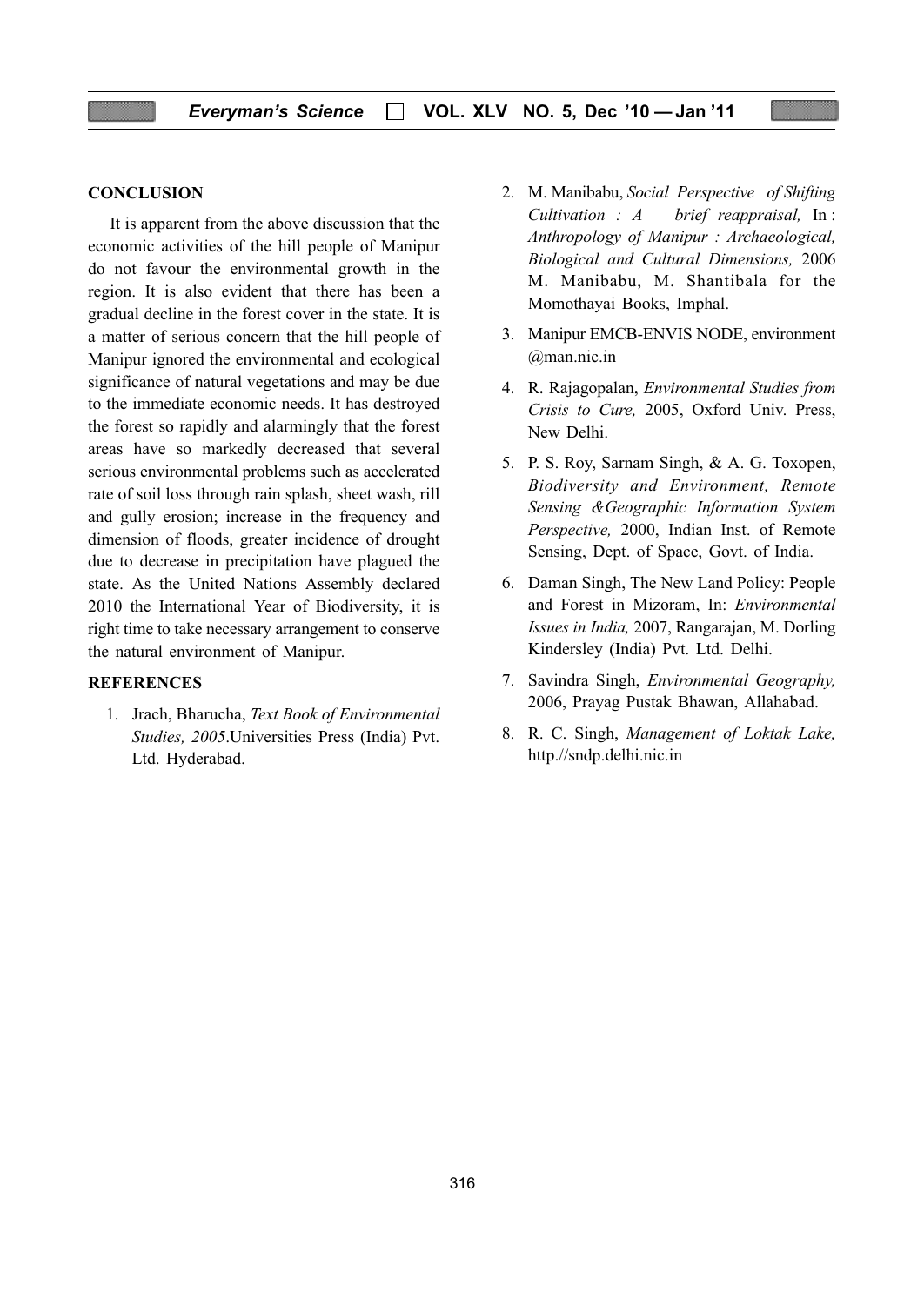## CONCLUSION

It is apparent from the above discussion that the economic activities of the hill people of Manipur do not favour the environmental growth in the region. It is also evident that there has been a gradual decline in the forest cover in the state. It is a matter of serious concern that the hill people of Manipur ignored the environmental and ecological significance of natural vegetations and may be due to the immediate economic needs. It has destroyed the forest so rapidly and alarmingly that the forest areas have so markedly decreased that several serious environmental problems such as accelerated rate of soil loss through rain splash, sheet wash, rill and gully erosion; increase in the frequency and dimension of floods, greater incidence of drought due to decrease in precipitation have plagued the state. As the United Nations Assembly declared 2010 the International Year of Biodiversity, it is right time to take necessary arrangement to conserve the natural environment of Manipur.

## REFERENCES

1. Jrach, Bharucha, *Text Book of Environmental Studies, 2005*.Universities Press (India) Pvt. Ltd. Hyderabad.
2. M. Manibabu, *Social Perspective of Shifting Cultivation : A brief reappraisal,* In : *Anthropology of Manipur : Archaeological, Biological and Cultural Dimensions,* 2006 M. Manibabu, M. Shantibala for the Momothayai Books, Imphal.
3. Manipur EMCB-ENVIS NODE, environment @man.nic.in
4. R. Rajagopalan, *Environmental Studies from Crisis to Cure,* 2005, Oxford Univ. Press, New Delhi.
5. P. S. Roy, Sarnam Singh, & A. G. Toxopen, *Biodiversity and Environment, Remote Sensing &Geographic Information System Perspective,* 2000, Indian Inst. of Remote Sensing, Dept. of Space, Govt. of India.
6. Daman Singh, The New Land Policy: People and Forest in Mizoram, In: *Environmental Issues in India,* 2007, Rangarajan, M. Dorling Kindersley (India) Pvt. Ltd. Delhi.
7. Savindra Singh, *Environmental Geography,* 2006, Prayag Pustak Bhawan, Allahabad.
8. R. C. Singh, *Management of Loktak Lake,* http.//sndp.delhi.nic.in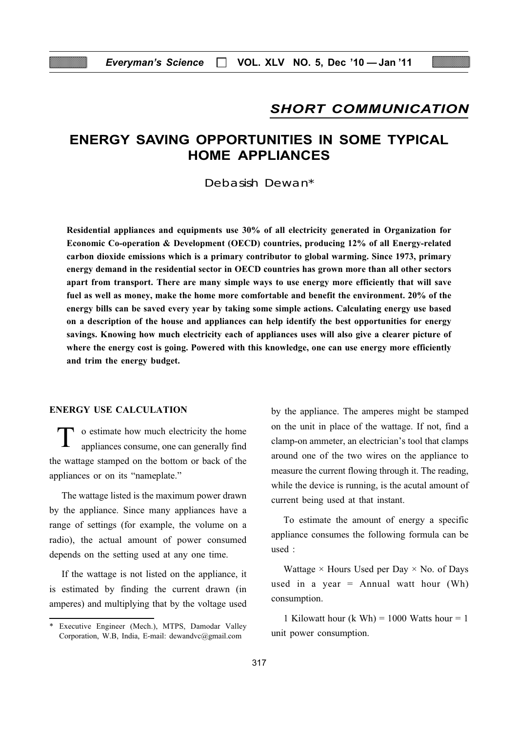## SHORT COMMUNICATION

# ENERGY SAVING OPPORTUNITIES IN SOME TYPICAL HOME APPLIANCES

Debasish Dewan*

**Residential appliances and equipments use 30% of all electricity generated in Organization for Economic Co-operation & Development (OECD) countries, producing 12% of all Energy-related carbon dioxide emissions which is a primary contributor to global warming. Since 1973, primary energy demand in the residential sector in OECD countries has grown more than all other sectors apart from transport. There are many simple ways to use energy more efficiently that will save fuel as well as money, make the home more comfortable and benefit the environment. 20% of the energy bills can be saved every year by taking some simple actions. Calculating energy use based on a description of the house and appliances can help identify the best opportunities for energy savings. Knowing how much electricity each of appliances uses will also give a clearer picture of where the energy cost is going. Powered with this knowledge, one can use energy more efficiently and trim the energy budget.**

### ENERGY USE CALCULATION

To estimate how much electricity the home appliances consume, one can generally find the wattage stamped on the bottom or back of the appliances or on its "nameplate."

The wattage listed is the maximum power drawn by the appliance. Since many appliances have a range of settings (for example, the volume on a radio), the actual amount of power consumed depends on the setting used at any one time.

If the wattage is not listed on the appliance, it is estimated by finding the current drawn (in amperes) and multiplying that by the voltage used by the appliance. The amperes might be stamped on the unit in place of the wattage. If not, find a clamp-on ammeter, an electrician's tool that clamps around one of the two wires on the appliance to measure the current flowing through it. The reading, while the device is running, is the acutal amount of current being used at that instant.

To estimate the amount of energy a specific appliance consumes the following formula can be used :

Wattage × Hours Used per Day × No. of Days used in a year = Annual watt hour (Wh) consumption.

1 Kilowatt hour (k Wh) = 1000 Watts hour = 1 unit power consumption.

* Executive Engineer (Mech.), MTPS, Damodar Valley Corporation, W.B, India, E-mail: dewandvc@gmail.com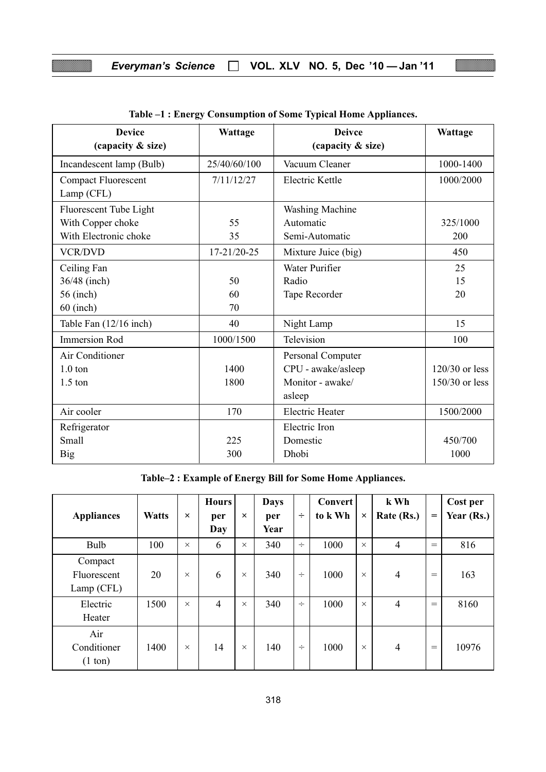**Table –1 : Energy Consumption of Some Typical Home Appliances.**

| Device (capacity & size) | Wattage | Deivce (capacity & size) | Wattage |
|---|---|---|---|
| Incandescent lamp (Bulb) | 25/40/60/100 | Vacuum Cleaner | 1000-1400 |
| Compact Fluorescent Lamp (CFL) | 7/11/12/27 | Electric Kettle | 1000/2000 |
| Fluorescent Tube Light<br>With Copper choke<br>With Electronic choke | <br>55<br>35 | Washing Machine<br>Automatic<br>Semi-Automatic | <br>325/1000<br>200 |
| VCR/DVD | 17-21/20-25 | Mixture Juice (big) | 450 |
| Ceiling Fan<br>36/48 (inch)<br>56 (inch)<br>60 (inch) | <br>50<br>60<br>70 | Water Purifier<br>Radio<br>Tape Recorder | 25<br>15<br>20 |
| Table Fan (12/16 inch) | 40 | Night Lamp | 15 |
| Immersion Rod | 1000/1500 | Television | 100 |
| Air Conditioner<br>1.0 ton<br>1.5 ton | <br>1400<br>1800 | Personal Computer<br>CPU - awake/asleep<br>Monitor - awake/ asleep | <br>120/30 or less<br>150/30 or less |
| Air cooler | 170 | Electric Heater | 1500/2000 |
| Refrigerator<br>Small<br>Big | <br>225<br>300 | Electric Iron<br>Domestic<br>Dhobi | <br>450/700<br>1000 |

**Table–2 : Example of Energy Bill for Some Home Appliances.**

| Appliances | Watts | × | Hours per Day | × | Days per Year | ÷ | Convert to k Wh | × | k Wh Rate (Rs.) | = | Cost per Year (Rs.) |
|---|---|---|---|---|---|---|---|---|---|---|---|
| Bulb | 100 | × | 6 | × | 340 | ÷ | 1000 | × | 4 | = | 816 |
| Compact Fluorescent Lamp (CFL) | 20 | × | 6 | × | 340 | ÷ | 1000 | × | 4 | = | 163 |
| Electric Heater | 1500 | × | 4 | × | 340 | ÷ | 1000 | × | 4 | = | 8160 |
| Air Conditioner (1 ton) | 1400 | × | 14 | × | 140 | ÷ | 1000 | × | 4 | = | 10976 |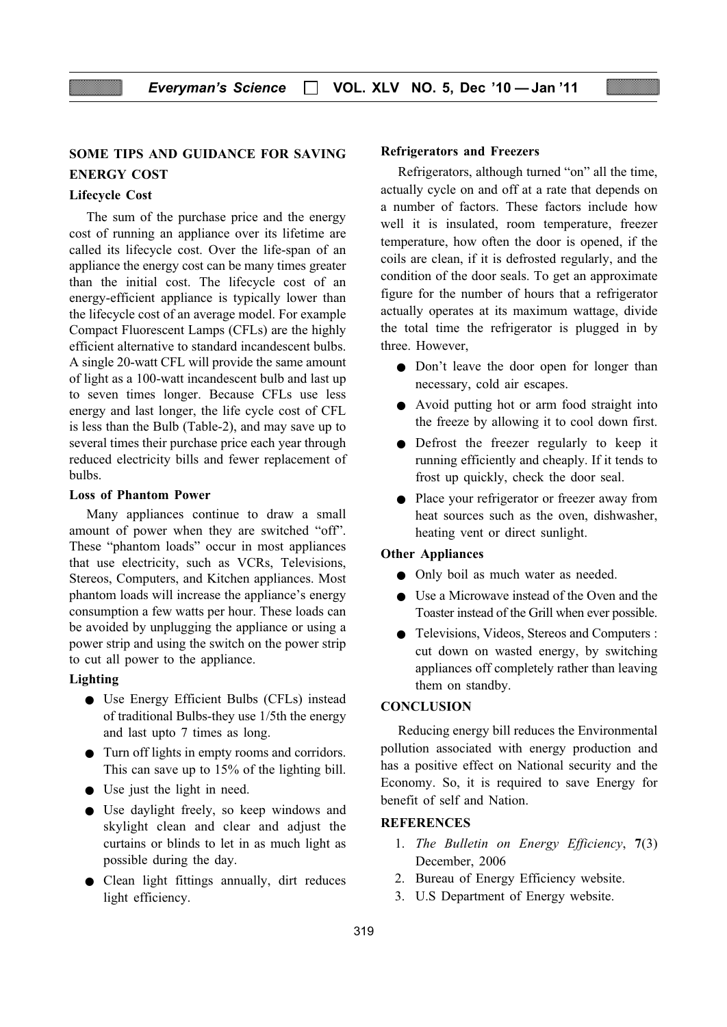## SOME TIPS AND GUIDANCE FOR SAVING ENERGY COST

### Lifecycle Cost

The sum of the purchase price and the energy cost of running an appliance over its lifetime are called its lifecycle cost. Over the life-span of an appliance the energy cost can be many times greater than the initial cost. The lifecycle cost of an energy-efficient appliance is typically lower than the lifecycle cost of an average model. For example Compact Fluorescent Lamps (CFLs) are the highly efficient alternative to standard incandescent bulbs. A single 20-watt CFL will provide the same amount of light as a 100-watt incandescent bulb and last up to seven times longer. Because CFLs use less energy and last longer, the life cycle cost of CFL is less than the Bulb (Table-2), and may save up to several times their purchase price each year through reduced electricity bills and fewer replacement of bulbs.

### Loss of Phantom Power

Many appliances continue to draw a small amount of power when they are switched "off". These "phantom loads" occur in most appliances that use electricity, such as VCRs, Televisions, Stereos, Computers, and Kitchen appliances. Most phantom loads will increase the appliance's energy consumption a few watts per hour. These loads can be avoided by unplugging the appliance or using a power strip and using the switch on the power strip to cut all power to the appliance.

### Lighting

- Use Energy Efficient Bulbs (CFLs) instead of traditional Bulbs-they use 1/5th the energy and last upto 7 times as long.
- Turn off lights in empty rooms and corridors. This can save up to 15% of the lighting bill.
- Use just the light in need.
- Use daylight freely, so keep windows and skylight clean and clear and adjust the curtains or blinds to let in as much light as possible during the day.
- Clean light fittings annually, dirt reduces light efficiency.

### Refrigerators and Freezers

Refrigerators, although turned "on" all the time, actually cycle on and off at a rate that depends on a number of factors. These factors include how well it is insulated, room temperature, freezer temperature, how often the door is opened, if the coils are clean, if it is defrosted regularly, and the condition of the door seals. To get an approximate figure for the number of hours that a refrigerator actually operates at its maximum wattage, divide the total time the refrigerator is plugged in by three. However,

- Don't leave the door open for longer than necessary, cold air escapes.
- Avoid putting hot or arm food straight into the freeze by allowing it to cool down first.
- Defrost the freezer regularly to keep it running efficiently and cheaply. If it tends to frost up quickly, check the door seal.
- Place your refrigerator or freezer away from heat sources such as the oven, dishwasher, heating vent or direct sunlight.

### Other Appliances

- Only boil as much water as needed.
- Use a Microwave instead of the Oven and the Toaster instead of the Grill when ever possible.
- Televisions, Videos, Stereos and Computers : cut down on wasted energy, by switching appliances off completely rather than leaving them on standby.

## CONCLUSION

Reducing energy bill reduces the Environmental pollution associated with energy production and has a positive effect on National security and the Economy. So, it is required to save Energy for benefit of self and Nation.

## REFERENCES

1. *The Bulletin on Energy Efficiency*, **7**(3) December, 2006
2. Bureau of Energy Efficiency website.
3. U.S Department of Energy website.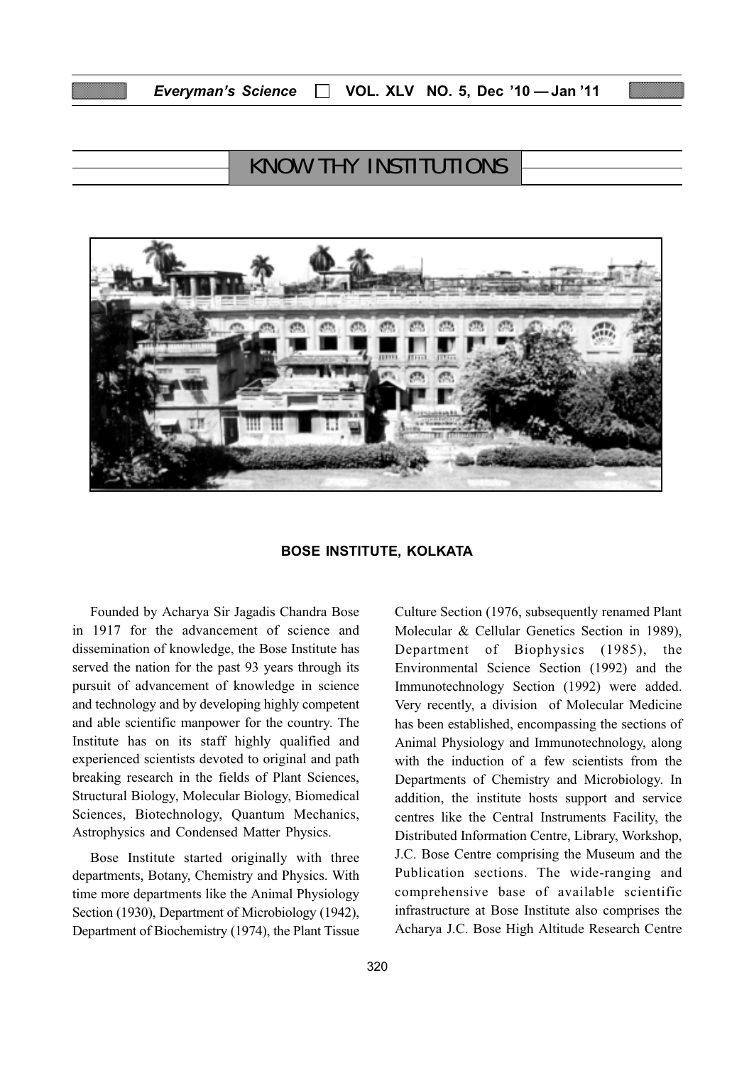# KNOW THY INSTITUTIONS

## BOSE INSTITUTE, KOLKATA

Founded by Acharya Sir Jagadis Chandra Bose in 1917 for the advancement of science and dissemination of knowledge, the Bose Institute has served the nation for the past 93 years through its pursuit of advancement of knowledge in science and technology and by developing highly competent and able scientific manpower for the country. The Institute has on its staff highly qualified and experienced scientists devoted to original and path breaking research in the fields of Plant Sciences, Structural Biology, Molecular Biology, Biomedical Sciences, Biotechnology, Quantum Mechanics, Astrophysics and Condensed Matter Physics.

Bose Institute started originally with three departments, Botany, Chemistry and Physics. With time more departments like the Animal Physiology Section (1930), Department of Microbiology (1942), Department of Biochemistry (1974), the Plant Tissue Culture Section (1976, subsequently renamed Plant Molecular & Cellular Genetics Section in 1989), Department of Biophysics (1985), the Environmental Science Section (1992) and the Immunotechnology Section (1992) were added. Very recently, a division of Molecular Medicine has been established, encompassing the sections of Animal Physiology and Immunotechnology, along with the induction of a few scientists from the Departments of Chemistry and Microbiology. In addition, the institute hosts support and service centres like the Central Instruments Facility, the Distributed Information Centre, Library, Workshop, J.C. Bose Centre comprising the Museum and the Publication sections. The wide-ranging and comprehensive base of available scientific infrastructure at Bose Institute also comprises the Acharya J.C. Bose High Altitude Research Centre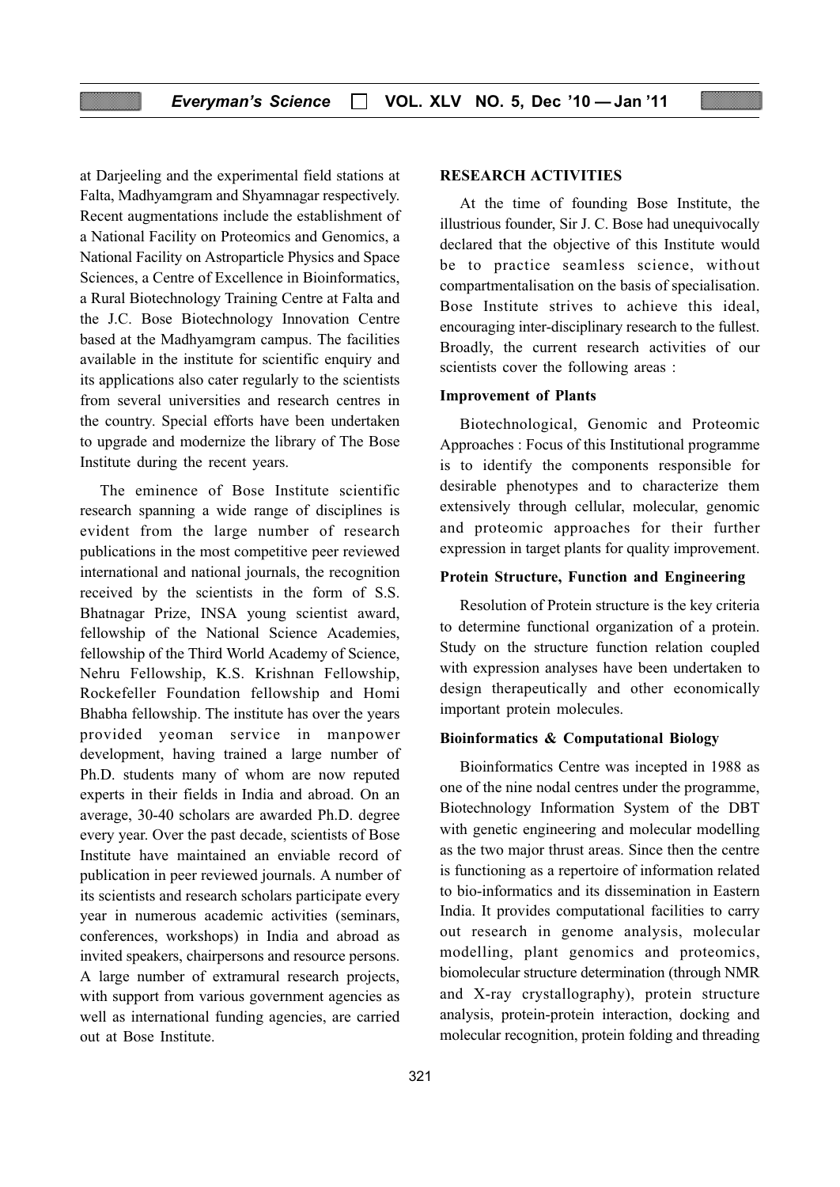at Darjeeling and the experimental field stations at Falta, Madhyamgram and Shyamnagar respectively. Recent augmentations include the establishment of a National Facility on Proteomics and Genomics, a National Facility on Astroparticle Physics and Space Sciences, a Centre of Excellence in Bioinformatics, a Rural Biotechnology Training Centre at Falta and the J.C. Bose Biotechnology Innovation Centre based at the Madhyamgram campus. The facilities available in the institute for scientific enquiry and its applications also cater regularly to the scientists from several universities and research centres in the country. Special efforts have been undertaken to upgrade and modernize the library of The Bose Institute during the recent years.

The eminence of Bose Institute scientific research spanning a wide range of disciplines is evident from the large number of research publications in the most competitive peer reviewed international and national journals, the recognition received by the scientists in the form of S.S. Bhatnagar Prize, INSA young scientist award, fellowship of the National Science Academies, fellowship of the Third World Academy of Science, Nehru Fellowship, K.S. Krishnan Fellowship, Rockefeller Foundation fellowship and Homi Bhabha fellowship. The institute has over the years provided yeoman service in manpower development, having trained a large number of Ph.D. students many of whom are now reputed experts in their fields in India and abroad. On an average, 30-40 scholars are awarded Ph.D. degree every year. Over the past decade, scientists of Bose Institute have maintained an enviable record of publication in peer reviewed journals. A number of its scientists and research scholars participate every year in numerous academic activities (seminars, conferences, workshops) in India and abroad as invited speakers, chairpersons and resource persons. A large number of extramural research projects, with support from various government agencies as well as international funding agencies, are carried out at Bose Institute.

## RESEARCH ACTIVITIES

At the time of founding Bose Institute, the illustrious founder, Sir J. C. Bose had unequivocally declared that the objective of this Institute would be to practice seamless science, without compartmentalisation on the basis of specialisation. Bose Institute strives to achieve this ideal, encouraging inter-disciplinary research to the fullest. Broadly, the current research activities of our scientists cover the following areas :

### Improvement of Plants

Biotechnological, Genomic and Proteomic Approaches : Focus of this Institutional programme is to identify the components responsible for desirable phenotypes and to characterize them extensively through cellular, molecular, genomic and proteomic approaches for their further expression in target plants for quality improvement.

### Protein Structure, Function and Engineering

Resolution of Protein structure is the key criteria to determine functional organization of a protein. Study on the structure function relation coupled with expression analyses have been undertaken to design therapeutically and other economically important protein molecules.

### Bioinformatics & Computational Biology

Bioinformatics Centre was incepted in 1988 as one of the nine nodal centres under the programme, Biotechnology Information System of the DBT with genetic engineering and molecular modelling as the two major thrust areas. Since then the centre is functioning as a repertoire of information related to bio-informatics and its dissemination in Eastern India. It provides computational facilities to carry out research in genome analysis, molecular modelling, plant genomics and proteomics, biomolecular structure determination (through NMR and X-ray crystallography), protein structure analysis, protein-protein interaction, docking and molecular recognition, protein folding and threading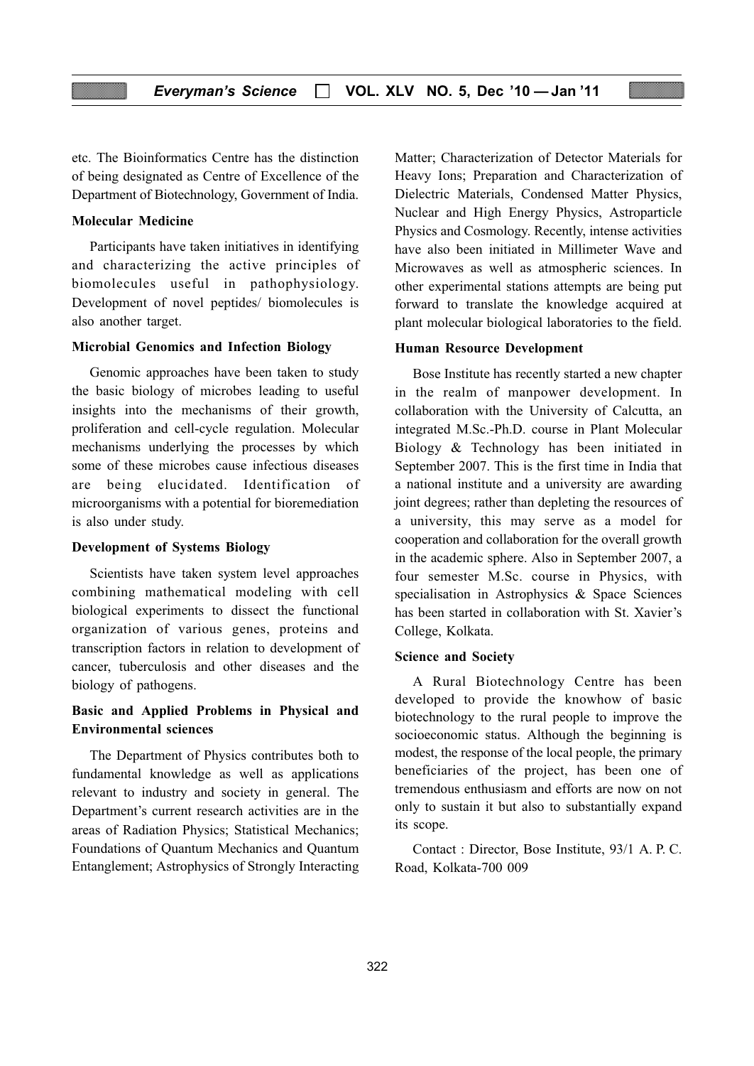etc. The Bioinformatics Centre has the distinction of being designated as Centre of Excellence of the Department of Biotechnology, Government of India.

**Molecular Medicine**

Participants have taken initiatives in identifying and characterizing the active principles of biomolecules useful in pathophysiology. Development of novel peptides/ biomolecules is also another target.

**Microbial Genomics and Infection Biology**

Genomic approaches have been taken to study the basic biology of microbes leading to useful insights into the mechanisms of their growth, proliferation and cell-cycle regulation. Molecular mechanisms underlying the processes by which some of these microbes cause infectious diseases are being elucidated. Identification of microorganisms with a potential for bioremediation is also under study.

**Development of Systems Biology**

Scientists have taken system level approaches combining mathematical modeling with cell biological experiments to dissect the functional organization of various genes, proteins and transcription factors in relation to development of cancer, tuberculosis and other diseases and the biology of pathogens.

**Basic and Applied Problems in Physical and Environmental sciences**

The Department of Physics contributes both to fundamental knowledge as well as applications relevant to industry and society in general. The Department's current research activities are in the areas of Radiation Physics; Statistical Mechanics; Foundations of Quantum Mechanics and Quantum Entanglement; Astrophysics of Strongly Interacting Matter; Characterization of Detector Materials for Heavy Ions; Preparation and Characterization of Dielectric Materials, Condensed Matter Physics, Nuclear and High Energy Physics, Astroparticle Physics and Cosmology. Recently, intense activities have also been initiated in Millimeter Wave and Microwaves as well as atmospheric sciences. In other experimental stations attempts are being put forward to translate the knowledge acquired at plant molecular biological laboratories to the field.

**Human Resource Development**

Bose Institute has recently started a new chapter in the realm of manpower development. In collaboration with the University of Calcutta, an integrated M.Sc.-Ph.D. course in Plant Molecular Biology & Technology has been initiated in September 2007. This is the first time in India that a national institute and a university are awarding joint degrees; rather than depleting the resources of a university, this may serve as a model for cooperation and collaboration for the overall growth in the academic sphere. Also in September 2007, a four semester M.Sc. course in Physics, with specialisation in Astrophysics & Space Sciences has been started in collaboration with St. Xavier's College, Kolkata.

**Science and Society**

A Rural Biotechnology Centre has been developed to provide the knowhow of basic biotechnology to the rural people to improve the socioeconomic status. Although the beginning is modest, the response of the local people, the primary beneficiaries of the project, has been one of tremendous enthusiasm and efforts are now on not only to sustain it but also to substantially expand its scope.

Contact : Director, Bose Institute, 93/1 A. P. C. Road, Kolkata-700 009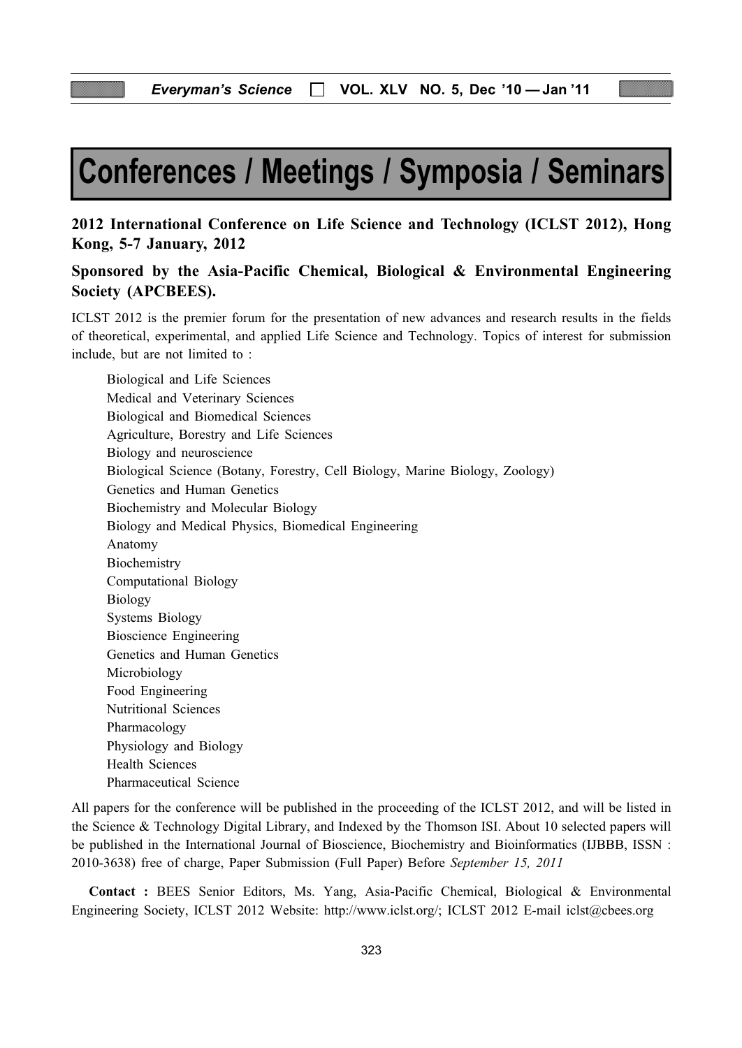# Conferences / Meetings / Symposia / Seminars

## 2012 International Conference on Life Science and Technology (ICLST 2012), Hong Kong, 5-7 January, 2012

### Sponsored by the Asia-Pacific Chemical, Biological & Environmental Engineering Society (APCBEES).

ICLST 2012 is the premier forum for the presentation of new advances and research results in the fields of theoretical, experimental, and applied Life Science and Technology. Topics of interest for submission include, but are not limited to :

- Biological and Life Sciences
- Medical and Veterinary Sciences
- Biological and Biomedical Sciences
- Agriculture, Borestry and Life Sciences
- Biology and neuroscience
- Biological Science (Botany, Forestry, Cell Biology, Marine Biology, Zoology)
- Genetics and Human Genetics
- Biochemistry and Molecular Biology
- Biology and Medical Physics, Biomedical Engineering
- Anatomy
- Biochemistry
- Computational Biology
- Biology
- Systems Biology
- Bioscience Engineering
- Genetics and Human Genetics
- Microbiology
- Food Engineering
- Nutritional Sciences
- Pharmacology
- Physiology and Biology
- Health Sciences
- Pharmaceutical Science

All papers for the conference will be published in the proceeding of the ICLST 2012, and will be listed in the Science & Technology Digital Library, and Indexed by the Thomson ISI. About 10 selected papers will be published in the International Journal of Bioscience, Biochemistry and Bioinformatics (IJBBB, ISSN : 2010-3638) free of charge, Paper Submission (Full Paper) Before *September 15, 2011*

**Contact :** BEES Senior Editors, Ms. Yang, Asia-Pacific Chemical, Biological & Environmental Engineering Society, ICLST 2012 Website: http://www.iclst.org/; ICLST 2012 E-mail iclst@cbees.org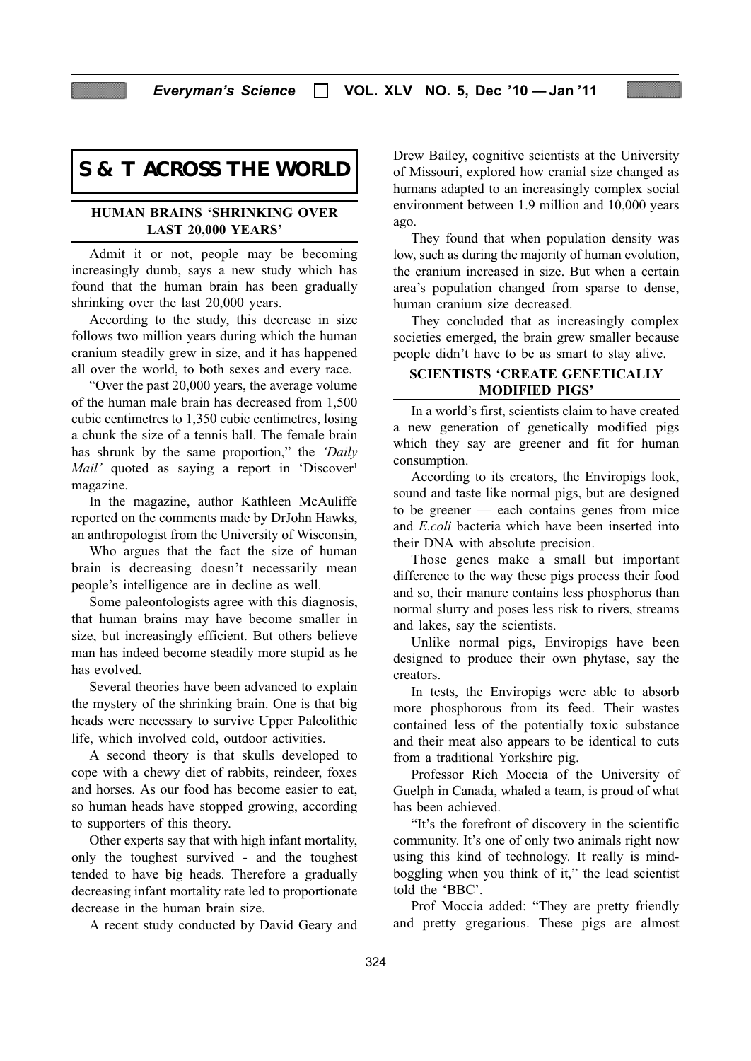# S & T ACROSS THE WORLD

## HUMAN BRAINS 'SHRINKING OVER LAST 20,000 YEARS'

Admit it or not, people may be becoming increasingly dumb, says a new study which has found that the human brain has been gradually shrinking over the last 20,000 years.

According to the study, this decrease in size follows two million years during which the human cranium steadily grew in size, and it has happened all over the world, to both sexes and every race.

"Over the past 20,000 years, the average volume of the human male brain has decreased from 1,500 cubic centimetres to 1,350 cubic centimetres, losing a chunk the size of a tennis ball. The female brain has shrunk by the same proportion," the *'Daily Mail'* quoted as saying a report in 'Discover[1] magazine.

In the magazine, author Kathleen McAuliffe reported on the comments made by DrJohn Hawks, an anthropologist from the University of Wisconsin,

Who argues that the fact the size of human brain is decreasing doesn't necessarily mean people's intelligence are in decline as well.

Some paleontologists agree with this diagnosis, that human brains may have become smaller in size, but increasingly efficient. But others believe man has indeed become steadily more stupid as he has evolved.

Several theories have been advanced to explain the mystery of the shrinking brain. One is that big heads were necessary to survive Upper Paleolithic life, which involved cold, outdoor activities.

A second theory is that skulls developed to cope with a chewy diet of rabbits, reindeer, foxes and horses. As our food has become easier to eat, so human heads have stopped growing, according to supporters of this theory.

Other experts say that with high infant mortality, only the toughest survived - and the toughest tended to have big heads. Therefore a gradually decreasing infant mortality rate led to proportionate decrease in the human brain size.

A recent study conducted by David Geary and Drew Bailey, cognitive scientists at the University of Missouri, explored how cranial size changed as humans adapted to an increasingly complex social environment between 1.9 million and 10,000 years ago.

They found that when population density was low, such as during the majority of human evolution, the cranium increased in size. But when a certain area's population changed from sparse to dense, human cranium size decreased.

They concluded that as increasingly complex societies emerged, the brain grew smaller because people didn't have to be as smart to stay alive.

## SCIENTISTS 'CREATE GENETICALLY MODIFIED PIGS'

In a world's first, scientists claim to have created a new generation of genetically modified pigs which they say are greener and fit for human consumption.

According to its creators, the Enviropigs look, sound and taste like normal pigs, but are designed to be greener — each contains genes from mice and *E.coli* bacteria which have been inserted into their DNA with absolute precision.

Those genes make a small but important difference to the way these pigs process their food and so, their manure contains less phosphorus than normal slurry and poses less risk to rivers, streams and lakes, say the scientists.

Unlike normal pigs, Enviropigs have been designed to produce their own phytase, say the creators.

In tests, the Enviropigs were able to absorb more phosphorous from its feed. Their wastes contained less of the potentially toxic substance and their meat also appears to be identical to cuts from a traditional Yorkshire pig.

Professor Rich Moccia of the University of Guelph in Canada, whaled a team, is proud of what has been achieved.

"It's the forefront of discovery in the scientific community. It's one of only two animals right now using this kind of technology. It really is mind-boggling when you think of it," the lead scientist told the 'BBC'.

Prof Moccia added: "They are pretty friendly and pretty gregarious. These pigs are almost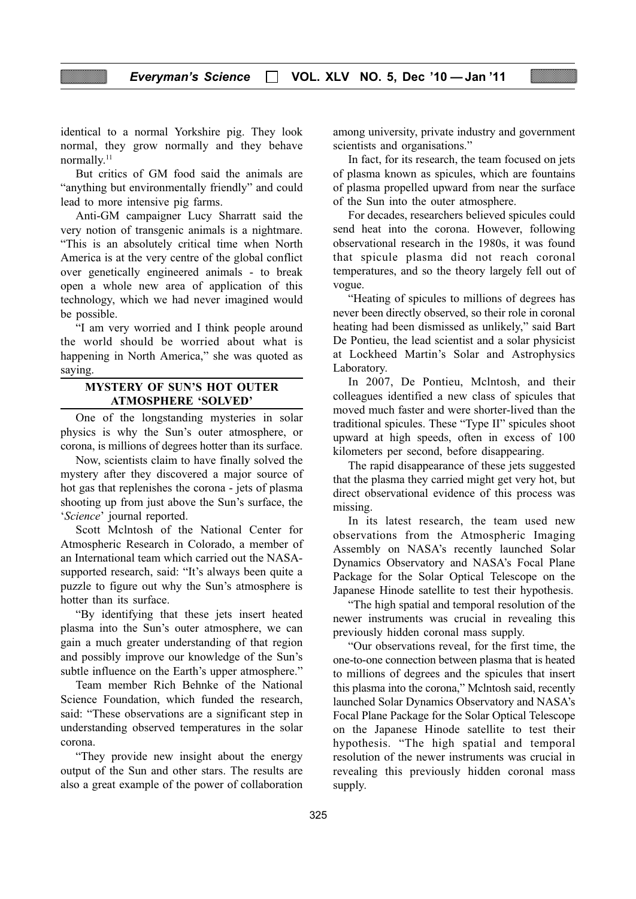identical to a normal Yorkshire pig. They look normal, they grow normally and they behave normally.[11]

But critics of GM food said the animals are "anything but environmentally friendly" and could lead to more intensive pig farms.

Anti-GM campaigner Lucy Sharratt said the very notion of transgenic animals is a nightmare. "This is an absolutely critical time when North America is at the very centre of the global conflict over genetically engineered animals - to break open a whole new area of application of this technology, which we had never imagined would be possible.

"I am very worried and I think people around the world should be worried about what is happening in North America," she was quoted as saying.

## MYSTERY OF SUN'S HOT OUTER ATMOSPHERE 'SOLVED'

One of the longstanding mysteries in solar physics is why the Sun's outer atmosphere, or corona, is millions of degrees hotter than its surface.

Now, scientists claim to have finally solved the mystery after they discovered a major source of hot gas that replenishes the corona - jets of plasma shooting up from just above the Sun's surface, the '*Science*' journal reported.

Scott McIntosh of the National Center for Atmospheric Research in Colorado, a member of an International team which carried out the NASA-supported research, said: "It's always been quite a puzzle to figure out why the Sun's atmosphere is hotter than its surface.

"By identifying that these jets insert heated plasma into the Sun's outer atmosphere, we can gain a much greater understanding of that region and possibly improve our knowledge of the Sun's subtle influence on the Earth's upper atmosphere."

Team member Rich Behnke of the National Science Foundation, which funded the research, said: "These observations are a significant step in understanding observed temperatures in the solar corona.

"They provide new insight about the energy output of the Sun and other stars. The results are also a great example of the power of collaboration among university, private industry and government scientists and organisations."

In fact, for its research, the team focused on jets of plasma known as spicules, which are fountains of plasma propelled upward from near the surface of the Sun into the outer atmosphere.

For decades, researchers believed spicules could send heat into the corona. However, following observational research in the 1980s, it was found that spicule plasma did not reach coronal temperatures, and so the theory largely fell out of vogue.

"Heating of spicules to millions of degrees has never been directly observed, so their role in coronal heating had been dismissed as unlikely," said Bart De Pontieu, the lead scientist and a solar physicist at Lockheed Martin's Solar and Astrophysics Laboratory.

In 2007, De Pontieu, McIntosh, and their colleagues identified a new class of spicules that moved much faster and were shorter-lived than the traditional spicules. These "Type II" spicules shoot upward at high speeds, often in excess of 100 kilometers per second, before disappearing.

The rapid disappearance of these jets suggested that the plasma they carried might get very hot, but direct observational evidence of this process was missing.

In its latest research, the team used new observations from the Atmospheric Imaging Assembly on NASA's recently launched Solar Dynamics Observatory and NASA's Focal Plane Package for the Solar Optical Telescope on the Japanese Hinode satellite to test their hypothesis.

"The high spatial and temporal resolution of the newer instruments was crucial in revealing this previously hidden coronal mass supply.

"Our observations reveal, for the first time, the one-to-one connection between plasma that is heated to millions of degrees and the spicules that insert this plasma into the corona," McIntosh said, recently launched Solar Dynamics Observatory and NASA's Focal Plane Package for the Solar Optical Telescope on the Japanese Hinode satellite to test their hypothesis. "The high spatial and temporal resolution of the newer instruments was crucial in revealing this previously hidden coronal mass supply.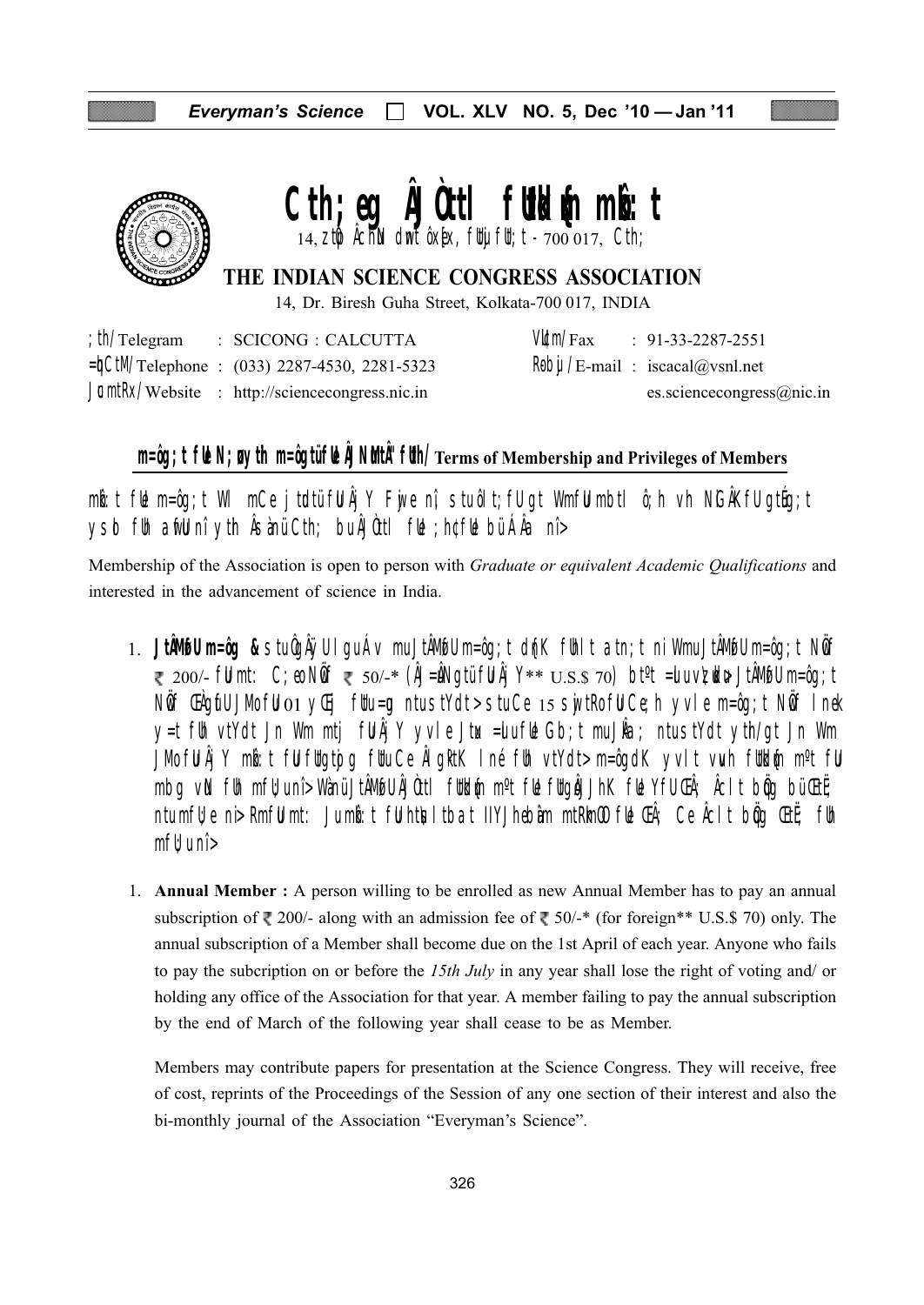# Cth;eg ÂJÒttl fUUkdn mka:t

14, ztp ÂchN dmt ôxfx, fUUjufU;t - 700 017, Cth;

## THE INDIAN SCIENCE CONGRESS ASSOCIATION

14, Dr. Biresh Guha Street, Kolkata-700 017, INDIA

| | | | |
|---|---|---|---|
| ;th/Telegram | : SCICONG : CALCUTTA | VUdm/Fax | : 91-33-2287-2551 |
| =hCtM/Telephone | : (033) 2287-4530, 2281-5323 | Robju/E-mail | : iscacal@vsnl.net |
| JUmtRx/Website | : http://sciencecongress.nic.in | | es.sciencecongress@nic.in |

### m=ôg;t fUe N;ø ytih m=ôgtü fUe ÂJNMtÂ" fUth/Terms of Membership and Privileges of Members

mka:t fUe m=ôg;t WI mCe jtdtü fUu ÂjY Fjwe n; stuôlt;fU gt WmfUu mbtl ô;h vh NG ÂKfU gtuøg;t ysb fUh afuU nî ytih Âs ànü Cth; buÂJÒttl fUe ;hõfUe büÁÂa nî>

Membership of the Association is open to person with *Graduate or equivalent Academic Qualifications* and interested in the advancement of science in India.

1. **JtÂMfU m=ôg &** stu ôgÂÿU lguÂv muJtÂMfU m=ôg;t dnK fUhlt atn;t ni WmuJtÂMfU m=ôg;t NõfU ₹ 200/- fUmt: C;eo NõfU ₹ 50/-* (ÂJ=uNgtü fUu ÂjY** U.S.$ 70) bt°t =uluv;bu JtÂMfU m=ôg;t NõfU ÇÀgufU JMo fUu 01 yÇ\ fUtu =ug ntustYdt> stuCe 15 sjwtRofU Ce;h yvle m=ôg;t NõfU lnek y=t fUh vtYdt Jn Wm mtj fUuÂjY yvle Jtu =uluv fUe Gb;t muJÂa; ntustYdt ytih/gt Jn Wm JMofUuÂjY mka:t fUu fUtugtpg fUtu CeÂlgRtK lné fUh vtYdt> m=ôgdK yvle vuh fUtkdn m°t fUu mbg vN fUh mfU;u nî> WanüJtÂMfU ÂJÒttl fUtkdn m°t fUe fUtgoÂJhK fUe YfU ÇÂ; Âclt bõg büÇtË; ntumfU;e ni> RmfUmt: Jumka:t fUu htbtlt batlIYJheÂm mtRkmO fUe ÇÂ; CeÂclt bõg ÇtË; fUh mfU;u nî>

1. **Annual Member :** A person willing to be enrolled as new Annual Member has to pay an annual subscription of ₹ 200/- along with an admission fee of ₹ 50/-* (for foreign** U.S.$ 70) only. The annual subscription of a Member shall become due on the 1st April of each year. Anyone who fails to pay the subcription on or before the *15th July* in any year shall lose the right of voting and/ or holding any office of the Association for that year. A member failing to pay the annual subscription by the end of March of the following year shall cease to be as Member.

   Members may contribute papers for presentation at the Science Congress. They will receive, free of cost, reprints of the Proceedings of the Session of any one section of their interest and also the bi-monthly journal of the Association "Everyman's Science".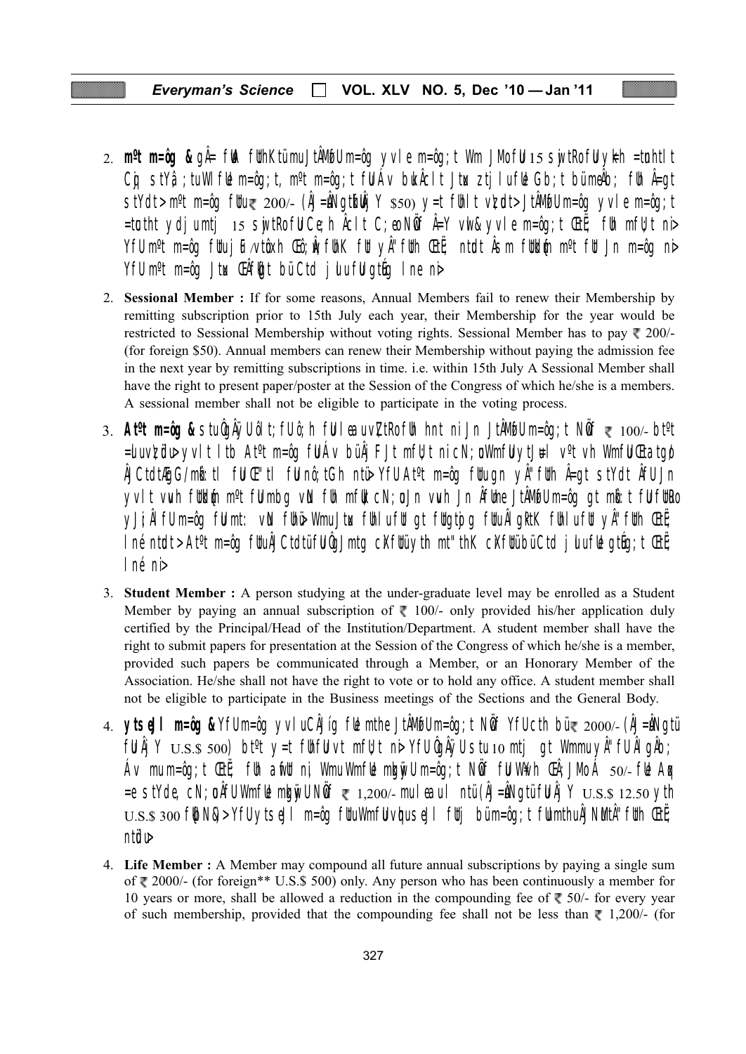2. **m°t m=ôg &** gÂ= fUA fUhKtümuJtÂMfUm=ôg yvle m=ôg;t Wm JMofU 15 sjwtRofUyk=h =tuhtlt Cþ; stYâ ;tuWl fUe m=ôg;t, m°t m=ôg;t fUÁv bùÀclt Jtu ztjlufUe Gb;t büm ëÀb; fUh Â=gt stYdt> m°t m=ôg fUu ₹ 200/- (ÂJ=ãNgtüfUÂj Y $50) y=t fUhlt vzdt> JtÂMfUm=ôg yvle m=ôg;t =tuhtht ydjumtj 15 sjwtRofUCe;h Âclt C;eo NÖf Â=Y vlw&yvle m=ôg;t ŒtË; fUh mfU;t ni> YfUm°t m=ôg fUujÊ/vtôxh Œô;Ý fUhK fUt yÂ"fUth ŒtË; ntdt Âsm fUdÍd m°t fUt Jn m=ôg ni> YfUm°t m=ôg Jtu ŒÂf¡gt büCtd jlufUgtfg lne ni>

2. **Sessional Member :** If for some reasons, Annual Members fail to renew their Membership by remitting subscription prior to 15th July each year, their Membership for the year would be restricted to Sessional Membership without voting rights. Sessional Member has to pay ₹ 200/- (for foreign $50). Annual members can renew their Membership without paying the admission fee in the next year by remitting subscriptions in time. i.e. within 15th July A Sessional Member shall have the right to present paper/poster at the Session of the Congress of which he/she is a members. A sessional member shall not be eligible to participate in the voting process.

3. **At°t m=ôg &** stuÂm;t JtÂMfUm=ôg;t NÖf ₹ 100/- bt°t =uuvh YfU At°t m=ôg fUu Áv büÂj FJt mfU;t ni

3. **Student Member :** A person studying at the under-graduate level may be enrolled as a Student Member by paying an annual subscription of ₹ 100/- only provided his/her application duly certified by the Principal/Head of the Institution/Department. A student member shall have the right to submit papers for presentation at the Session of the Congress of which he/she is a member, provided such papers be communicated through a Member, or an Honorary Member of the Association. He/She shall not have the right to vote or to hold any office. A student member shall not be eligible to participate in the Business meetings of the Sections and the General Body.

4. **ytseJl m=ôg &** YfUm=ôg yvluCÂJíg fUe mthe JtÂMfUm=ôg;t NÖf YfUcth bü ₹ 2000/- (ÂJ=ãNgtü fUuÂj Y U.S.$ 500) bt°t y=t fUhfUuvt mfU;t ni> YfUÔgÂÿ Us tu 10 mtj gt WmmuyÂ"fUmbg mu jdt;th m=ôg;t ŒtË; fUh afUt ni, WmuWmfUe m=ôg;t fUu Œ;ÁJ MoA 50/- fUe AqN =e stYde, cN;uo ÂfU WmfUe m=ôg;t NÖf ₹ 1,200/- mu fUb l ntü (ÂJ=ãNgtü fUuÂj Y U.S.$ 12.50 yth U.S.$ 300 fU) YfU ytseJl m=ôg fUu WmfUuvhu seJl fUtj bü m=ôg;t fUu mthu ÂJNuMtÂ"fUth ŒtË; ntdu>

4. **Life Member :** A Member may compound all future annual subscriptions by paying a single sum of ₹ 2000/- (for foreign** U.S.$ 500) only. Any person who has been continuously a member for 10 years or more, shall be allowed a reduction in the compounding fee of ₹ 50/- for every year of such membership, provided that the compounding fee shall not be less than ₹ 1,200/- (for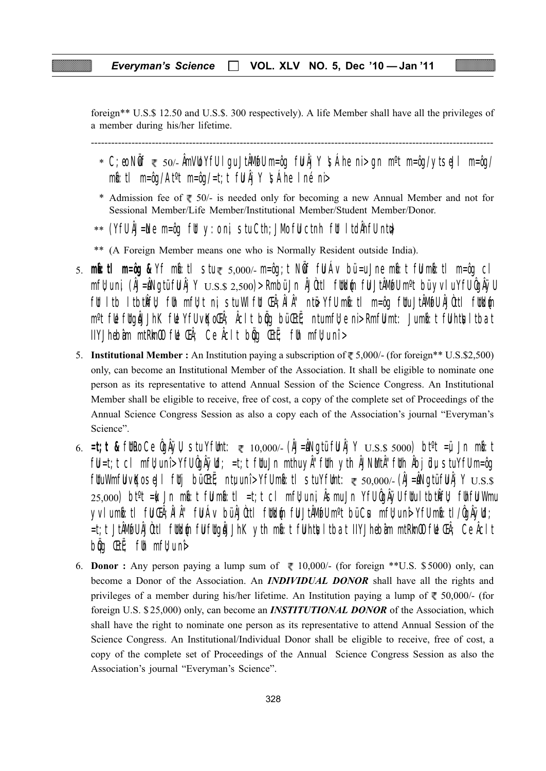foreign** U.S.$ 12.50 and U.S.$. 300 respectively). A life Member shall have all the privileges of a member during his/her lifetime.

---

* C;eo Nüf ₹ 50/- ÂmVUoYfUIguJtÂMfbUm=ôg fUIÂj Y \$Áhe ni> gn m^ºt m=ôg/ytseJl m=ôg/ mlã:tl m=ôg/Atºt m=ôg/=t;t fUIÂj Y \$Áhe lné ni>

* Admission fee of ₹ 50/- is needed only for becoming a new Annual Member and not for Sessional Member/Life Member/Institutional Member/Student Member/Donor.

** (YfUÂj=Nle m=ôg fUI y:oni stuCth; JMofUIctnh fUI ltdÂhfUntu)

** (A Foreign Member means one who is Normally Resident outside India).

5. **mlã:tl m=ôg &** Yf mlã:tl stu₹ 5,000/- m=ôg;t Nüf fUIÁv bü=uJne mlã:t fUImlã:tl m=ôg cl mfU;uni (Âj=ÂNgtü fUIÂj Y U.S.$ 2,500)> RmbüJn ÂjÒtl fUIdfn fUIJtÂMfbUm^ºt bü yvluYfUÔgÂÿU fUI ltb ltbtÂfU; fUh mfU;t ni; stuWl fUI CEÂ;ÂlÂ" ntü> YfUmlã:tl m=ôg fUIuJtÂMfbUÂjÒtl fUIdfn m^ºt fUIe fUIgo\ÂJhK fUIe YfUvkÛoCEÂ; Âclt bõg büCEË; ntumfU;e ni> RmfUImt: JumlÃ:t fUIhtÛlltbat lIYJhebâm mtRkmOO fUIe CEÂ; Ce Âclt bõg CEË; fUh mfU;uni>

5. **Institutional Member :** An Institution paying a subscription of ₹ 5,000/- (for foreign** U.S.$2,500) only, can become an Institutional Member of the Association. It shall be eligible to nominate one person as its representative to attend Annual Session of the Science Congress. An Institutional Member shall be eligible to receive, free of cost, a copy of the complete set of Proceedings of the Annual Science Congress Session as also a copy each of the Association's journal "Everyman's Science".

6. **=t;t &** fUIRoCe ÔgÂÿU stuYfUht: ₹ 10,000/- (Âj=ÂNgtü fUIÂj Y U.S.$ 5000) bt^ºt =u Jn mlã:t fUI=t;t cl mfU;uni> YfUÔgÂÿUd; =t;t fUIuJn mthuyÂ" fUIh ythÂjNUtÂ" fUIh Âbjlu, stuYfUm=ôg fUIuWmfUIvkÛoseJl fUIj büCEË; ntu;uni> YfUmlã:tl stuYfUht: ₹ 50,000/- (Âj=ÂNgtü fUIÂj Y U.S.$ 25,000) bt^ºt =u Jn mlã:t fUImlã:tl =t;t cl mfU;uni; ÂsmuJn YfUÔgÂÿU fUIulltbtÂfU; fUhfUIWmu yvlumlã:tl fUICEÂ;ÂlÂ" fUIÁv bü ÂjÒtl fUIdfn fUIJtÂMfbUm^ºt büCsu mfU;uni> YfUmlã:tl/ÔgÂÿUd; =t;t JtÂMfbUÂjÒtl fUIdfn fUIfUIgo\ÂJhK yth mlã:t fUIhtÛlltbat lIYJhebâm mtRkmOO fUIe CEÂ; Ce Âclt bõg CEË; fUh mfU;uni>

6. **Donor :** Any person paying a lump sum of ₹ 10,000/- (for foreign **U.S. $ 5000) only, can become a Donor of the Association. An ***INDIVIDUAL DONOR*** shall have all the rights and privileges of a member during his/her lifetime. An Institution paying a lump of ₹ 50,000/- (for foreign U.S. $ 25,000) only, can become an ***INSTITUTIONAL DONOR*** of the Association, which shall have the right to nominate one person as its representative to attend Annual Session of the Science Congress. An Institutional/Individual Donor shall be eligible to receive, free of cost, a copy of the complete set of Proceedings of the Annual Science Congress Session as also the Association's journal "Everyman's Science".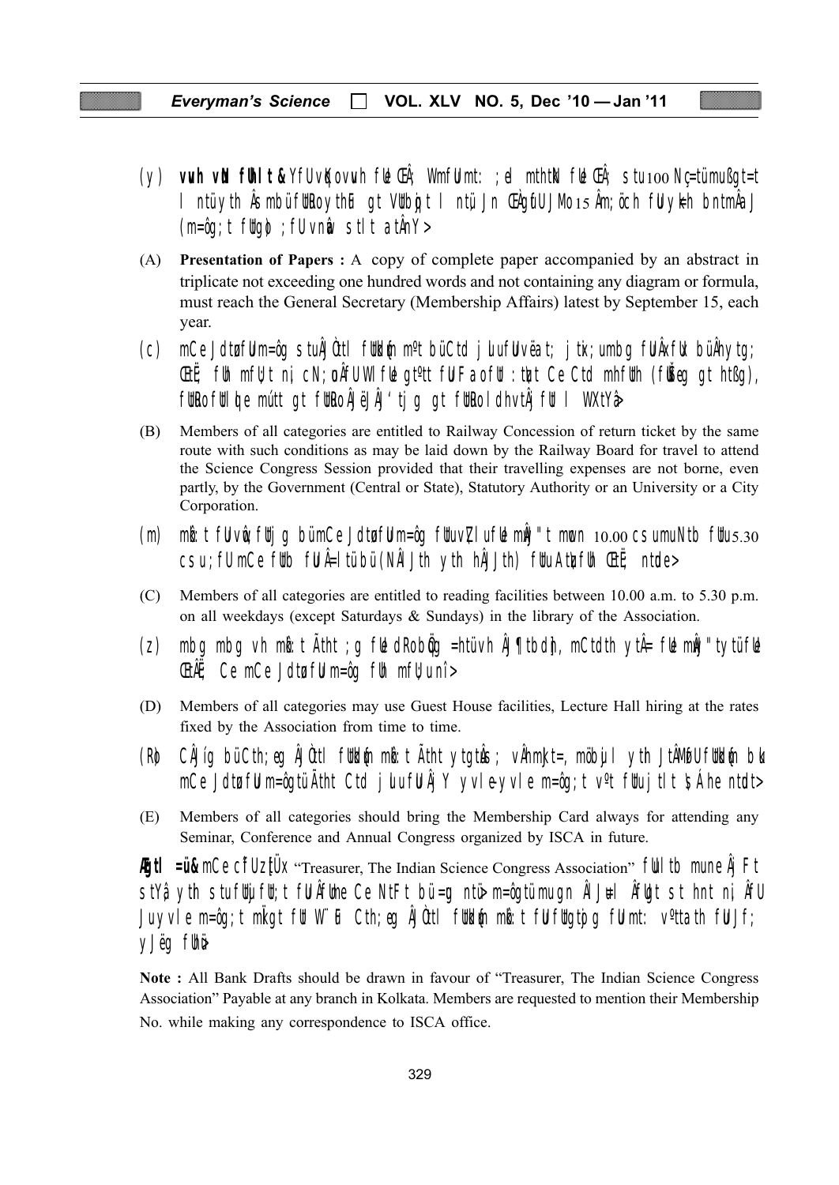(y) vuh vNI fUhlt&YfUvK(ovuh fUe ŒÂ; WmfUmt: ;el mthtN fUe ŒÂ; stu100 Nç=tümußgt=t l ntüyth Âsmbü fUtRoythE gt VtUbg;t l ntü; Jn ŒÀgtfU JMo 15 Âm;öch fUtyk-h bntmÂaJ (m=ôg;t fUtgo) ;fU vnü stlt atÂnY>

(A) **Presentation of Papers :** A copy of complete paper accompanied by an abstract in triplicate not exceeding one hundred words and not containing any diagram or formula, must reach the General Secretary (Membership Affairs) latest by September 15, each year.

(c) mCe JdtøfUm=ôg stuÂJÒtl fUtkd]fm mºt büCtd jlu fUtUvëat; jtk;umbg fUtÂxfUx büÂhytg; ŒtÆ; fUh mfU;t nî, cN;uÂfU WlfUe gtºtt fUt Faofu :tbt Ce Ctd mhfUth (fUïŠeg gt htßg), fUtlolbe mútt gt fUtRo ÂJëJÂJ‘tjg gt fUtRo ldhvtÂj fUt l WXtYâ>

(B) Members of all categories are entitled to Railway Concession of return ticket by the same route with such conditions as may be laid down by the Railway Board for travel to attend the Science Congress Session provided that their travelling expenses are not borne, even partly, by the Government (Central or State), Statutory Authority or an University or a City Corporation.

(m) mbÂ: t fUtvô;fUtj g bümCe JdtøfUm=ôg fUtuvZlu fUe mÂJ"t mwcn 10.00 csu mumuNtb fUtu 5.30 csu;fU mCe fUtb fUtÂ=Itübü (NÂlJth yth hÂJJth) fUtuAtuzfUh ŒtÆ ntde>

(C) Members of all categories are entitled to reading facilities between 10.00 a.m. to 5.30 p.m. on all weekdays (except Saturdays & Sundays) in the library of the Association.

(z) mbg mbg vh mbÂ: tÃtht ;g fUe dRo bÖg =htüvh ÂJ¶tbdjn, mCtdth ytÂ= fUe mÂJ"t ytüfUe ŒtÂË; CemCe JdtøfUm=ôg fUh mfU;unî>

(D) Members of all categories may use Guest House facilities, Lecture Hall hiring at the rates fixed by the Association from time to time.

(R) CÂJíg büCth;eg ÂJÒtl fUtkd]fm mbÂ: tÃtht ytgtuÂs; vÂhmkJt=, möbujl yth JtÂMofU fUtkd]fm bü mCe JdtøfUm=ôgtüÃtht Ctd jlu fUtuÂjY yvle-yvle m=ôg;t vºt fUtujtlt s¶Áhe ntdt>

(E) Members of all categories should bring the Membership Card always for attending any Seminar, Conference and Annual Congress organized by ISCA in future.

**Âygtl =ü&** mCe cÎUzÏUx "Treasurer, The Indian Science Congress Association" fUtl tb mune ÂjFt stYâ yth stufUtujfU;t fUtÂfUme CeNtFt bü=g ntü> m=ôgtümugn ÂlJu=l ÂfUgt st hnt nî, ÂfU JuyvleI m=ôg;t mkÏgt fUt W¨uF Cth;eg ÂJÒtl fUtkd]fm mbÂ: t fUtufUgtü;g fUtmt: vºttath fUtJf; yJëg fUhü>

**Note :** All Bank Drafts should be drawn in favour of "Treasurer, The Indian Science Congress Association" Payable at any branch in Kolkata. Members are requested to mention their Membership No. while making any correspondence to ISCA office.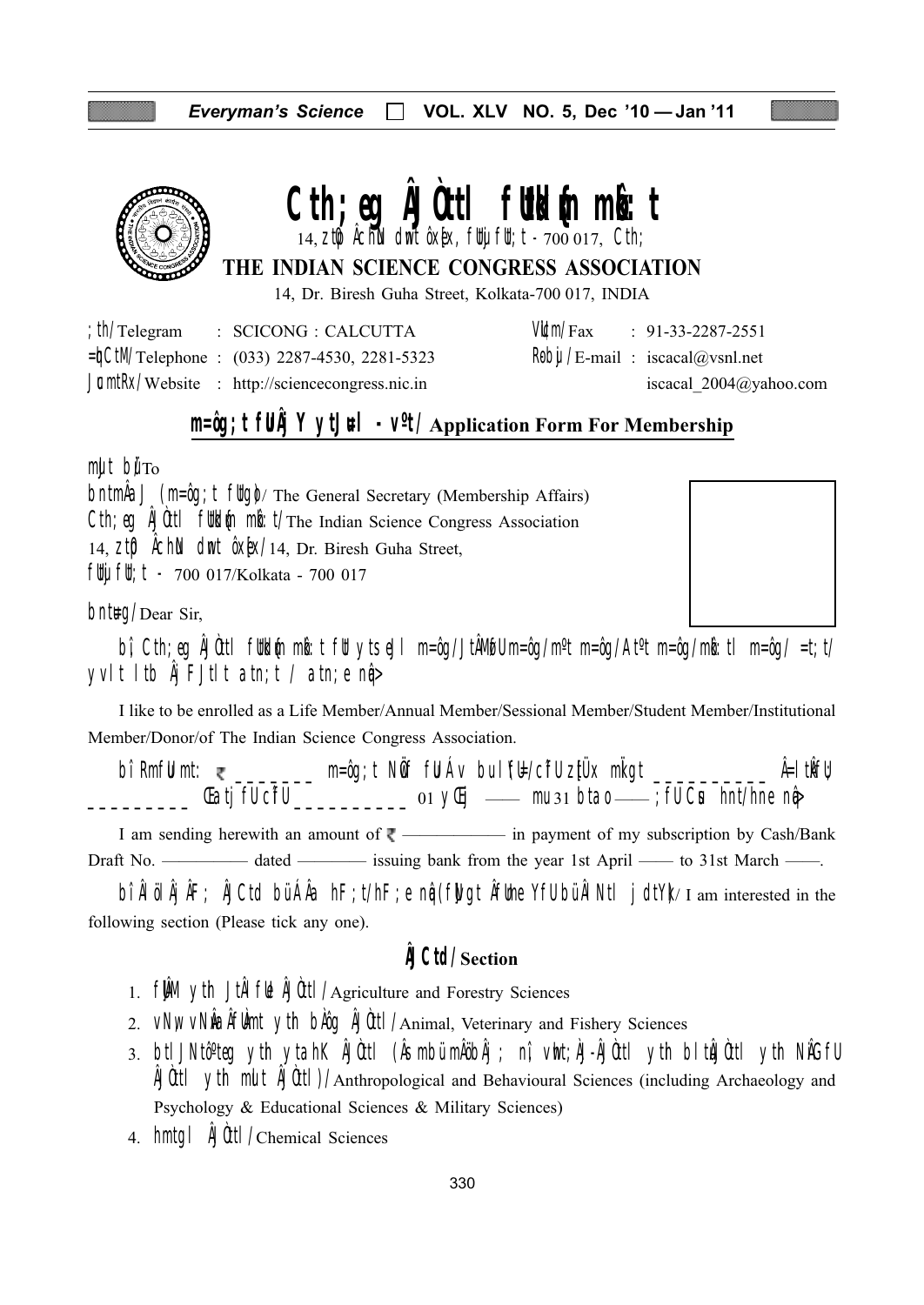# Cth;eg ÂJÒtl fUUk;n mÊ:t

14, zt¢ ÂchN dmt ôx[x, fUUjfU;t - 700 017, Cth;

## THE INDIAN SCIENCE CONGRESS ASSOCIATION

14, Dr. Biresh Guha Street, Kolkata-700 017, INDIA

| | | | |
|---|---|---|---|
| ;th/Telegram | : SCICONG : CALCUTTA | VÙm/Fax | : 91-33-2287-2551 |
| =hCtM/Telephone | : (033) 2287-4530, 2281-5323 | Robju/E-mail | : iscacal@vsnl.net |
| JomtRx/Website | : http://sciencecongress.nic.in | | iscacal_2004@yahoo.com |

### m=ôg;t fUÂj Y ytJuŒl - vºt/ Application Form For Membership

mJt btü/To

bntmÂa J (m=ôg;t fUtgo)/ The General Secretary (Membership Affairs)

Cth;eg ÂJÒtl fUUk;n mÊ:t/The Indian Science Congress Association

14, zt¢ ÂchN dmt ôx[x/14, Dr. Biresh Guha Street,

fUUjfU;t - 700 017/Kolkata - 700 017

bntu=g/Dear Sir,

bì Cth;eg ÂJÒtl fUUk;n mÊ:t fUt ytseJl m=ôg/JtÂMofU m=ôg/mºt m=ôg/At¹t m=ôg/mÊ:tl m=ôg/ =t;t/ yvl t ltb ÂjF Jtlt atn;t / atn;e nqâ>

I like to be enrolled as a Life Member/Annual Member/Sessional Member/Student Member/Institutional Member/Donor/of The Indian Science Congress Association.

bì RmfUu mt: ₹ _______ m=ôg;t NwÖf fUu Áv bul fU=/cìfU zÙÜx mÏgt __________ Â=ltkfU __________ Œatj fUcìfU __________ 01 yŒj —— mu 31 btao —— ;fU Cus hnt/hne nqâ>

I am sending herewith an amount of ₹ —————— in payment of my subscription by Cash/Bank Draft No. ————— dated ———— issuing bank from the year 1st April —— to 31st March ——.

bì ÂlöÂj ÂF; ÂJCtd büÁÂa hF;t/hF;e nqâ (fUÙgt ÂfUme YfU büÂNtl jdtY)/ I am interested in the following section (Please tick any one).

### ÂJCtd/Section

1. fUÂM yth JtÂl fUe ÂJÒtl/Agriculture and Forestry Sciences
2. vNw, vNÂa ÂfUÉmt yth bÀôg ÂJÒtl/Animal, Veterinary and Fishery Sciences
3. btlJNtôºteg yth ytahK ÂJÒtl (Âsmbü mÂöbÂj; nì vwht;ÀJ-ÂJÒtl yth bltuÂJÒtl yth NÂG fU ÂJÒtl yth mlt ÂJÒtl)/Anthropological and Behavioural Sciences (including Archaeology and Psychology & Educational Sciences & Military Sciences)
4. hmtgl ÂJÒtl/Chemical Sciences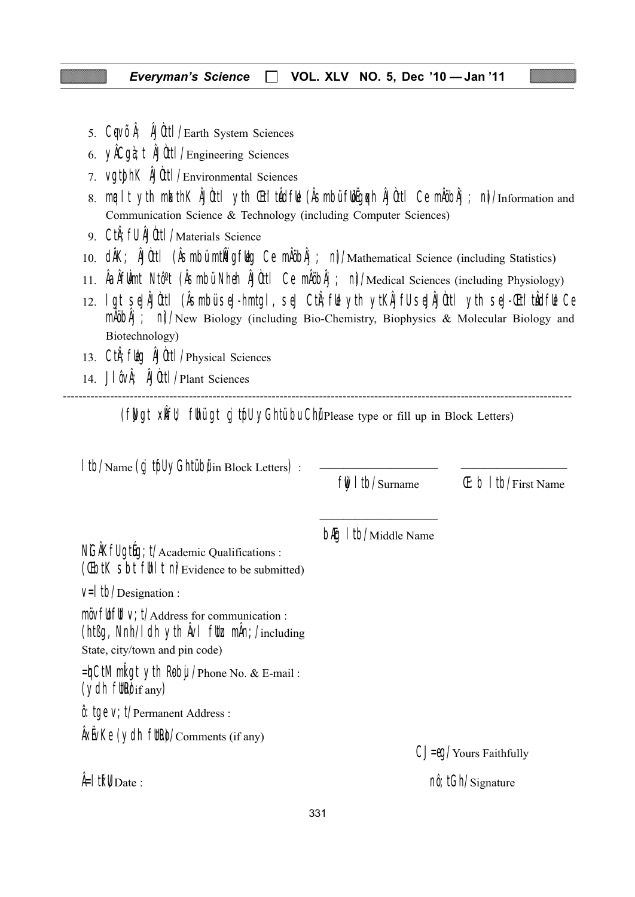5. Cqvõ Â; ÂJÒtl /Earth System Sciences
6. yÂCgà; t ÂJÒtl /Engineering Sciences
7. vgtþhK ÂJÒtl /Environmental Sciences
8. mqÞlt yth mkathK ÂJÒtl yth ŒtltÀdfUe (Âs mbü fUÔgqxh ÂJÒtl Ce mÂöbÂj; nì) /Information and Communication Science & Technology (including Computer Sciences)
9. CtÂ; fU ÂJÒtl /Materials Science
10. dÂK; ÂJÒtl (Âs mbü mtÂÔgfUeg Ce mÂöbÂj; nì) /Mathematical Science (including Statistics)
11. ÂaÂfUÜmt Ntôºt (Âs mbü Nheh ÂJÒtl Ce mÂöbÂj; nì) /Medical Sciences (including Physiology)
12. lgt s eJÂJÒtl (Âs mbü s eJ-hmtgl, s eJ CtÂ; fUe yth ytKÂJfU s eJÂJÒtl yth s eJ-ŒtltÀdfUe Ce mÂöbÂj; nì) /New Biology (including Bio-Chemistry, Biophysics & Molecular Biology and Biotechnology)
13. CtÂ; fUeg ÂJÒtl /Physical Sciences
14. J l ôvÂ; ÂJÒtl /Plant Sciences

---

(fÜgt xtRv fUhü gt cz u Ûtyh Ghtü bü Ch ü) /Please type or fill up in Block Letters)

ltb /Name (cz u Ûtyh Ghtü bü) /in Block Letters) : ____________ ____________

fUÜ ltb /Surname Œ:b ltb /First Name

____________

bÆg ltb /Middle Name

NiGÂKfU gtÉg; t /Academic Qualifications :
(ŒbtK s btfUhl t nì /Evidence to be submitted)

v=ltb /Designation :

möv fUt fUt v; t /Address for communication :
(htßg, Nnh/ldh yth Âvl fUtz mÂn; /including State, city/town and pin code)

=þCtM mkÏgt yth R-bu j /Phone No. & E-mail :
(ydh fUtuRo) /if any)

ô: tge v; t /Permanent Address :

ÂxÆvKe (ydh fUtuRo) /Comments (if any)

CJ=eg /Yours Faithfully

Â=ltkfU /Date : nô; tGh /Signature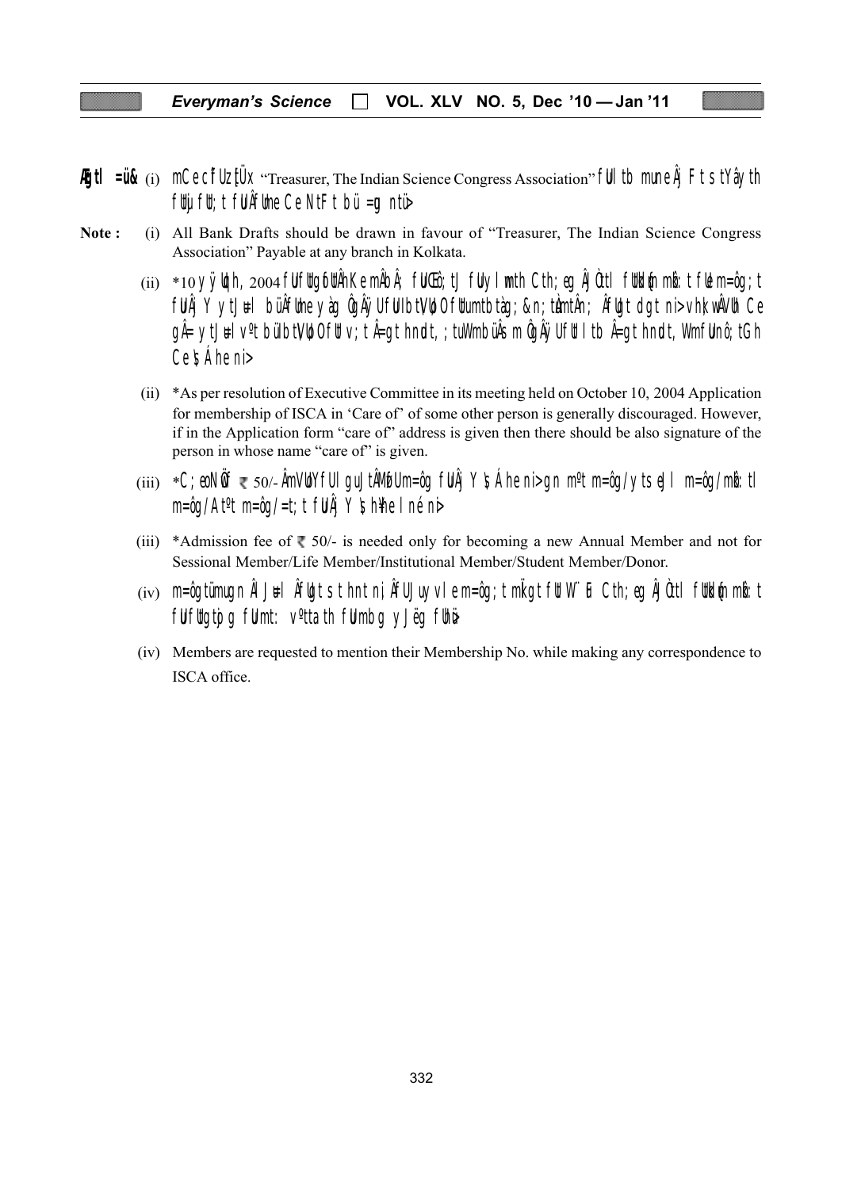**Ægtl =ü&** (i) mCecÎ Uz[Üx "Treasurer, The Indian Science Congress Association" fUl tb muneÂj Ftst Yâyth fUü¡ fUt; t fUÂfUne Ce NtFt bü =gntü>

**Note :** (i) All Bank Drafts should be drawn in favour of "Treasurer, The Indian Science Congress Association" Payable at any branch in Kolkata.

(ii) *10 yÿUqh, 2004 fUt fUtgôfUthÆKem ÂbÂ; fUCEô; tJ fUt yIwmth Cth; eg ÂjÒtl fUtkd|nm mkê: t fUt fUem=ôg; t fUÂj Y ytJ¢I büÂfUne yàg ÔgÂÿ UfUtI btVtþOfUtumtbtàg; &n; tùmtÂn; ÂfUgt dgt ni> vh,wÂVth Ce gÂ= ytJ¢I v°t bü IbtVtþOfUt v; tÂ=gt hndt, ; tuWmbüÂs mÔgÂÿ UfUtI tb Â=gt hndt, WmfUnô; tGh Ce \$Áhe ni>

(ii) *As per resolution of Executive Committee in its meeting held on October 10, 2004 Application for membership of ISCA in 'Care of' of some other person is generally discouraged. However, if in the Application form "care of" address is given then there should be also signature of the person in whose name "care of" is given.

(iii) *C; eoNÜf ₹ 50/- ÂmVtJYfUl guJtÂMfUm=ôg fUÂj Y \$Áhe ni> gn m°t m=ôg/ytseJl m=ôg/mkê: tl m=ôg/Ât°t m=ôg/=t; t fUÂj Y \$h¥he lné ni>

(iii) *Admission fee of ₹ 50/- is needed only for becoming a new Annual Member and not for Sessional Member/Life Member/Institutional Member/Student Member/Donor.

(iv) m=ôgtümugn ÂlJ¢I ÂfUgt stht ni, ÂfUJuyvl em=ôg; tmkgt fUtW¨Ë Cth; eg ÂjÒtl fUtkd|nm mkê: t fUtfUtgtþg fUmt: v°ttath fUmbg yJëg fUhü>

(iv) Members are requested to mention their Membership No. while making any correspondence to ISCA office.